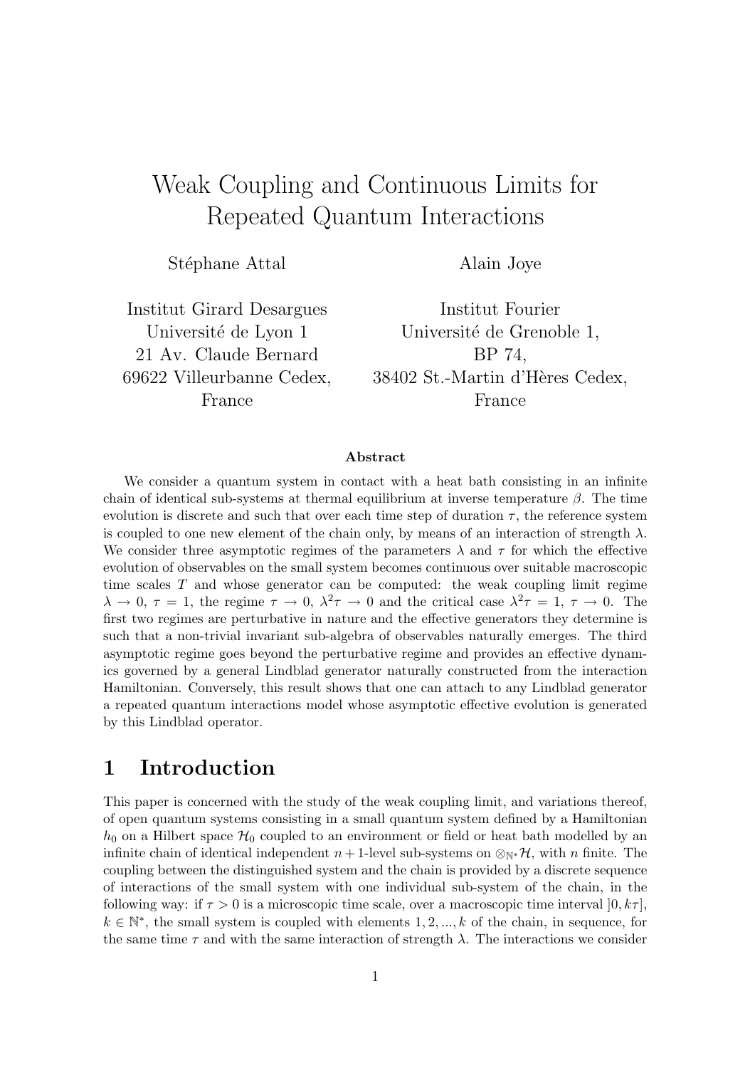# Weak Coupling and Continuous Limits for Repeated Quantum Interactions

Stéphane Attal

Institut Girard Desargues
Université de Lyon 1
21 Av. Claude Bernard
69622 Villeurbanne Cedex,
France

Alain Joye

Institut Fourier
Université de Grenoble 1,
BP 74,
38402 St.-Martin d'Hères Cedex,
France

### Abstract

We consider a quantum system in contact with a heat bath consisting in an infinite chain of identical sub-systems at thermal equilibrium at inverse temperature $\beta$. The time evolution is discrete and such that over each time step of duration $\tau$, the reference system is coupled to one new element of the chain only, by means of an interaction of strength $\lambda$. We consider three asymptotic regimes of the parameters $\lambda$ and $\tau$ for which the effective evolution of observables on the small system becomes continuous over suitable macroscopic time scales $T$ and whose generator can be computed: the weak coupling limit regime $\lambda \to 0$, $\tau = 1$, the regime $\tau \to 0$, $\lambda^2\tau \to 0$ and the critical case $\lambda^2\tau = 1$, $\tau \to 0$. The first two regimes are perturbative in nature and the effective generators they determine is such that a non-trivial invariant sub-algebra of observables naturally emerges. The third asymptotic regime goes beyond the perturbative regime and provides an effective dynamics governed by a general Lindblad generator naturally constructed from the interaction Hamiltonian. Conversely, this result shows that one can attach to any Lindblad generator a repeated quantum interactions model whose asymptotic effective evolution is generated by this Lindblad operator.

## 1 Introduction

This paper is concerned with the study of the weak coupling limit, and variations thereof, of open quantum systems consisting in a small quantum system defined by a Hamiltonian $h_0$ on a Hilbert space $\mathcal{H}_0$ coupled to an environment or field or heat bath modelled by an infinite chain of identical independent $n+1$-level sub-systems on $\otimes_{\mathbb{N}^*}\mathcal{H}$, with $n$ finite. The coupling between the distinguished system and the chain is provided by a discrete sequence of interactions of the small system with one individual sub-system of the chain, in the following way: if $\tau > 0$ is a microscopic time scale, over a macroscopic time interval $]0, k\tau]$, $k \in \mathbb{N}^*$, the small system is coupled with elements $1, 2, ..., k$ of the chain, in sequence, for the same time $\tau$ and with the same interaction of strength $\lambda$. The interactions we consider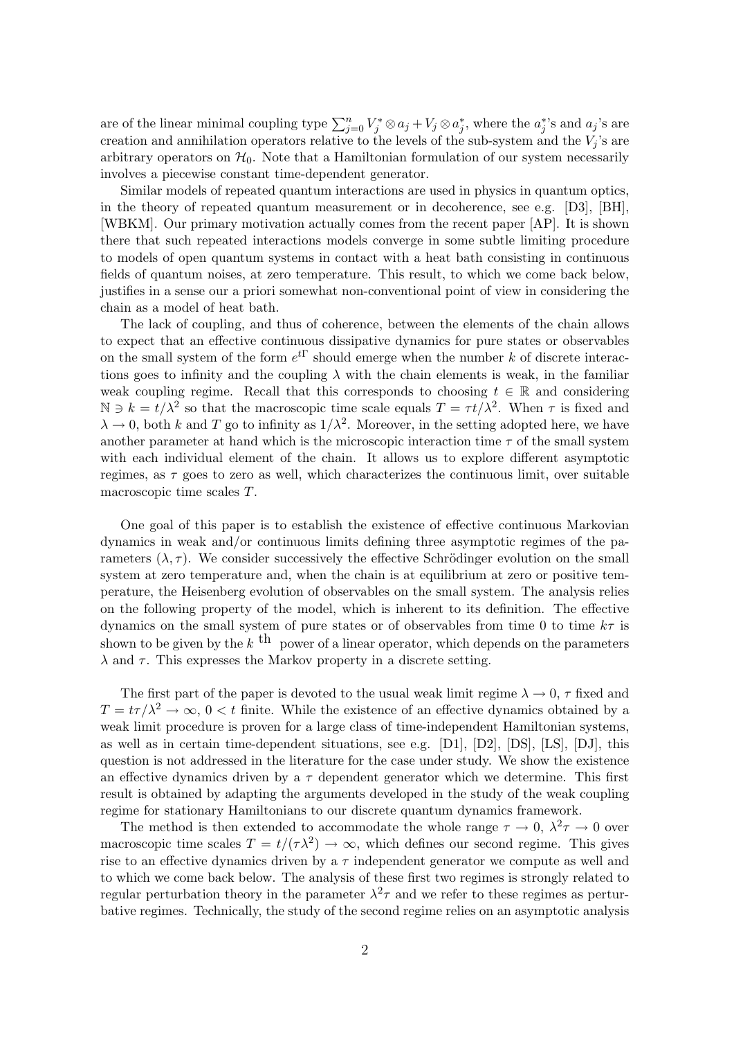are of the linear minimal coupling type $\sum_{j=0}^{n} V_j^* \otimes a_j + V_j \otimes a_j^*$, where the $a_j^*$'s and $a_j$'s are creation and annihilation operators relative to the levels of the sub-system and the $V_j$'s are arbitrary operators on $\mathcal{H}_0$. Note that a Hamiltonian formulation of our system necessarily involves a piecewise constant time-dependent generator.

Similar models of repeated quantum interactions are used in physics in quantum optics, in the theory of repeated quantum measurement or in decoherence, see e.g. [D3], [BH], [WBKM]. Our primary motivation actually comes from the recent paper [AP]. It is shown there that such repeated interactions models converge in some subtle limiting procedure to models of open quantum systems in contact with a heat bath consisting in continuous fields of quantum noises, at zero temperature. This result, to which we come back below, justifies in a sense our a priori somewhat non-conventional point of view in considering the chain as a model of heat bath.

The lack of coupling, and thus of coherence, between the elements of the chain allows to expect that an effective continuous dissipative dynamics for pure states or observables on the small system of the form $e^{t\Gamma}$ should emerge when the number $k$ of discrete interactions goes to infinity and the coupling $\lambda$ with the chain elements is weak, in the familiar weak coupling regime. Recall that this corresponds to choosing $t \in \mathbb{R}$ and considering $\mathbb{N} \ni k = t/\lambda^2$ so that the macroscopic time scale equals $T = \tau t/\lambda^2$. When $\tau$ is fixed and $\lambda \to 0$, both $k$ and $T$ go to infinity as $1/\lambda^2$. Moreover, in the setting adopted here, we have another parameter at hand which is the microscopic interaction time $\tau$ of the small system with each individual element of the chain. It allows us to explore different asymptotic regimes, as $\tau$ goes to zero as well, which characterizes the continuous limit, over suitable macroscopic time scales $T$.

One goal of this paper is to establish the existence of effective continuous Markovian dynamics in weak and/or continuous limits defining three asymptotic regimes of the parameters $(\lambda, \tau)$. We consider successively the effective Schrödinger evolution on the small system at zero temperature and, when the chain is at equilibrium at zero or positive temperature, the Heisenberg evolution of observables on the small system. The analysis relies on the following property of the model, which is inherent to its definition. The effective dynamics on the small system of pure states or of observables from time 0 to time $k\tau$ is shown to be given by the $k$ $^{\text{th}}$ power of a linear operator, which depends on the parameters $\lambda$ and $\tau$. This expresses the Markov property in a discrete setting.

The first part of the paper is devoted to the usual weak limit regime $\lambda \to 0$, $\tau$ fixed and $T = t\tau/\lambda^2 \to \infty$, $0 < t$ finite. While the existence of an effective dynamics obtained by a weak limit procedure is proven for a large class of time-independent Hamiltonian systems, as well as in certain time-dependent situations, see e.g. [D1], [D2], [DS], [LS], [DJ], this question is not addressed in the literature for the case under study. We show the existence an effective dynamics driven by a $\tau$ dependent generator which we determine. This first result is obtained by adapting the arguments developed in the study of the weak coupling regime for stationary Hamiltonians to our discrete quantum dynamics framework.

The method is then extended to accommodate the whole range $\tau \to 0$, $\lambda^2\tau \to 0$ over macroscopic time scales $T = t/(\tau\lambda^2) \to \infty$, which defines our second regime. This gives rise to an effective dynamics driven by a $\tau$ independent generator we compute as well and to which we come back below. The analysis of these first two regimes is strongly related to regular perturbation theory in the parameter $\lambda^2\tau$ and we refer to these regimes as perturbative regimes. Technically, the study of the second regime relies on an asymptotic analysis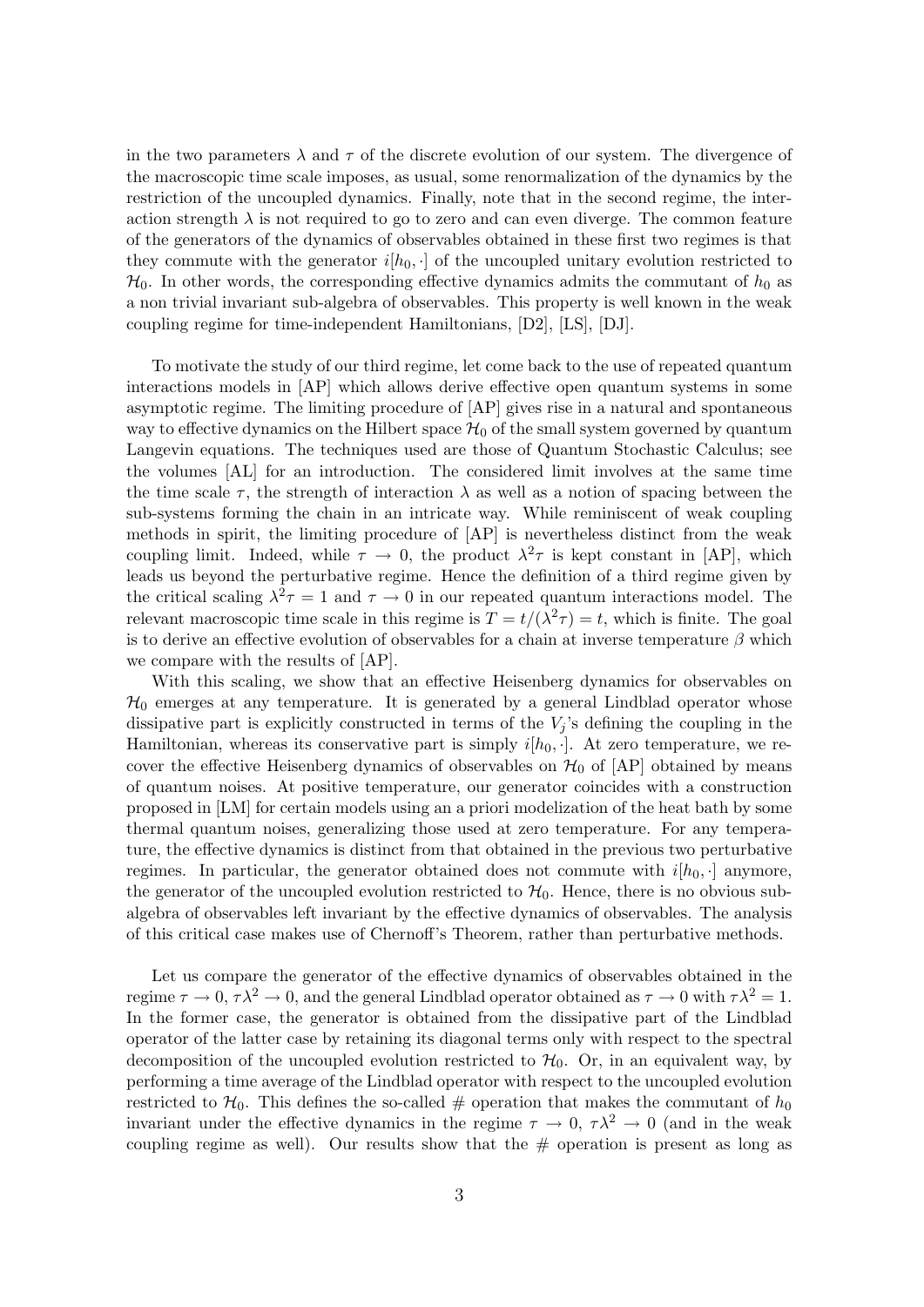in the two parameters $\lambda$ and $\tau$ of the discrete evolution of our system. The divergence of the macroscopic time scale imposes, as usual, some renormalization of the dynamics by the restriction of the uncoupled dynamics. Finally, note that in the second regime, the interaction strength $\lambda$ is not required to go to zero and can even diverge. The common feature of the generators of the dynamics of observables obtained in these first two regimes is that they commute with the generator $i[h_0, \cdot]$ of the uncoupled unitary evolution restricted to $\mathcal{H}_0$. In other words, the corresponding effective dynamics admits the commutant of $h_0$ as a non trivial invariant sub-algebra of observables. This property is well known in the weak coupling regime for time-independent Hamiltonians, [D2], [LS], [DJ].

To motivate the study of our third regime, let come back to the use of repeated quantum interactions models in [AP] which allows derive effective open quantum systems in some asymptotic regime. The limiting procedure of [AP] gives rise in a natural and spontaneous way to effective dynamics on the Hilbert space $\mathcal{H}_0$ of the small system governed by quantum Langevin equations. The techniques used are those of Quantum Stochastic Calculus; see the volumes [AL] for an introduction. The considered limit involves at the same time the time scale $\tau$, the strength of interaction $\lambda$ as well as a notion of spacing between the sub-systems forming the chain in an intricate way. While reminiscent of weak coupling methods in spirit, the limiting procedure of [AP] is nevertheless distinct from the weak coupling limit. Indeed, while $\tau \to 0$, the product $\lambda^2\tau$ is kept constant in [AP], which leads us beyond the perturbative regime. Hence the definition of a third regime given by the critical scaling $\lambda^2\tau = 1$ and $\tau \to 0$ in our repeated quantum interactions model. The relevant macroscopic time scale in this regime is $T = t/(\lambda^2\tau) = t$, which is finite. The goal is to derive an effective evolution of observables for a chain at inverse temperature $\beta$ which we compare with the results of [AP].

With this scaling, we show that an effective Heisenberg dynamics for observables on $\mathcal{H}_0$ emerges at any temperature. It is generated by a general Lindblad operator whose dissipative part is explicitly constructed in terms of the $V_j$'s defining the coupling in the Hamiltonian, whereas its conservative part is simply $i[h_0, \cdot]$. At zero temperature, we recover the effective Heisenberg dynamics of observables on $\mathcal{H}_0$ of [AP] obtained by means of quantum noises. At positive temperature, our generator coincides with a construction proposed in [LM] for certain models using an a priori modelization of the heat bath by some thermal quantum noises, generalizing those used at zero temperature. For any temperature, the effective dynamics is distinct from that obtained in the previous two perturbative regimes. In particular, the generator obtained does not commute with $i[h_0, \cdot]$ anymore, the generator of the uncoupled evolution restricted to $\mathcal{H}_0$. Hence, there is no obvious sub-algebra of observables left invariant by the effective dynamics of observables. The analysis of this critical case makes use of Chernoff's Theorem, rather than perturbative methods.

Let us compare the generator of the effective dynamics of observables obtained in the regime $\tau \to 0$, $\tau\lambda^2 \to 0$, and the general Lindblad operator obtained as $\tau \to 0$ with $\tau\lambda^2 = 1$. In the former case, the generator is obtained from the dissipative part of the Lindblad operator of the latter case by retaining its diagonal terms only with respect to the spectral decomposition of the uncoupled evolution restricted to $\mathcal{H}_0$. Or, in an equivalent way, by performing a time average of the Lindblad operator with respect to the uncoupled evolution restricted to $\mathcal{H}_0$. This defines the so-called # operation that makes the commutant of $h_0$ invariant under the effective dynamics in the regime $\tau \to 0$, $\tau\lambda^2 \to 0$ (and in the weak coupling regime as well). Our results show that the # operation is present as long as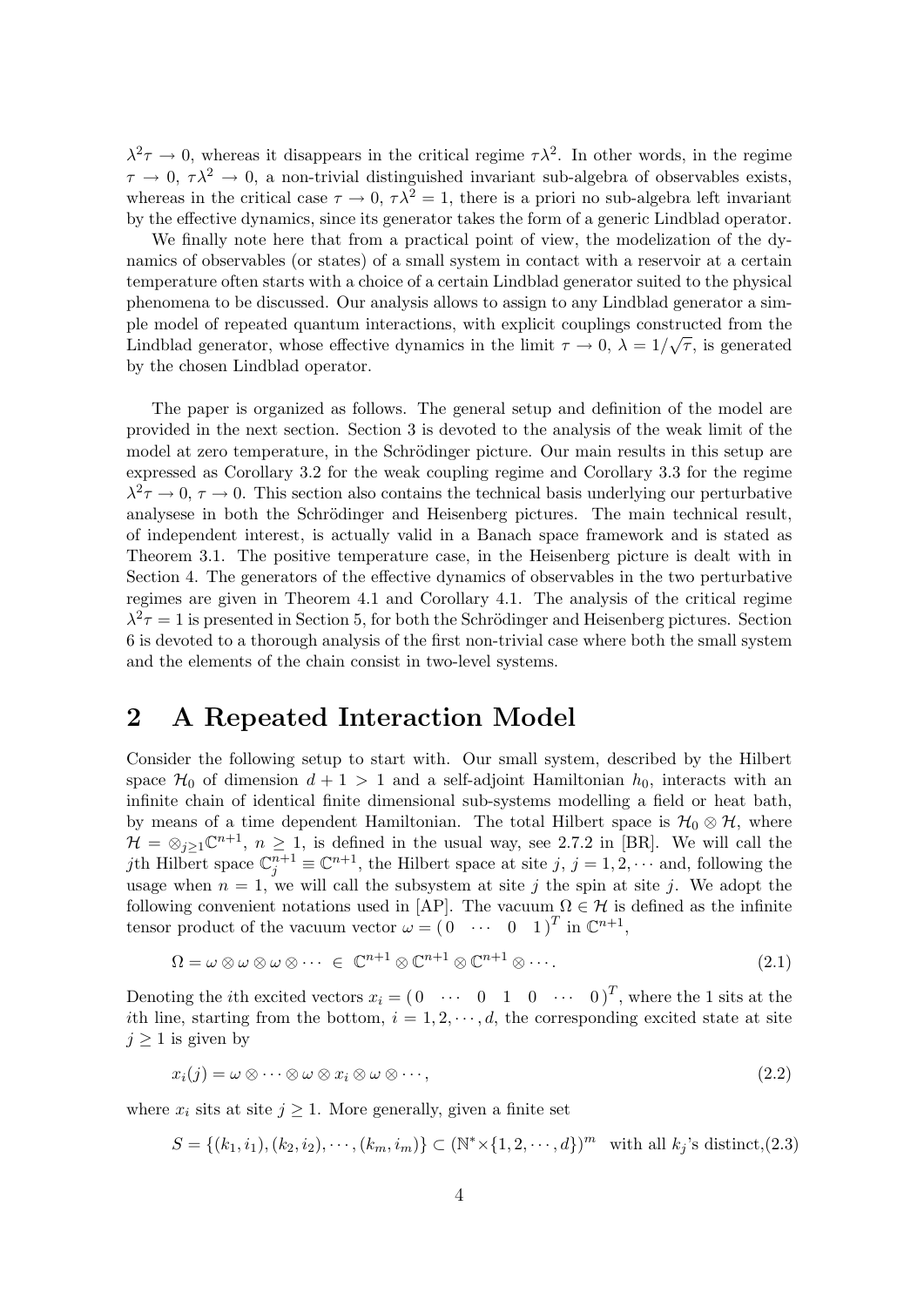$\lambda^2\tau \to 0$, whereas it disappears in the critical regime $\tau\lambda^2$. In other words, in the regime $\tau \to 0$, $\tau\lambda^2 \to 0$, a non-trivial distinguished invariant sub-algebra of observables exists, whereas in the critical case $\tau \to 0$, $\tau\lambda^2 = 1$, there is a priori no sub-algebra left invariant by the effective dynamics, since its generator takes the form of a generic Lindblad operator.

We finally note here that from a practical point of view, the modelization of the dynamics of observables (or states) of a small system in contact with a reservoir at a certain temperature often starts with a choice of a certain Lindblad generator suited to the physical phenomena to be discussed. Our analysis allows to assign to any Lindblad generator a simple model of repeated quantum interactions, with explicit couplings constructed from the Lindblad generator, whose effective dynamics in the limit $\tau \to 0$, $\lambda = 1/\sqrt{\tau}$, is generated by the chosen Lindblad operator.

The paper is organized as follows. The general setup and definition of the model are provided in the next section. Section 3 is devoted to the analysis of the weak limit of the model at zero temperature, in the Schrödinger picture. Our main results in this setup are expressed as Corollary 3.2 for the weak coupling regime and Corollary 3.3 for the regime $\lambda^2\tau \to 0$, $\tau \to 0$. This section also contains the technical basis underlying our perturbative analysese in both the Schrödinger and Heisenberg pictures. The main technical result, of independent interest, is actually valid in a Banach space framework and is stated as Theorem 3.1. The positive temperature case, in the Heisenberg picture is dealt with in Section 4. The generators of the effective dynamics of observables in the two perturbative regimes are given in Theorem 4.1 and Corollary 4.1. The analysis of the critical regime $\lambda^2\tau = 1$ is presented in Section 5, for both the Schrödinger and Heisenberg pictures. Section 6 is devoted to a thorough analysis of the first non-trivial case where both the small system and the elements of the chain consist in two-level systems.

## 2 A Repeated Interaction Model

Consider the following setup to start with. Our small system, described by the Hilbert space $\mathcal{H}_0$ of dimension $d + 1 > 1$ and a self-adjoint Hamiltonian $h_0$, interacts with an infinite chain of identical finite dimensional sub-systems modelling a field or heat bath, by means of a time dependent Hamiltonian. The total Hilbert space is $\mathcal{H}_0 \otimes \mathcal{H}$, where $\mathcal{H} = \otimes_{j\geq 1}\mathbb{C}^{n+1}$, $n \geq 1$, is defined in the usual way, see 2.7.2 in [BR]. We will call the $j$th Hilbert space $\mathbb{C}^{n+1}_j \equiv \mathbb{C}^{n+1}$, the Hilbert space at site $j$, $j = 1, 2, \cdots$ and, following the usage when $n = 1$, we will call the subsystem at site $j$ the spin at site $j$. We adopt the following convenient notations used in [AP]. The vacuum $\Omega \in \mathcal{H}$ is defined as the infinite tensor product of the vacuum vector $\omega = \begin{pmatrix} 0 & \cdots & 0 & 1\end{pmatrix}^T$ in $\mathbb{C}^{n+1}$,

$$\Omega = \omega \otimes \omega \otimes \omega \otimes \cdots \in \mathbb{C}^{n+1} \otimes \mathbb{C}^{n+1} \otimes \mathbb{C}^{n+1} \otimes \cdots. \tag{2.1}$$

Denoting the $i$th excited vectors $x_i = \begin{pmatrix} 0 & \cdots & 0 & 1 & 0 & \cdots & 0\end{pmatrix}^T$, where the 1 sits at the $i$th line, starting from the bottom, $i = 1, 2, \cdots, d$, the corresponding excited state at site $j \geq 1$ is given by

$$x_i(j) = \omega \otimes \cdots \otimes \omega \otimes x_i \otimes \omega \otimes \cdots, \tag{2.2}$$

where $x_i$ sits at site $j \geq 1$. More generally, given a finite set

$$S = \{(k_1, i_1), (k_2, i_2), \cdots, (k_m, i_m)\} \subset (\mathbb{N}^* \times \{1, 2, \cdots, d\})^m \quad \text{with all } k_j\text{'s distinct,} \tag{2.3}$$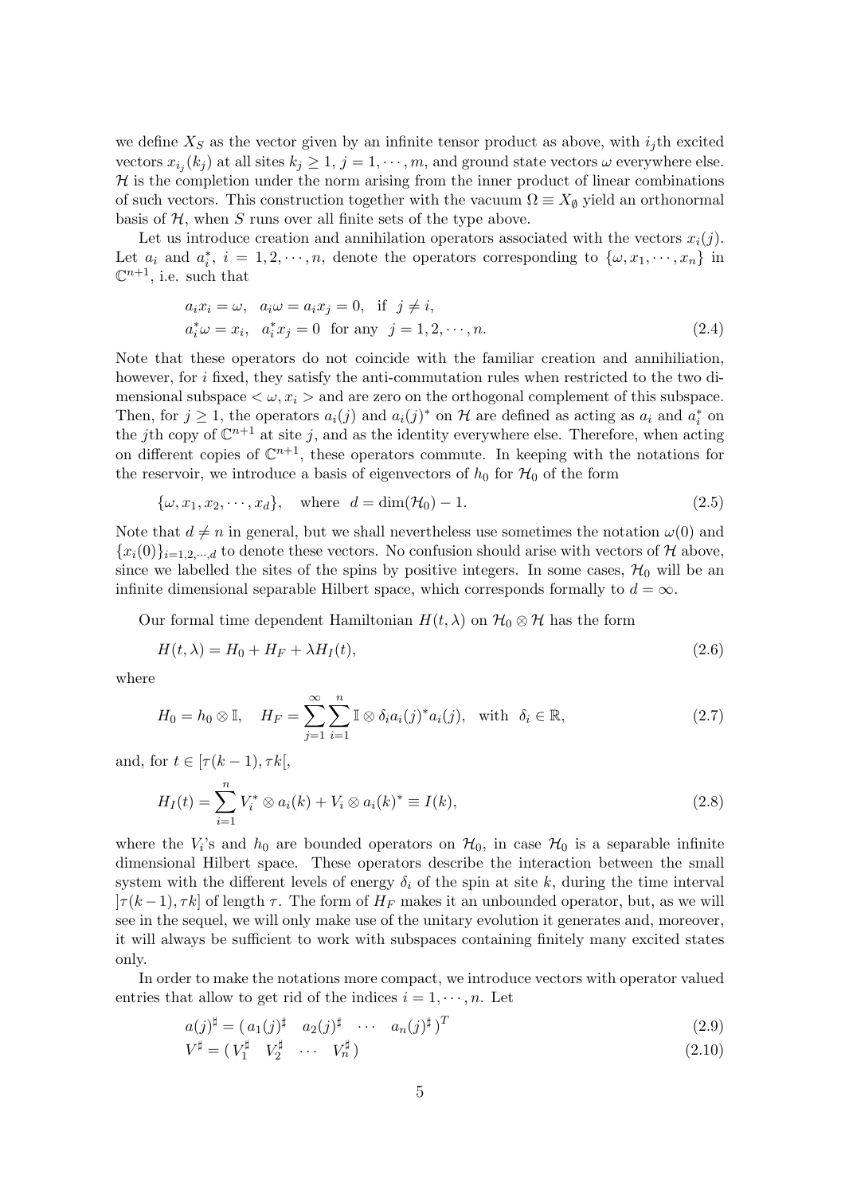we define $X_S$ as the vector given by an infinite tensor product as above, with $i_j$th excited vectors $x_{i_j}(k_j)$ at all sites $k_j \geq 1$, $j = 1, \cdots, m$, and ground state vectors $\omega$ everywhere else. $\mathcal{H}$ is the completion under the norm arising from the inner product of linear combinations of such vectors. This construction together with the vacuum $\Omega \equiv X_\emptyset$ yield an orthonormal basis of $\mathcal{H}$, when $S$ runs over all finite sets of the type above.

Let us introduce creation and annihilation operators associated with the vectors $x_i(j)$. Let $a_i$ and $a_i^*$, $i = 1, 2, \cdots, n$, denote the operators corresponding to $\{\omega, x_1, \cdots, x_n\}$ in $\mathbb{C}^{n+1}$, i.e. such that

$$
\begin{aligned}
& a_i x_i = \omega, \quad a_i \omega = a_i x_j = 0, \quad \text{if } j \neq i, \\
& a_i^* \omega = x_i, \quad a_i^* x_j = 0 \quad \text{for any } j = 1, 2, \cdots, n.
\end{aligned}
\tag{2.4}
$$

Note that these operators do not coincide with the familiar creation and annihiliation, however, for $i$ fixed, they satisfy the anti-commutation rules when restricted to the two dimensional subspace $< \omega, x_i >$ and are zero on the orthogonal complement of this subspace. Then, for $j \geq 1$, the operators $a_i(j)$ and $a_i(j)^*$ on $\mathcal{H}$ are defined as acting as $a_i$ and $a_i^*$ on the $j$th copy of $\mathbb{C}^{n+1}$ at site $j$, and as the identity everywhere else. Therefore, when acting on different copies of $\mathbb{C}^{n+1}$, these operators commute. In keeping with the notations for the reservoir, we introduce a basis of eigenvectors of $h_0$ for $\mathcal{H}_0$ of the form

$$
\{\omega, x_1, x_2, \cdots, x_d\}, \quad \text{where } d = \dim(\mathcal{H}_0) - 1. \tag{2.5}
$$

Note that $d \neq n$ in general, but we shall nevertheless use sometimes the notation $\omega(0)$ and $\{x_i(0)\}_{i=1,2,\cdots,d}$ to denote these vectors. No confusion should arise with vectors of $\mathcal{H}$ above, since we labelled the sites of the spins by positive integers. In some cases, $\mathcal{H}_0$ will be an infinite dimensional separable Hilbert space, which corresponds formally to $d = \infty$.

Our formal time dependent Hamiltonian $H(t, \lambda)$ on $\mathcal{H}_0 \otimes \mathcal{H}$ has the form

$$
H(t, \lambda) = H_0 + H_F + \lambda H_I(t), \tag{2.6}
$$

where

$$
H_0 = h_0 \otimes \mathbb{I}, \quad H_F = \sum_{j=1}^{\infty} \sum_{i=1}^{n} \mathbb{I} \otimes \delta_i a_i(j)^* a_i(j), \quad \text{with } \delta_i \in \mathbb{R}, \tag{2.7}
$$

and, for $t \in [\tau(k-1), \tau k[$,

$$
H_I(t) = \sum_{i=1}^{n} V_i^* \otimes a_i(k) + V_i \otimes a_i(k)^* \equiv I(k), \tag{2.8}
$$

where the $V_i$'s and $h_0$ are bounded operators on $\mathcal{H}_0$, in case $\mathcal{H}_0$ is a separable infinite dimensional Hilbert space. These operators describe the interaction between the small system with the different levels of energy $\delta_i$ of the spin at site $k$, during the time interval $]\tau(k-1), \tau k]$ of length $\tau$. The form of $H_F$ makes it an unbounded operator, but, as we will see in the sequel, we will only make use of the unitary evolution it generates and, moreover, it will always be sufficient to work with subspaces containing finitely many excited states only.

In order to make the notations more compact, we introduce vectors with operator valued entries that allow to get rid of the indices $i = 1, \cdots, n$. Let

$$
a(j)^\sharp = (\, a_1(j)^\sharp \quad a_2(j)^\sharp \quad \cdots \quad a_n(j)^\sharp \,)^T \tag{2.9}
$$

$$
V^\sharp = (\, V_1^\sharp \quad V_2^\sharp \quad \cdots \quad V_n^\sharp \,) \tag{2.10}
$$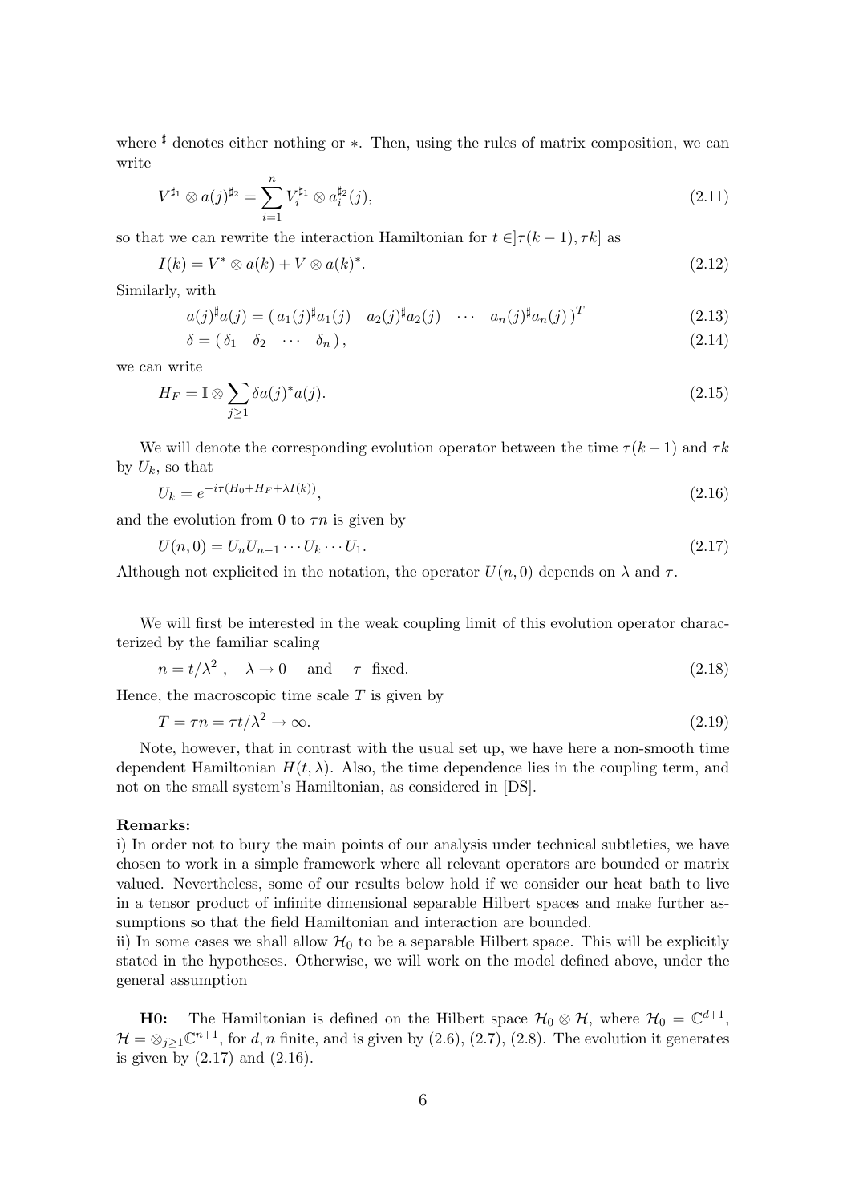where $\sharp$ denotes either nothing or $*$. Then, using the rules of matrix composition, we can write

$$V^{\sharp_1} \otimes a(j)^{\sharp_2} = \sum_{i=1}^{n} V_i^{\sharp_1} \otimes a_i^{\sharp_2}(j), \tag{2.11}$$

so that we can rewrite the interaction Hamiltonian for $t \in ]\tau(k-1), \tau k]$ as

$$I(k) = V^* \otimes a(k) + V \otimes a(k)^*. \tag{2.12}$$

Similarly, with

$$a(j)^\sharp a(j) = (\, a_1(j)^\sharp a_1(j) \quad a_2(j)^\sharp a_2(j) \quad \cdots \quad a_n(j)^\sharp a_n(j)\,)^T \tag{2.13}$$

$$\delta = (\, \delta_1 \quad \delta_2 \quad \cdots \quad \delta_n\,), \tag{2.14}$$

we can write

$$H_F = \mathbb{I} \otimes \sum_{j \geq 1} \delta a(j)^* a(j). \tag{2.15}$$

We will denote the corresponding evolution operator between the time $\tau(k-1)$ and $\tau k$ by $U_k$, so that

$$U_k = e^{-i\tau(H_0 + H_F + \lambda I(k))}, \tag{2.16}$$

and the evolution from 0 to $\tau n$ is given by

$$U(n, 0) = U_n U_{n-1} \cdots U_k \cdots U_1. \tag{2.17}$$

Although not explicited in the notation, the operator $U(n, 0)$ depends on $\lambda$ and $\tau$.

We will first be interested in the weak coupling limit of this evolution operator characterized by the familiar scaling

$$n = t/\lambda^2\,, \quad \lambda \to 0 \quad \text{ and } \quad \tau \text{ fixed.} \tag{2.18}$$

Hence, the macroscopic time scale $T$ is given by

$$T = \tau n = \tau t / \lambda^2 \to \infty. \tag{2.19}$$

Note, however, that in contrast with the usual set up, we have here a non-smooth time dependent Hamiltonian $H(t, \lambda)$. Also, the time dependence lies in the coupling term, and not on the small system's Hamiltonian, as considered in [DS].

**Remarks:**
i) In order not to bury the main points of our analysis under technical subtleties, we have chosen to work in a simple framework where all relevant operators are bounded or matrix valued. Nevertheless, some of our results below hold if we consider our heat bath to live in a tensor product of infinite dimensional separable Hilbert spaces and make further assumptions so that the field Hamiltonian and interaction are bounded.
ii) In some cases we shall allow $\mathcal{H}_0$ to be a separable Hilbert space. This will be explicitly stated in the hypotheses. Otherwise, we will work on the model defined above, under the general assumption

**H0:** The Hamiltonian is defined on the Hilbert space $\mathcal{H}_0 \otimes \mathcal{H}$, where $\mathcal{H}_0 = \mathbb{C}^{d+1}$, $\mathcal{H} = \otimes_{j \geq 1} \mathbb{C}^{n+1}$, for $d, n$ finite, and is given by (2.6), (2.7), (2.8). The evolution it generates is given by (2.17) and (2.16).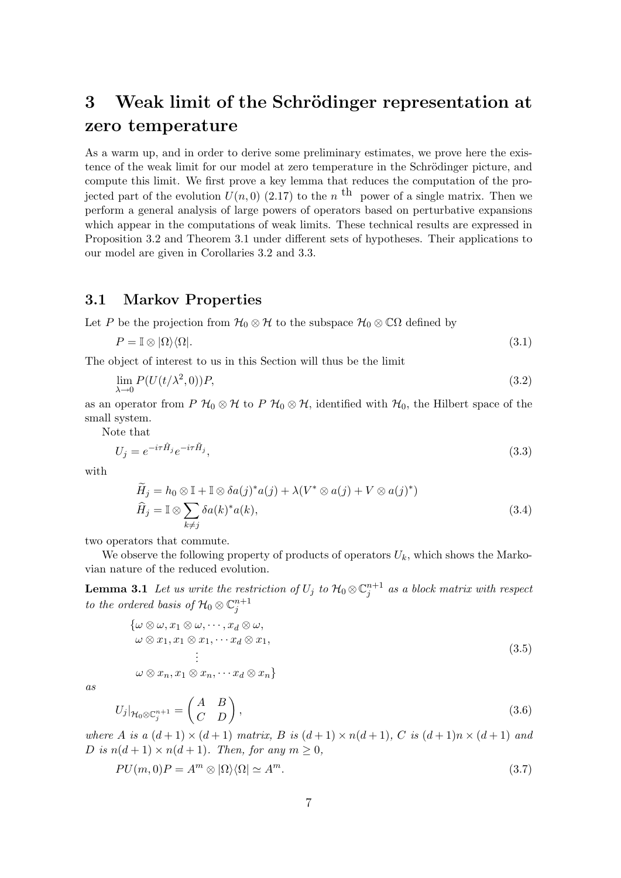# 3 Weak limit of the Schrödinger representation at zero temperature

As a warm up, and in order to derive some preliminary estimates, we prove here the existence of the weak limit for our model at zero temperature in the Schrödinger picture, and compute this limit. We first prove a key lemma that reduces the computation of the projected part of the evolution $U(n, 0)$ (2.17) to the $n$ th power of a single matrix. Then we perform a general analysis of large powers of operators based on perturbative expansions which appear in the computations of weak limits. These technical results are expressed in Proposition 3.2 and Theorem 3.1 under different sets of hypotheses. Their applications to our model are given in Corollaries 3.2 and 3.3.

## 3.1 Markov Properties

Let $P$ be the projection from $\mathcal{H}_0 \otimes \mathcal{H}$ to the subspace $\mathcal{H}_0 \otimes \mathbb{C}\Omega$ defined by

$$P = \mathbb{I} \otimes |\Omega\rangle\langle\Omega|. \tag{3.1}$$

The object of interest to us in this Section will thus be the limit

$$\lim_{\lambda \to 0} P(U(t/\lambda^2, 0))P, \tag{3.2}$$

as an operator from $P\ \mathcal{H}_0 \otimes \mathcal{H}$ to $P\ \mathcal{H}_0 \otimes \mathcal{H}$, identified with $\mathcal{H}_0$, the Hilbert space of the small system.

Note that

$$U_j = e^{-i\tau \hat{H}_j} e^{-i\tau \tilde{H}_j}, \tag{3.3}$$

with

$$\begin{aligned}
\widetilde{H}_j &= h_0 \otimes \mathbb{I} + \mathbb{I} \otimes \delta a(j)^* a(j) + \lambda (V^* \otimes a(j) + V \otimes a(j)^*) \\
\widehat{H}_j &= \mathbb{I} \otimes \sum_{k \neq j} \delta a(k)^* a(k),
\end{aligned} \tag{3.4}$$

two operators that commute.

We observe the following property of products of operators $U_k$, which shows the Markovian nature of the reduced evolution.

**Lemma 3.1** *Let us write the restriction of $U_j$ to $\mathcal{H}_0 \otimes \mathbb{C}_j^{n+1}$ as a block matrix with respect to the ordered basis of $\mathcal{H}_0 \otimes \mathbb{C}_j^{n+1}$*

$$\begin{aligned}
&\{\omega \otimes \omega, x_1 \otimes \omega, \cdots, x_d \otimes \omega, \\
&\ \omega \otimes x_1, x_1 \otimes x_1, \cdots x_d \otimes x_1, \\
&\qquad \vdots \\
&\ \omega \otimes x_n, x_1 \otimes x_n, \cdots x_d \otimes x_n\}
\end{aligned} \tag{3.5}$$

*as*

$$U_j|_{\mathcal{H}_0 \otimes \mathbb{C}_j^{n+1}} = \begin{pmatrix} A & B \\ C & D \end{pmatrix}, \tag{3.6}$$

*where $A$ is a $(d+1) \times (d+1)$ matrix, $B$ is $(d+1) \times n(d+1)$, $C$ is $(d+1)n \times (d+1)$ and $D$ is $n(d+1) \times n(d+1)$. Then, for any $m \geq 0$,*

$$PU(m, 0)P = A^m \otimes |\Omega\rangle\langle\Omega| \simeq A^m. \tag{3.7}$$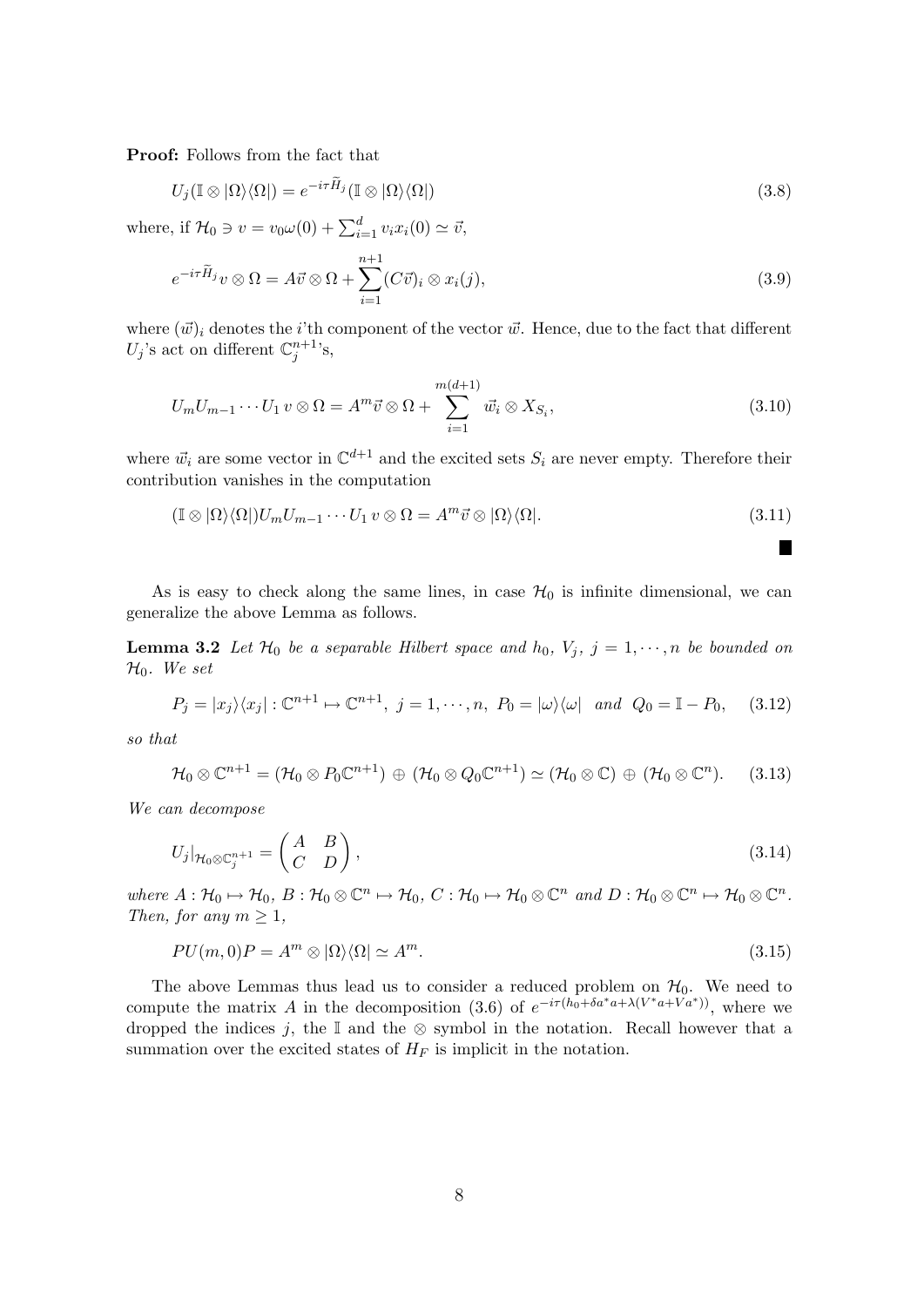**Proof:** Follows from the fact that

$$U_j(\mathbb{I} \otimes |\Omega\rangle\langle\Omega|) = e^{-i\tau \widetilde{H}_j}(\mathbb{I} \otimes |\Omega\rangle\langle\Omega|) \tag{3.8}$$

where, if $\mathcal{H}_0 \ni v = v_0\omega(0) + \sum_{i=1}^{d} v_i x_i(0) \simeq \vec{v}$,

$$e^{-i\tau \widetilde{H}_j} v \otimes \Omega = A\vec{v} \otimes \Omega + \sum_{i=1}^{n+1} (C\vec{v})_i \otimes x_i(j), \tag{3.9}$$

where $(\vec{w})_i$ denotes the $i$'th component of the vector $\vec{w}$. Hence, due to the fact that different $U_j$'s act on different $\mathbb{C}_j^{n+1}$'s,

$$U_m U_{m-1} \cdots U_1 \, v \otimes \Omega = A^m \vec{v} \otimes \Omega + \sum_{i=1}^{m(d+1)} \vec{w}_i \otimes X_{S_i}, \tag{3.10}$$

where $\vec{w}_i$ are some vector in $\mathbb{C}^{d+1}$ and the excited sets $S_i$ are never empty. Therefore their contribution vanishes in the computation

$$(\mathbb{I} \otimes |\Omega\rangle\langle\Omega|) U_m U_{m-1} \cdots U_1 \, v \otimes \Omega = A^m \vec{v} \otimes |\Omega\rangle\langle\Omega|. \tag{3.11}$$

■

As is easy to check along the same lines, in case $\mathcal{H}_0$ is infinite dimensional, we can generalize the above Lemma as follows.

**Lemma 3.2** *Let $\mathcal{H}_0$ be a separable Hilbert space and $h_0$, $V_j$, $j = 1, \cdots, n$ be bounded on $\mathcal{H}_0$. We set*

$$P_j = |x_j\rangle\langle x_j| : \mathbb{C}^{n+1} \mapsto \mathbb{C}^{n+1}, \; j = 1, \cdots, n, \; P_0 = |\omega\rangle\langle\omega| \;\; \text{and} \;\; Q_0 = \mathbb{I} - P_0, \tag{3.12}$$

*so that*

$$\mathcal{H}_0 \otimes \mathbb{C}^{n+1} = (\mathcal{H}_0 \otimes P_0 \mathbb{C}^{n+1}) \oplus (\mathcal{H}_0 \otimes Q_0 \mathbb{C}^{n+1}) \simeq (\mathcal{H}_0 \otimes \mathbb{C}) \oplus (\mathcal{H}_0 \otimes \mathbb{C}^n). \tag{3.13}$$

*We can decompose*

$$U_j|_{\mathcal{H}_0 \otimes \mathbb{C}_j^{n+1}} = \begin{pmatrix} A & B \\ C & D \end{pmatrix}, \tag{3.14}$$

*where $A : \mathcal{H}_0 \mapsto \mathcal{H}_0$, $B : \mathcal{H}_0 \otimes \mathbb{C}^n \mapsto \mathcal{H}_0$, $C : \mathcal{H}_0 \mapsto \mathcal{H}_0 \otimes \mathbb{C}^n$ and $D : \mathcal{H}_0 \otimes \mathbb{C}^n \mapsto \mathcal{H}_0 \otimes \mathbb{C}^n$. Then, for any $m \geq 1$,*

$$PU(m,0)P = A^m \otimes |\Omega\rangle\langle\Omega| \simeq A^m. \tag{3.15}$$

The above Lemmas thus lead us to consider a reduced problem on $\mathcal{H}_0$. We need to compute the matrix $A$ in the decomposition (3.6) of $e^{-i\tau(h_0 + \delta a^* a + \lambda(V^* a + V a^*))}$, where we dropped the indices $j$, the $\mathbb{I}$ and the $\otimes$ symbol in the notation. Recall however that a summation over the excited states of $H_F$ is implicit in the notation.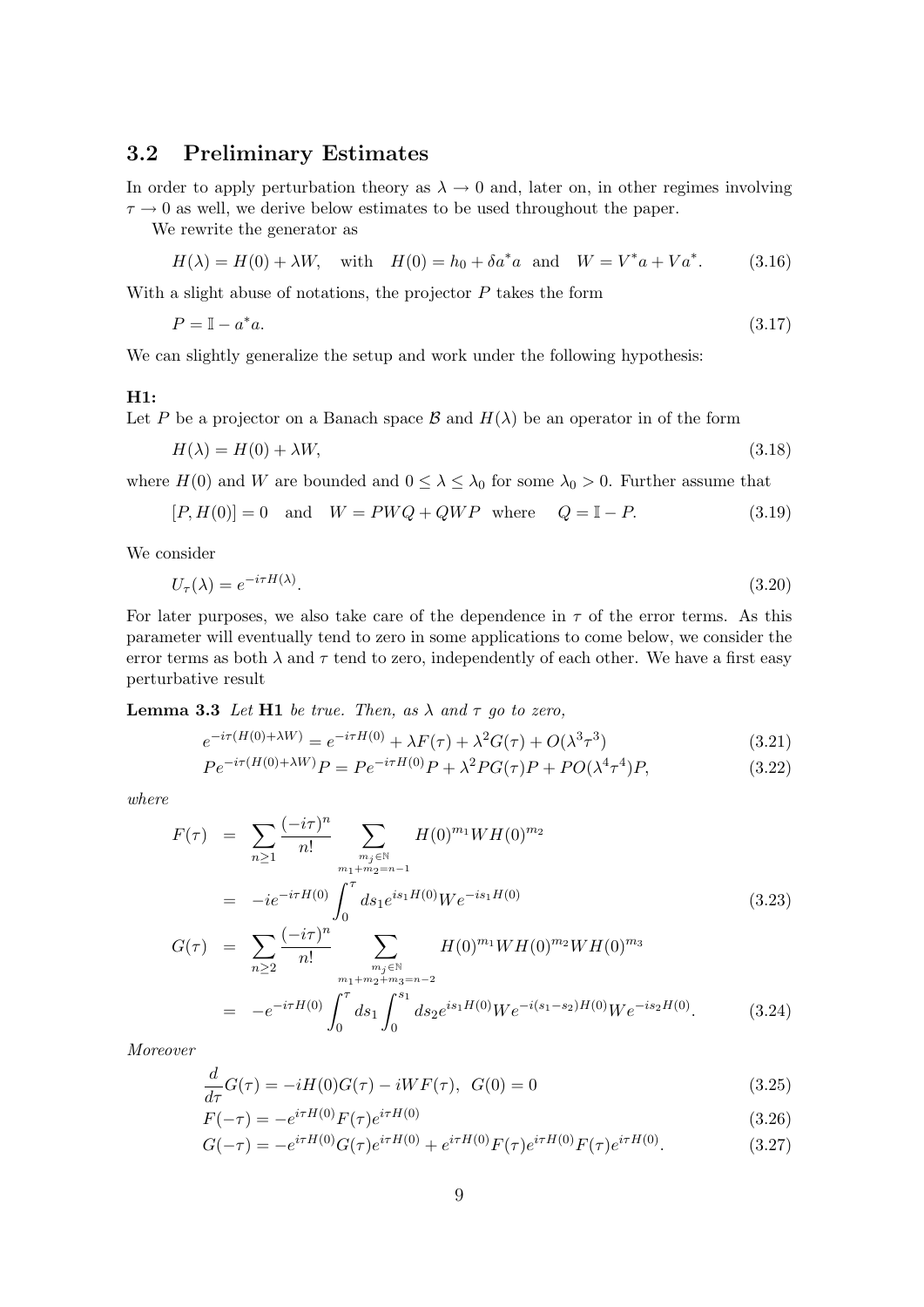## 3.2 Preliminary Estimates

In order to apply perturbation theory as $\lambda \to 0$ and, later on, in other regimes involving $\tau \to 0$ as well, we derive below estimates to be used throughout the paper.

We rewrite the generator as

$$H(\lambda) = H(0) + \lambda W, \quad \text{with} \quad H(0) = h_0 + \delta a^* a \quad \text{and} \quad W = V^* a + V a^*. \tag{3.16}$$

With a slight abuse of notations, the projector $P$ takes the form

$$P = \mathbb{I} - a^* a. \tag{3.17}$$

We can slightly generalize the setup and work under the following hypothesis:

**H1:**

Let $P$ be a projector on a Banach space $\mathcal{B}$ and $H(\lambda)$ be an operator in of the form

$$H(\lambda) = H(0) + \lambda W, \tag{3.18}$$

where $H(0)$ and $W$ are bounded and $0 \leq \lambda \leq \lambda_0$ for some $\lambda_0 > 0$. Further assume that

$$[P, H(0)] = 0 \quad \text{and} \quad W = PWQ + QWP \quad \text{where} \quad Q = \mathbb{I} - P. \tag{3.19}$$

We consider

$$U_\tau(\lambda) = e^{-i\tau H(\lambda)}. \tag{3.20}$$

For later purposes, we also take care of the dependence in $\tau$ of the error terms. As this parameter will eventually tend to zero in some applications to come below, we consider the error terms as both $\lambda$ and $\tau$ tend to zero, independently of each other. We have a first easy perturbative result

**Lemma 3.3** *Let* **H1** *be true. Then, as $\lambda$ and $\tau$ go to zero,*

$$e^{-i\tau(H(0)+\lambda W)} = e^{-i\tau H(0)} + \lambda F(\tau) + \lambda^2 G(\tau) + O(\lambda^3 \tau^3) \tag{3.21}$$

$$P e^{-i\tau(H(0)+\lambda W)} P = P e^{-i\tau H(0)} P + \lambda^2 P G(\tau) P + P O(\lambda^4 \tau^4) P, \tag{3.22}$$

*where*

$$\begin{aligned} F(\tau) &= \sum_{n \geq 1} \frac{(-i\tau)^n}{n!} \sum_{\substack{m_j \in \mathbb{N} \\ m_1 + m_2 = n-1}} H(0)^{m_1} W H(0)^{m_2} \\ &= -i e^{-i\tau H(0)} \int_0^\tau ds_1 e^{is_1 H(0)} W e^{-is_1 H(0)} \end{aligned} \tag{3.23}$$

$$\begin{aligned} G(\tau) &= \sum_{n \geq 2} \frac{(-i\tau)^n}{n!} \sum_{\substack{m_j \in \mathbb{N} \\ m_1 + m_2 + m_3 = n-2}} H(0)^{m_1} W H(0)^{m_2} W H(0)^{m_3} \\ &= -e^{-i\tau H(0)} \int_0^\tau ds_1 \int_0^{s_1} ds_2 e^{is_1 H(0)} W e^{-i(s_1 - s_2) H(0)} W e^{-is_2 H(0)}. \end{aligned} \tag{3.24}$$

*Moreover*

$$\frac{d}{d\tau} G(\tau) = -iH(0) G(\tau) - iW F(\tau), \quad G(0) = 0 \tag{3.25}$$

$$F(-\tau) = -e^{i\tau H(0)} F(\tau) e^{i\tau H(0)} \tag{3.26}$$

$$G(-\tau) = -e^{i\tau H(0)} G(\tau) e^{i\tau H(0)} + e^{i\tau H(0)} F(\tau) e^{i\tau H(0)} F(\tau) e^{i\tau H(0)}. \tag{3.27}$$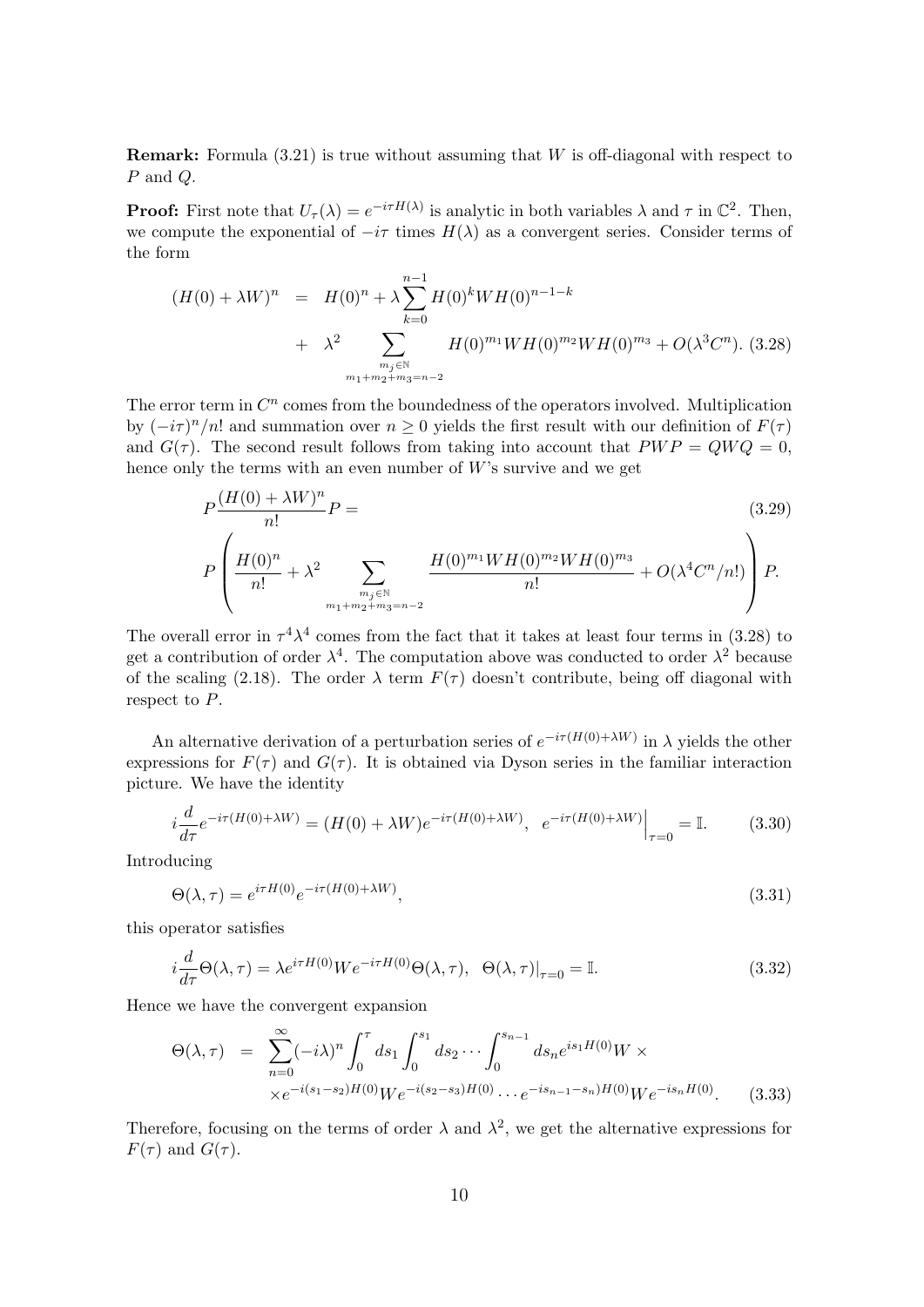**Remark:** Formula (3.21) is true without assuming that $W$ is off-diagonal with respect to $P$ and $Q$.

**Proof:** First note that $U_\tau(\lambda) = e^{-i\tau H(\lambda)}$ is analytic in both variables $\lambda$ and $\tau$ in $\mathbb{C}^2$. Then, we compute the exponential of $-i\tau$ times $H(\lambda)$ as a convergent series. Consider terms of the form

$$
\begin{aligned}
(H(0) + \lambda W)^n &= H(0)^n + \lambda \sum_{k=0}^{n-1} H(0)^k W H(0)^{n-1-k} \\
&+ \lambda^2 \sum_{\substack{m_j \in \mathbb{N} \\ m_1+m_2+m_3=n-2}} H(0)^{m_1} W H(0)^{m_2} W H(0)^{m_3} + O(\lambda^3 C^n). \quad (3.28)
\end{aligned}
$$

The error term in $C^n$ comes from the boundedness of the operators involved. Multiplication by $(-i\tau)^n/n!$ and summation over $n \geq 0$ yields the first result with our definition of $F(\tau)$ and $G(\tau)$. The second result follows from taking into account that $PWP = QWQ = 0$, hence only the terms with an even number of $W$'s survive and we get

$$
\begin{aligned}
&P \frac{(H(0) + \lambda W)^n}{n!} P = \quad (3.29) \\
&P \left( \frac{H(0)^n}{n!} + \lambda^2 \sum_{\substack{m_j \in \mathbb{N} \\ m_1+m_2+m_3=n-2}} \frac{H(0)^{m_1} W H(0)^{m_2} W H(0)^{m_3}}{n!} + O(\lambda^4 C^n / n!) \right) P.
\end{aligned}
$$

The overall error in $\tau^4 \lambda^4$ comes from the fact that it takes at least four terms in (3.28) to get a contribution of order $\lambda^4$. The computation above was conducted to order $\lambda^2$ because of the scaling (2.18). The order $\lambda$ term $F(\tau)$ doesn't contribute, being off diagonal with respect to $P$.

An alternative derivation of a perturbation series of $e^{-i\tau(H(0)+\lambda W)}$ in $\lambda$ yields the other expressions for $F(\tau)$ and $G(\tau)$. It is obtained via Dyson series in the familiar interaction picture. We have the identity

$$
i \frac{d}{d\tau} e^{-i\tau(H(0)+\lambda W)} = (H(0) + \lambda W) e^{-i\tau(H(0)+\lambda W)}, \quad e^{-i\tau(H(0)+\lambda W)}\Big|_{\tau=0} = \mathbb{I}. \quad (3.30)
$$

Introducing

$$
\Theta(\lambda, \tau) = e^{i\tau H(0)} e^{-i\tau(H(0)+\lambda W)}, \quad (3.31)
$$

this operator satisfies

$$
i \frac{d}{d\tau} \Theta(\lambda, \tau) = \lambda e^{i\tau H(0)} W e^{-i\tau H(0)} \Theta(\lambda, \tau), \quad \Theta(\lambda, \tau)|_{\tau=0} = \mathbb{I}. \quad (3.32)
$$

Hence we have the convergent expansion

$$
\begin{aligned}
\Theta(\lambda, \tau) &= \sum_{n=0}^{\infty} (-i\lambda)^n \int_0^\tau ds_1 \int_0^{s_1} ds_2 \cdots \int_0^{s_{n-1}} ds_n e^{is_1 H(0)} W \times \\
&\times e^{-i(s_1 - s_2)H(0)} W e^{-i(s_2 - s_3)H(0)} \cdots e^{-is_{n-1} - s_n)H(0)} W e^{-is_n H(0)}. \quad (3.33)
\end{aligned}
$$

Therefore, focusing on the terms of order $\lambda$ and $\lambda^2$, we get the alternative expressions for $F(\tau)$ and $G(\tau)$.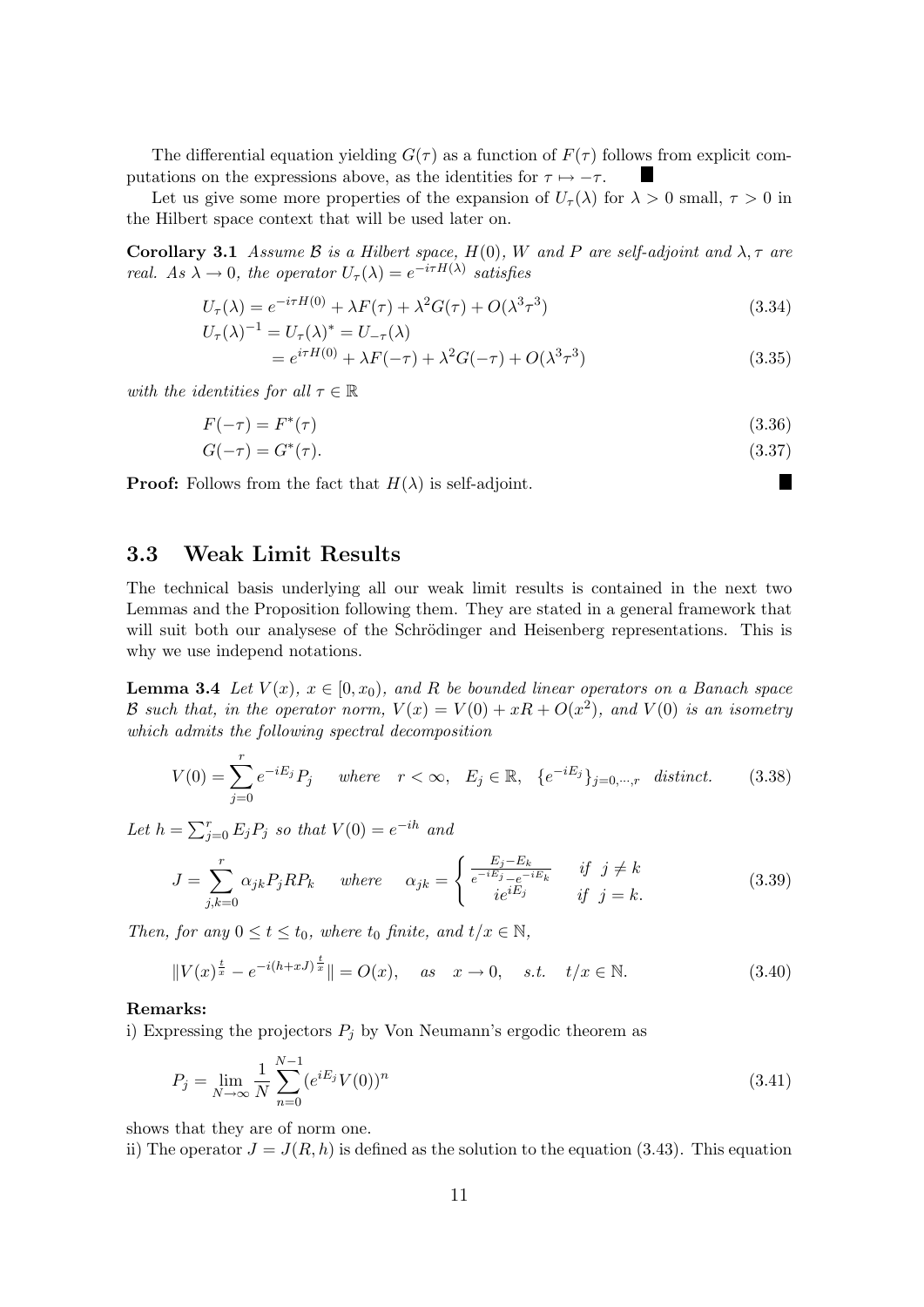The differential equation yielding $G(\tau)$ as a function of $F(\tau)$ follows from explicit computations on the expressions above, as the identities for $\tau \mapsto -\tau$. ■

Let us give some more properties of the expansion of $U_\tau(\lambda)$ for $\lambda > 0$ small, $\tau > 0$ in the Hilbert space context that will be used later on.

**Corollary 3.1** *Assume $\mathcal{B}$ is a Hilbert space, $H(0)$, $W$ and $P$ are self-adjoint and $\lambda, \tau$ are real. As $\lambda \to 0$, the operator $U_\tau(\lambda) = e^{-i\tau H(\lambda)}$ satisfies*

$$U_\tau(\lambda) = e^{-i\tau H(0)} + \lambda F(\tau) + \lambda^2 G(\tau) + O(\lambda^3 \tau^3) \tag{3.34}$$

$$\begin{aligned} U_\tau(\lambda)^{-1} &= U_\tau(\lambda)^* = U_{-\tau}(\lambda) \\ &= e^{i\tau H(0)} + \lambda F(-\tau) + \lambda^2 G(-\tau) + O(\lambda^3 \tau^3) \end{aligned} \tag{3.35}$$

*with the identities for all $\tau \in \mathbb{R}$*

$$F(-\tau) = F^*(\tau) \tag{3.36}$$

$$G(-\tau) = G^*(\tau). \tag{3.37}$$

**Proof:** Follows from the fact that $H(\lambda)$ is self-adjoint. ■

## 3.3 Weak Limit Results

The technical basis underlying all our weak limit results is contained in the next two Lemmas and the Proposition following them. They are stated in a general framework that will suit both our analysese of the Schrödinger and Heisenberg representations. This is why we use independ notations.

**Lemma 3.4** *Let $V(x)$, $x \in [0, x_0)$, and $R$ be bounded linear operators on a Banach space $\mathcal{B}$ such that, in the operator norm, $V(x) = V(0) + xR + O(x^2)$, and $V(0)$ is an isometry which admits the following spectral decomposition*

$$V(0) = \sum_{j=0}^{r} e^{-iE_j} P_j \quad \text{ where } \quad r < \infty, \quad E_j \in \mathbb{R}, \quad \{e^{-iE_j}\}_{j=0,\cdots,r} \ \text{ distinct.} \tag{3.38}$$

*Let $h = \sum_{j=0}^{r} E_j P_j$ so that $V(0) = e^{-ih}$ and*

$$J = \sum_{j,k=0}^{r} \alpha_{jk} P_j R P_k \quad \text{ where } \quad \alpha_{jk} = \begin{cases} \frac{E_j - E_k}{e^{-iE_j} - e^{-iE_k}} & \text{if } \ j \neq k \\ ie^{iE_j} & \text{if } \ j = k. \end{cases} \tag{3.39}$$

*Then, for any $0 \leq t \leq t_0$, where $t_0$ finite, and $t/x \in \mathbb{N}$,*

$$\|V(x)^{\frac{t}{x}} - e^{-i(h + xJ)\frac{t}{x}}\| = O(x), \quad \text{as} \quad x \to 0, \quad \text{s.t.} \quad t/x \in \mathbb{N}. \tag{3.40}$$

**Remarks:**

i) Expressing the projectors $P_j$ by Von Neumann's ergodic theorem as

$$P_j = \lim_{N \to \infty} \frac{1}{N} \sum_{n=0}^{N-1} (e^{iE_j} V(0))^n \tag{3.41}$$

shows that they are of norm one.

ii) The operator $J = J(R, h)$ is defined as the solution to the equation (3.43). This equation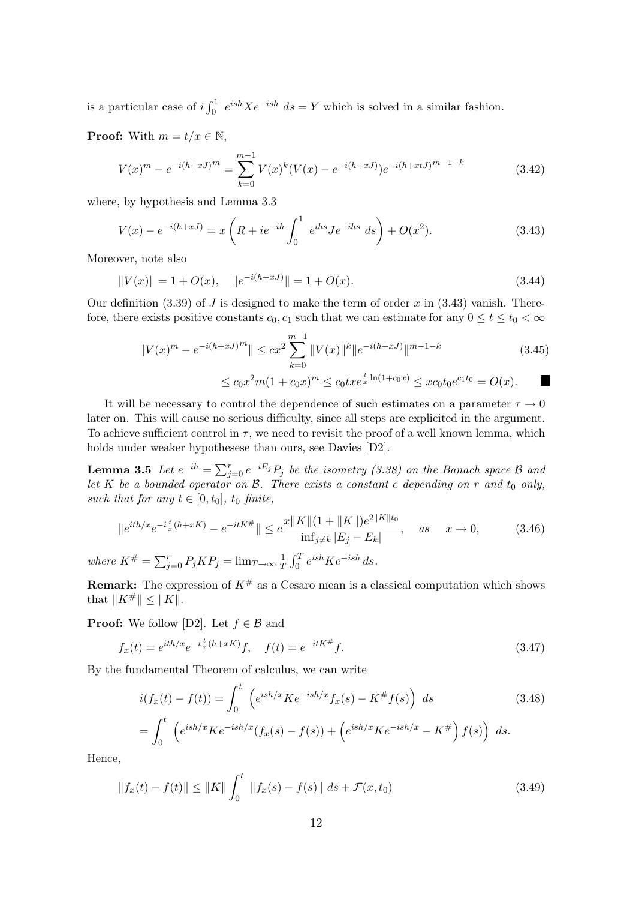is a particular case of $i\int_0^1 \; e^{ish}Xe^{-ish}\; ds = Y$ which is solved in a similar fashion.

**Proof:** With $m = t/x \in \mathbb{N}$,

$$V(x)^m - e^{-i(h+xJ)m} = \sum_{k=0}^{m-1} V(x)^k (V(x) - e^{-i(h+xJ)}) e^{-i(h+xtJ)^{m-1-k}} \tag{3.42}$$

where, by hypothesis and Lemma 3.3

$$V(x) - e^{-i(h+xJ)} = x\left(R + ie^{-ih}\int_0^1 \; e^{ihs}Je^{-ihs}\; ds\right) + O(x^2). \tag{3.43}$$

Moreover, note also

$$\|V(x)\| = 1 + O(x), \quad \|e^{-i(h+xJ)}\| = 1 + O(x). \tag{3.44}$$

Our definition (3.39) of $J$ is designed to make the term of order $x$ in (3.43) vanish. Therefore, there exists positive constants $c_0, c_1$ such that we can estimate for any $0 \le t \le t_0 < \infty$

$$\begin{aligned}\|V(x)^m - e^{-i(h+xJ)m}\| &\le cx^2 \sum_{k=0}^{m-1} \|V(x)\|^k \|e^{-i(h+xJ)}\|^{m-1-k} \qquad (3.45)\\ &\le c_0 x^2 m(1+c_0 x)^m \le c_0 t x e^{\frac{t}{x}\ln(1+c_0 x)} \le x c_0 t_0 e^{c_1 t_0} = O(x). \quad \blacksquare\end{aligned}$$

It will be necessary to control the dependence of such estimates on a parameter $\tau \to 0$ later on. This will cause no serious difficulty, since all steps are explicited in the argument. To achieve sufficient control in $\tau$, we need to revisit the proof of a well known lemma, which holds under weaker hypothesese than ours, see Davies [D2].

**Lemma 3.5** *Let $e^{-ih} = \sum_{j=0}^r e^{-iE_j}P_j$ be the isometry (3.38) on the Banach space $\mathcal{B}$ and let $K$ be a bounded operator on $\mathcal{B}$. There exists a constant $c$ depending on $r$ and $t_0$ only, such that for any $t \in [0, t_0]$, $t_0$ finite,*

$$\|e^{ith/x}e^{-i\frac{t}{x}(h+xK)} - e^{-itK^\#}\| \le c\frac{x\|K\|(1+\|K\|)e^{2\|K\|t_0}}{\inf_{j\neq k}|E_j - E_k|}, \quad as \quad x \to 0, \tag{3.46}$$

*where $K^\# = \sum_{j=0}^r P_jKP_j = \lim_{T\to\infty}\frac{1}{T}\int_0^T e^{ish}Ke^{-ish}\, ds$.*

**Remark:** The expression of $K^\#$ as a Cesaro mean is a classical computation which shows that $\|K^\#\| \le \|K\|$.

**Proof:** We follow [D2]. Let $f \in \mathcal{B}$ and

$$f_x(t) = e^{ith/x}e^{-i\frac{t}{x}(h+xK)}f, \quad f(t) = e^{-itK^\#}f. \tag{3.47}$$

By the fundamental Theorem of calculus, we can write

$$\begin{aligned} i(f_x(t) - f(t)) &= \int_0^t \; \left(e^{ish/x}Ke^{-ish/x}f_x(s) - K^\# f(s)\right)\; ds \qquad (3.48)\\ &= \int_0^t \; \left(e^{ish/x}Ke^{-ish/x}(f_x(s) - f(s)) + \left(e^{ish/x}Ke^{-ish/x} - K^\#\right)f(s)\right)\; ds.\end{aligned}$$

Hence,

$$\|f_x(t) - f(t)\| \le \|K\|\int_0^t \; \|f_x(s) - f(s)\|\; ds + \mathcal{F}(x, t_0) \tag{3.49}$$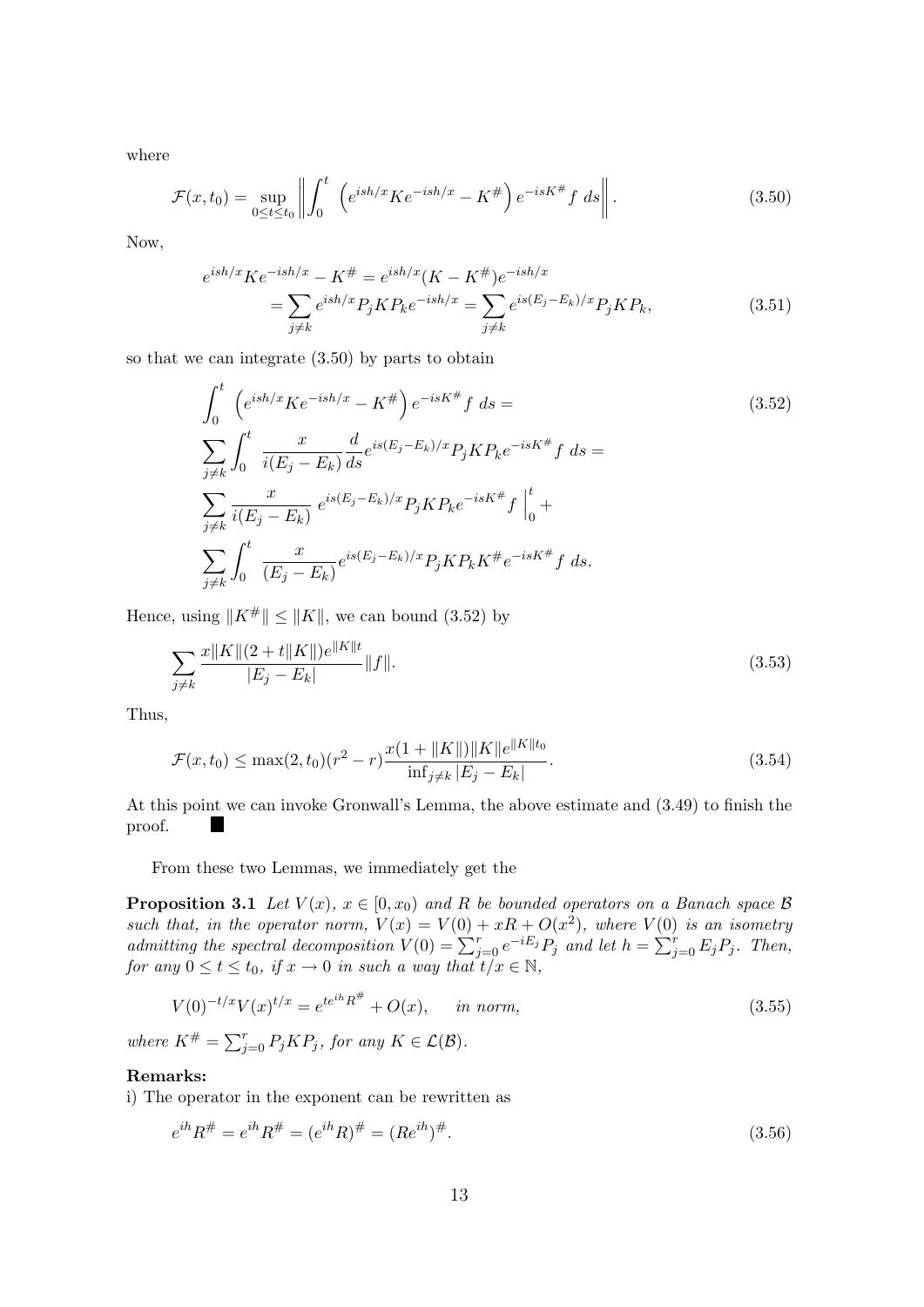where

$$\mathcal{F}(x, t_0) = \sup_{0 \le t \le t_0} \left\| \int_0^t \left( e^{ish/x} K e^{-ish/x} - K^\# \right) e^{-isK^\#} f \, ds \right\|. \tag{3.50}$$

Now,

$$\begin{aligned} e^{ish/x} K e^{-ish/x} - K^\# &= e^{ish/x} (K - K^\#) e^{-ish/x} \\ &= \sum_{j \neq k} e^{ish/x} P_j K P_k e^{-ish/x} = \sum_{j \neq k} e^{is(E_j - E_k)/x} P_j K P_k, \end{aligned} \tag{3.51}$$

so that we can integrate (3.50) by parts to obtain

$$\begin{aligned} &\int_0^t \left( e^{ish/x} K e^{-ish/x} - K^\# \right) e^{-isK^\#} f \, ds = \\ &\sum_{j \neq k} \int_0^t \frac{x}{i(E_j - E_k)} \frac{d}{ds} e^{is(E_j - E_k)/x} P_j K P_k e^{-isK^\#} f \, ds = \\ &\sum_{j \neq k} \frac{x}{i(E_j - E_k)} \, e^{is(E_j - E_k)/x} P_j K P_k e^{-isK^\#} f \, \Big|_0^t + \\ &\sum_{j \neq k} \int_0^t \frac{x}{(E_j - E_k)} e^{is(E_j - E_k)/x} P_j K P_k K^\# e^{-isK^\#} f \, ds. \end{aligned} \tag{3.52}$$

Hence, using $\|K^\#\| \le \|K\|$, we can bound (3.52) by

$$\sum_{j \neq k} \frac{x \|K\| (2 + t\|K\|) e^{\|K\| t}}{|E_j - E_k|} \|f\|. \tag{3.53}$$

Thus,

$$\mathcal{F}(x, t_0) \le \max(2, t_0)(r^2 - r) \frac{x(1 + \|K\|)\|K\| e^{\|K\| t_0}}{\inf_{j \neq k} |E_j - E_k|}. \tag{3.54}$$

At this point we can invoke Gronwall's Lemma, the above estimate and (3.49) to finish the proof. ∎

From these two Lemmas, we immediately get the

**Proposition 3.1** *Let $V(x)$, $x \in [0, x_0)$ and $R$ be bounded operators on a Banach space $\mathcal{B}$ such that, in the operator norm, $V(x) = V(0) + xR + O(x^2)$, where $V(0)$ is an isometry admitting the spectral decomposition $V(0) = \sum_{j=0}^r e^{-iE_j} P_j$ and let $h = \sum_{j=0}^r E_j P_j$. Then, for any $0 \le t \le t_0$, if $x \to 0$ in such a way that $t/x \in \mathbb{N}$,*

$$V(0)^{-t/x} V(x)^{t/x} = e^{t e^{ih} R^\#} + O(x), \qquad \textit{in norm}, \tag{3.55}$$

*where $K^\# = \sum_{j=0}^r P_j K P_j$, for any $K \in \mathcal{L}(\mathcal{B})$.*

**Remarks:**

i) The operator in the exponent can be rewritten as

$$e^{ih} R^\# = e^{ih} R^\# = (e^{ih} R)^\# = (R e^{ih})^\#. \tag{3.56}$$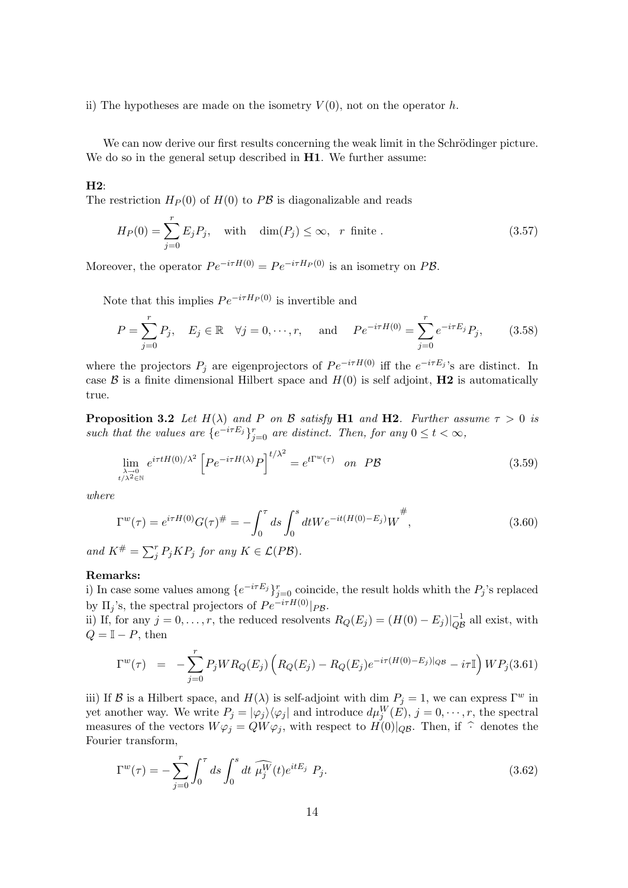ii) The hypotheses are made on the isometry $V(0)$, not on the operator $h$.

We can now derive our first results concerning the weak limit in the Schrödinger picture. We do so in the general setup described in **H1**. We further assume:

**H2**:
The restriction $H_P(0)$ of $H(0)$ to $P\mathcal{B}$ is diagonalizable and reads

$$H_P(0) = \sum_{j=0}^{r} E_j P_j, \quad \text{with} \quad \dim(P_j) \leq \infty, \quad r \text{ finite} . \tag{3.57}$$

Moreover, the operator $Pe^{-i\tau H(0)} = Pe^{-i\tau H_P(0)}$ is an isometry on $P\mathcal{B}$.

Note that this implies $Pe^{-i\tau H_P(0)}$ is invertible and

$$P = \sum_{j=0}^{r} P_j, \quad E_j \in \mathbb{R} \quad \forall j = 0, \cdots, r, \quad \text{and} \quad Pe^{-i\tau H(0)} = \sum_{j=0}^{r} e^{-i\tau E_j} P_j, \tag{3.58}$$

where the projectors $P_j$ are eigenprojectors of $Pe^{-i\tau H(0)}$ iff the $e^{-i\tau E_j}$'s are distinct. In case $\mathcal{B}$ is a finite dimensional Hilbert space and $H(0)$ is self adjoint, **H2** is automatically true.

**Proposition 3.2** *Let $H(\lambda)$ and $P$ on $\mathcal{B}$ satisfy* **H1** *and* **H2**. *Further assume $\tau > 0$ is such that the values are $\{e^{-i\tau E_j}\}_{j=0}^{r}$ are distinct. Then, for any $0 \leq t < \infty$,*

$$\lim_{\substack{\lambda \to 0 \\ t/\lambda^2 \in \mathbb{N}}} e^{i\tau t H(0)/\lambda^2} \left[ Pe^{-i\tau H(\lambda)} P \right]^{t/\lambda^2} = e^{t\Gamma^w(\tau)} \quad on \quad P\mathcal{B} \tag{3.59}$$

*where*

$$\Gamma^w(\tau) = e^{i\tau H(0)} G(\tau)^{\#} = -\int_0^{\tau} ds \int_0^{s} dt W e^{-it(H(0)-E_j)} W^{\#}, \tag{3.60}$$

*and $K^{\#} = \sum_j^r P_j K P_j$ for any $K \in \mathcal{L}(P\mathcal{B})$.*

**Remarks:**
i) In case some values among $\{e^{-i\tau E_j}\}_{j=0}^{r}$ coincide, the result holds whith the $P_j$'s replaced by $\Pi_j$'s, the spectral projectors of $Pe^{-i\tau H(0)}|_{P\mathcal{B}}$.
ii) If, for any $j = 0, \ldots, r$, the reduced resolvents $R_Q(E_j) = (H(0) - E_j)|_{Q\mathcal{B}}^{-1}$ all exist, with $Q = \mathbb{I} - P$, then

$$\Gamma^w(\tau) = -\sum_{j=0}^{r} P_j W R_Q(E_j) \left( R_Q(E_j) - R_Q(E_j) e^{-i\tau(H(0)-E_j)|_{Q\mathcal{B}}} - i\tau\mathbb{I} \right) W P_j \tag{3.61}$$

iii) If $\mathcal{B}$ is a Hilbert space, and $H(\lambda)$ is self-adjoint with $\dim P_j = 1$, we can express $\Gamma^w$ in yet another way. We write $P_j = |\varphi_j\rangle\langle\varphi_j|$ and introduce $d\mu_j^W(E)$, $j = 0, \cdots, r$, the spectral measures of the vectors $W\varphi_j = QW\varphi_j$, with respect to $H(0)|_{Q\mathcal{B}}$. Then, if $\widehat{\ }$ denotes the Fourier transform,

$$\Gamma^w(\tau) = -\sum_{j=0}^{r} \int_0^{\tau} ds \int_0^{s} dt \, \widehat{\mu_j^W}(t) e^{itE_j} \, P_j. \tag{3.62}$$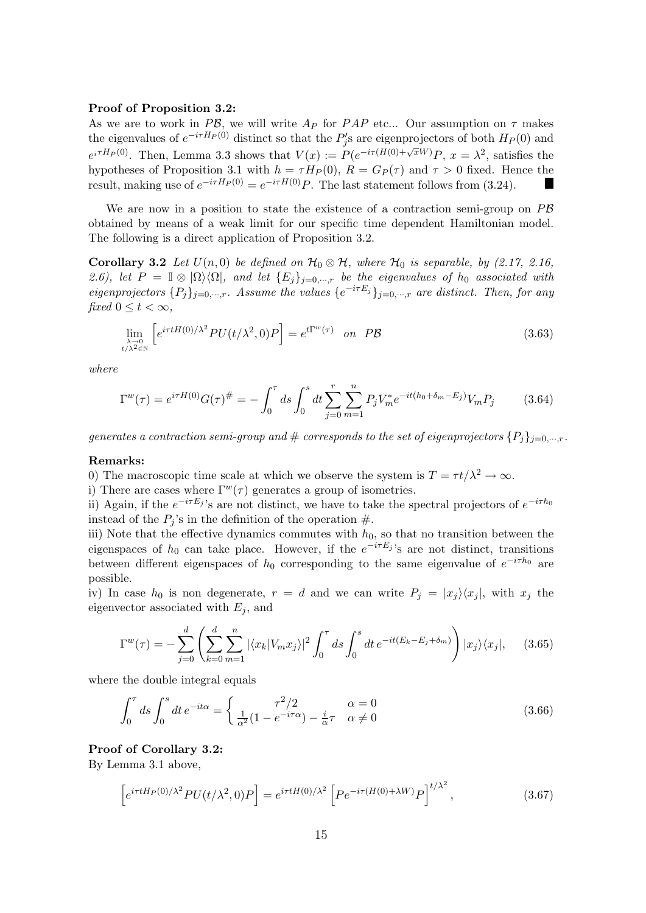**Proof of Proposition 3.2:**

As we are to work in $P\mathcal{B}$, we will write $A_P$ for $PAP$ etc... Our assumption on $\tau$ makes the eigenvalues of $e^{-i\tau H_P(0)}$ distinct so that the $P_j'$s are eigenprojectors of both $H_P(0)$ and $e^{i\tau H_P(0)}$. Then, Lemma 3.3 shows that $V(x) := P(e^{-i\tau(H(0)+\sqrt{x}W)}P$, $x = \lambda^2$, satisfies the hypotheses of Proposition 3.1 with $h = \tau H_P(0)$, $R = G_P(\tau)$ and $\tau > 0$ fixed. Hence the result, making use of $e^{-i\tau H_P(0)} = e^{-i\tau H(0)}P$. The last statement follows from (3.24). ■

We are now in a position to state the existence of a contraction semi-group on $P\mathcal{B}$ obtained by means of a weak limit for our specific time dependent Hamiltonian model. The following is a direct application of Proposition 3.2.

**Corollary 3.2** *Let $U(n,0)$ be defined on $\mathcal{H}_0 \otimes \mathcal{H}$, where $\mathcal{H}_0$ is separable, by (2.17, 2.16, 2.6), let $P = \mathbb{I} \otimes |\Omega\rangle\langle\Omega|$, and let $\{E_j\}_{j=0,\cdots,r}$ be the eigenvalues of $h_0$ associated with eigenprojectors $\{P_j\}_{j=0,\cdots,r}$. Assume the values $\{e^{-i\tau E_j}\}_{j=0,\cdots,r}$ are distinct. Then, for any fixed $0 \leq t < \infty$,*

$$\lim_{\substack{\lambda\to 0\\ t/\lambda^2\in\mathbb{N}}} \left[e^{i\tau t H(0)/\lambda^2} PU(t/\lambda^2, 0)P\right] = e^{t\Gamma^w(\tau)} \quad on \quad P\mathcal{B} \tag{3.63}$$

*where*

$$\Gamma^w(\tau) = e^{i\tau H(0)} G(\tau)^{\#} = -\int_0^\tau ds \int_0^s dt \sum_{j=0}^{r} \sum_{m=1}^{n} P_j V_m^* e^{-it(h_0+\delta_m - E_j)} V_m P_j \tag{3.64}$$

*generates a contraction semi-group and $\#$ corresponds to the set of eigenprojectors $\{P_j\}_{j=0,\cdots,r}$.*

**Remarks:**

0) The macroscopic time scale at which we observe the system is $T = \tau t/\lambda^2 \to \infty$.

i) There are cases where $\Gamma^w(\tau)$ generates a group of isometries.

ii) Again, if the $e^{-i\tau E_j}$'s are not distinct, we have to take the spectral projectors of $e^{-i\tau h_0}$ instead of the $P_j$'s in the definition of the operation $\#$.

iii) Note that the effective dynamics commutes with $h_0$, so that no transition between the eigenspaces of $h_0$ can take place. However, if the $e^{-i\tau E_j}$'s are not distinct, transitions between different eigenspaces of $h_0$ corresponding to the same eigenvalue of $e^{-i\tau h_0}$ are possible.

iv) In case $h_0$ is non degenerate, $r = d$ and we can write $P_j = |x_j\rangle\langle x_j|$, with $x_j$ the eigenvector associated with $E_j$, and

$$\Gamma^w(\tau) = -\sum_{j=0}^{d} \left( \sum_{k=0}^{d} \sum_{m=1}^{n} |\langle x_k | V_m x_j\rangle|^2 \int_0^\tau ds \int_0^s dt\, e^{-it(E_k - E_j + \delta_m)} \right) |x_j\rangle\langle x_j|, \tag{3.65}$$

where the double integral equals

$$\int_0^\tau ds \int_0^s dt\, e^{-it\alpha} = \begin{cases} \tau^2/2 & \alpha = 0 \\ \frac{1}{\alpha^2}(1 - e^{-i\tau\alpha}) - \frac{i}{\alpha}\tau & \alpha \neq 0 \end{cases} \tag{3.66}$$

**Proof of Corollary 3.2:**

By Lemma 3.1 above,

$$\left[e^{i\tau t H_P(0)/\lambda^2} PU(t/\lambda^2, 0)P\right] = e^{i\tau t H(0)/\lambda^2} \left[Pe^{-i\tau(H(0)+\lambda W)}P\right]^{t/\lambda^2}, \tag{3.67}$$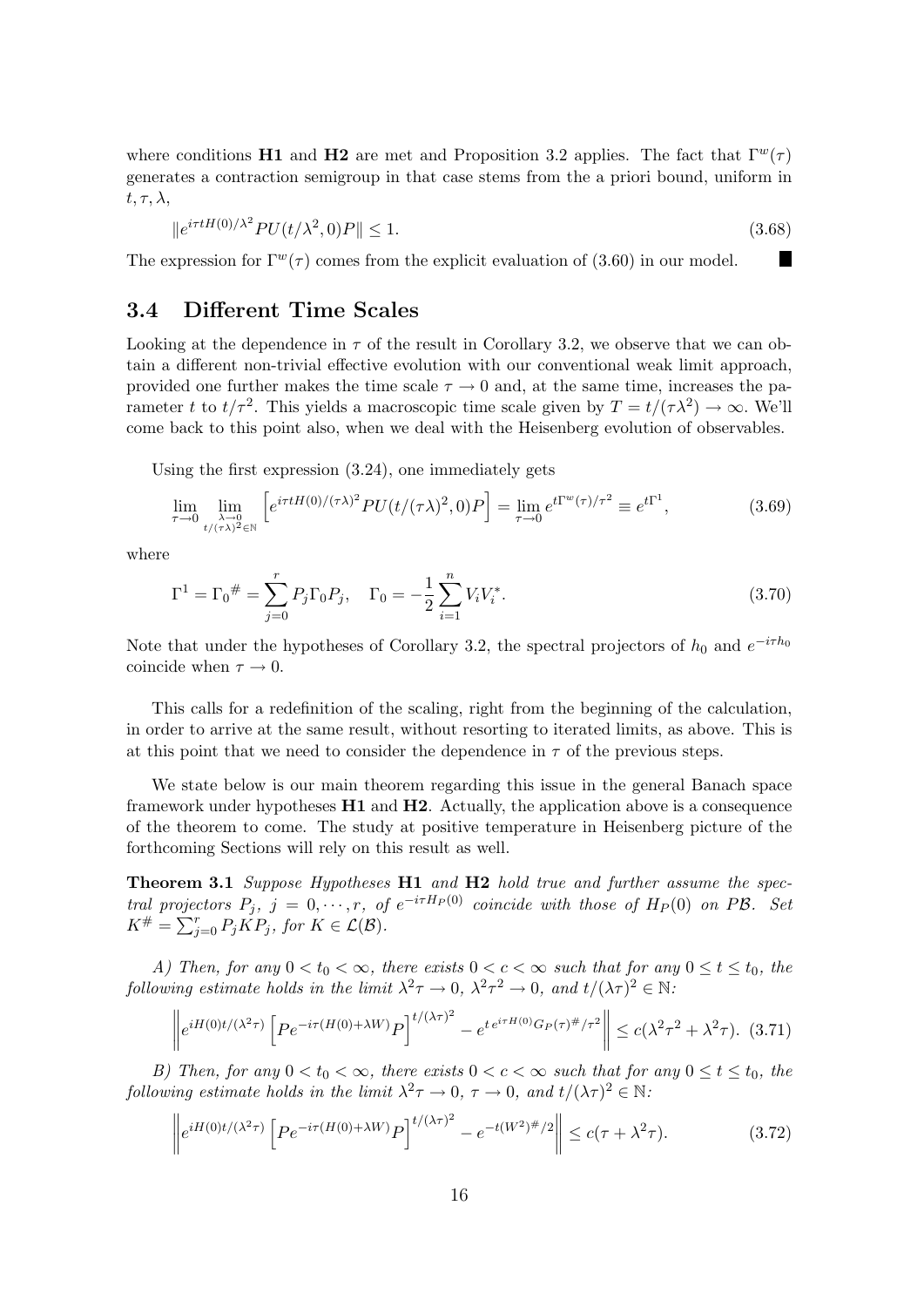where conditions **H1** and **H2** are met and Proposition 3.2 applies. The fact that $\Gamma^w(\tau)$ generates a contraction semigroup in that case stems from the a priori bound, uniform in $t, \tau, \lambda$,

$$\|e^{i\tau t H(0)/\lambda^2} PU(t/\lambda^2, 0)P\| \leq 1. \tag{3.68}$$

The expression for $\Gamma^w(\tau)$ comes from the explicit evaluation of (3.60) in our model. ∎

## 3.4 Different Time Scales

Looking at the dependence in $\tau$ of the result in Corollary 3.2, we observe that we can obtain a different non-trivial effective evolution with our conventional weak limit approach, provided one further makes the time scale $\tau \to 0$ and, at the same time, increases the parameter $t$ to $t/\tau^2$. This yields a macroscopic time scale given by $T = t/(\tau\lambda^2) \to \infty$. We'll come back to this point also, when we deal with the Heisenberg evolution of observables.

Using the first expression (3.24), one immediately gets

$$\lim_{\tau \to 0} \lim_{\substack{\lambda \to 0 \\ t/(\tau\lambda)^2 \in \mathbb{N}}} \left[ e^{i\tau t H(0)/(\tau\lambda)^2} PU(t/(\tau\lambda)^2, 0)P \right] = \lim_{\tau \to 0} e^{t\Gamma^w(\tau)/\tau^2} \equiv e^{t\Gamma^1}, \tag{3.69}$$

where

$$\Gamma^1 = {\Gamma_0}^{\#} = \sum_{j=0}^{r} P_j \Gamma_0 P_j, \quad \Gamma_0 = -\frac{1}{2} \sum_{i=1}^{n} V_i V_i^*. \tag{3.70}$$

Note that under the hypotheses of Corollary 3.2, the spectral projectors of $h_0$ and $e^{-i\tau h_0}$ coincide when $\tau \to 0$.

This calls for a redefinition of the scaling, right from the beginning of the calculation, in order to arrive at the same result, without resorting to iterated limits, as above. This is at this point that we need to consider the dependence in $\tau$ of the previous steps.

We state below is our main theorem regarding this issue in the general Banach space framework under hypotheses **H1** and **H2**. Actually, the application above is a consequence of the theorem to come. The study at positive temperature in Heisenberg picture of the forthcoming Sections will rely on this result as well.

**Theorem 3.1** *Suppose Hypotheses* **H1** *and* **H2** *hold true and further assume the spectral projectors $P_j$, $j = 0, \cdots, r$, of $e^{-i\tau H_P(0)}$ coincide with those of $H_P(0)$ on $P\mathcal{B}$. Set $K^{\#} = \sum_{j=0}^{r} P_j K P_j$, for $K \in \mathcal{L}(\mathcal{B})$.*

*A) Then, for any $0 < t_0 < \infty$, there exists $0 < c < \infty$ such that for any $0 \leq t \leq t_0$, the following estimate holds in the limit $\lambda^2\tau \to 0$, $\lambda^2\tau^2 \to 0$, and $t/(\lambda\tau)^2 \in \mathbb{N}$:*

$$\left\| e^{iH(0)t/(\lambda^2\tau)} \left[ Pe^{-i\tau(H(0)+\lambda W)}P \right]^{t/(\lambda\tau)^2} - e^{t\, e^{i\tau H(0)} G_P(\tau)^{\#}/\tau^2} \right\| \leq c(\lambda^2\tau^2 + \lambda^2\tau). \tag{3.71}$$

*B) Then, for any $0 < t_0 < \infty$, there exists $0 < c < \infty$ such that for any $0 \leq t \leq t_0$, the following estimate holds in the limit $\lambda^2\tau \to 0$, $\tau \to 0$, and $t/(\lambda\tau)^2 \in \mathbb{N}$:*

$$\left\| e^{iH(0)t/(\lambda^2\tau)} \left[ Pe^{-i\tau(H(0)+\lambda W)}P \right]^{t/(\lambda\tau)^2} - e^{-t(W^2)^{\#}/2} \right\| \leq c(\tau + \lambda^2\tau). \tag{3.72}$$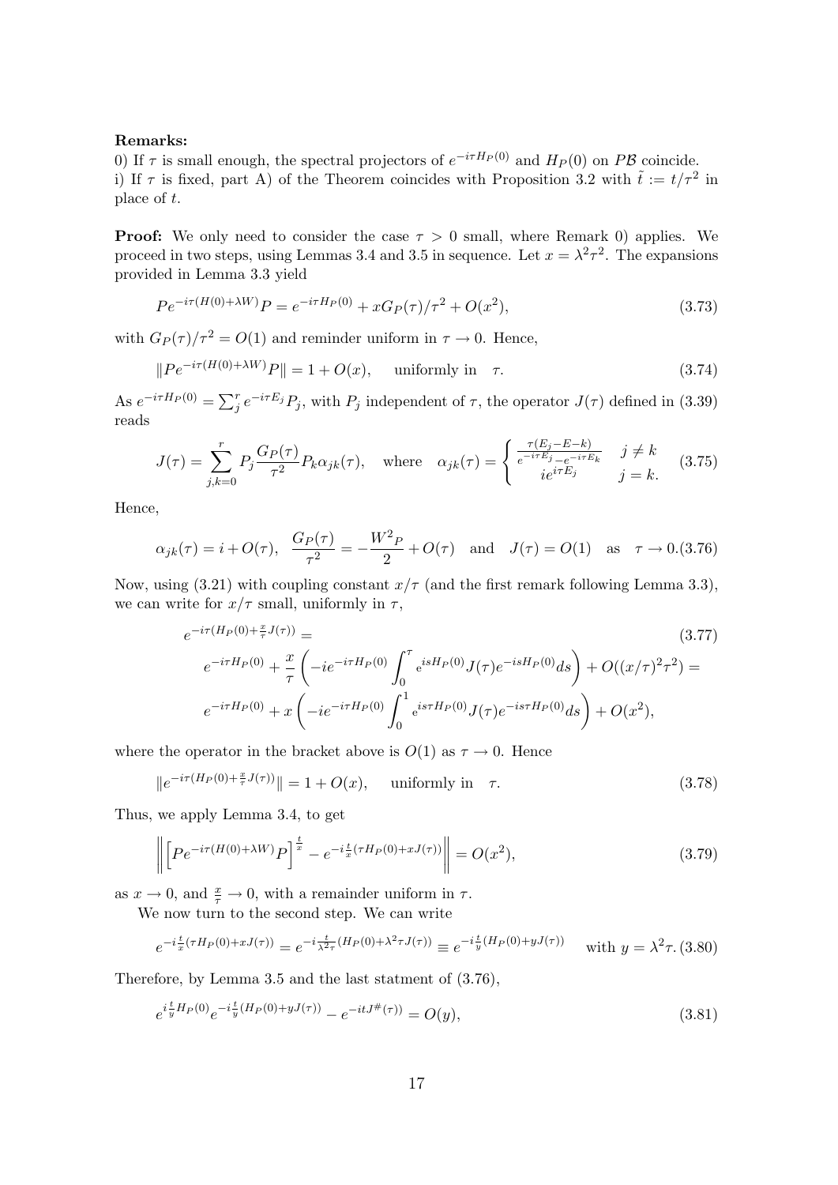**Remarks:**

0) If $\tau$ is small enough, the spectral projectors of $e^{-i\tau H_P(0)}$ and $H_P(0)$ on $P\mathcal{B}$ coincide.

i) If $\tau$ is fixed, part A) of the Theorem coincides with Proposition 3.2 with $\tilde{t} := t/\tau^2$ in place of $t$.

**Proof:** We only need to consider the case $\tau > 0$ small, where Remark 0) applies. We proceed in two steps, using Lemmas 3.4 and 3.5 in sequence. Let $x = \lambda^2\tau^2$. The expansions provided in Lemma 3.3 yield

$$Pe^{-i\tau(H(0)+\lambda W)}P = e^{-i\tau H_P(0)} + xG_P(\tau)/\tau^2 + O(x^2), \tag{3.73}$$

with $G_P(\tau)/\tau^2 = O(1)$ and reminder uniform in $\tau \to 0$. Hence,

$$\|Pe^{-i\tau(H(0)+\lambda W)}P\| = 1 + O(x), \quad \text{ uniformly in } \quad \tau. \tag{3.74}$$

As $e^{-i\tau H_P(0)} = \sum_j^r e^{-i\tau E_j} P_j$, with $P_j$ independent of $\tau$, the operator $J(\tau)$ defined in (3.39) reads

$$J(\tau) = \sum_{j,k=0}^{r} P_j \frac{G_P(\tau)}{\tau^2} P_k \alpha_{jk}(\tau), \quad \text{where} \quad \alpha_{jk}(\tau) = \begin{cases} \frac{\tau(E_j - E - k)}{e^{-i\tau E_j} - e^{-i\tau E_k}} & j \neq k \\ ie^{i\tau E_j} & j = k. \end{cases} \tag{3.75}$$

Hence,

$$\alpha_{jk}(\tau) = i + O(\tau), \quad \frac{G_P(\tau)}{\tau^2} = -\frac{W^2{}_P}{2} + O(\tau) \quad \text{and} \quad J(\tau) = O(1) \quad \text{as} \quad \tau \to 0. \tag{3.76}$$

Now, using (3.21) with coupling constant $x/\tau$ (and the first remark following Lemma 3.3), we can write for $x/\tau$ small, uniformly in $\tau$,

$$\begin{aligned} &e^{-i\tau(H_P(0)+\frac{x}{\tau}J(\tau))} = \\ &e^{-i\tau H_P(0)} + \frac{x}{\tau}\left(-ie^{-i\tau H_P(0)} \int_0^\tau e^{isH_P(0)} J(\tau) e^{-isH_P(0)} ds\right) + O((x/\tau)^2\tau^2) = \\ &e^{-i\tau H_P(0)} + x\left(-ie^{-i\tau H_P(0)} \int_0^1 e^{is\tau H_P(0)} J(\tau) e^{-is\tau H_P(0)} ds\right) + O(x^2), \end{aligned} \tag{3.77}$$

where the operator in the bracket above is $O(1)$ as $\tau \to 0$. Hence

$$\|e^{-i\tau(H_P(0)+\frac{x}{\tau}J(\tau))}\| = 1 + O(x), \quad \text{ uniformly in } \quad \tau. \tag{3.78}$$

Thus, we apply Lemma 3.4, to get

$$\left\| \left[Pe^{-i\tau(H(0)+\lambda W)}P\right]^{\frac{t}{x}} - e^{-i\frac{t}{x}(\tau H_P(0)+xJ(\tau))} \right\| = O(x^2), \tag{3.79}$$

as $x \to 0$, and $\frac{x}{\tau} \to 0$, with a remainder uniform in $\tau$.

We now turn to the second step. We can write

$$e^{-i\frac{t}{x}(\tau H_P(0)+xJ(\tau))} = e^{-i\frac{t}{\lambda^2\tau}(H_P(0)+\lambda^2\tau J(\tau))} \equiv e^{-i\frac{t}{y}(H_P(0)+yJ(\tau))} \quad \text{ with } y = \lambda^2\tau. \tag{3.80}$$

Therefore, by Lemma 3.5 and the last statment of (3.76),

$$e^{i\frac{t}{y}H_P(0)} e^{-i\frac{t}{y}(H_P(0)+yJ(\tau))} - e^{-itJ^{\#}(\tau))} = O(y), \tag{3.81}$$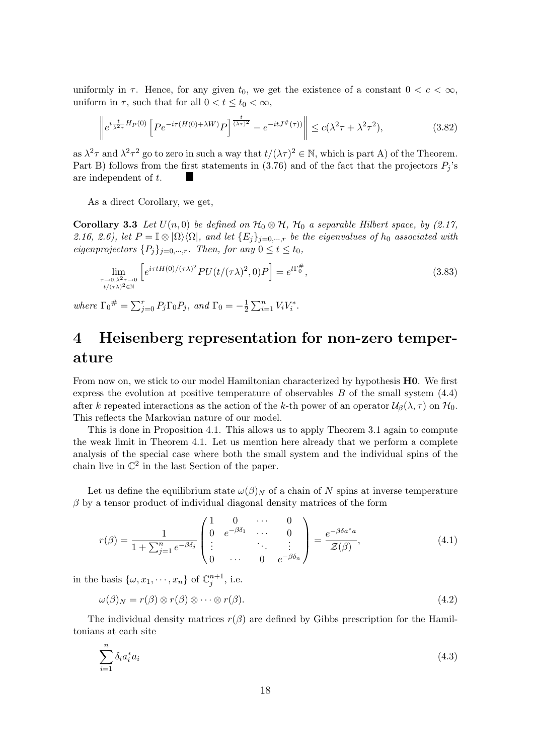uniformly in $\tau$. Hence, for any given $t_0$, we get the existence of a constant $0 < c < \infty$, uniform in $\tau$, such that for all $0 < t \leq t_0 < \infty$,

$$\left\| e^{i\frac{t}{\lambda^2\tau}H_P(0)} \left[ Pe^{-i\tau(H(0)+\lambda W)}P \right]^{\frac{t}{(\lambda\tau)^2}} - e^{-itJ^\#(\tau))} \right\| \leq c(\lambda^2\tau + \lambda^2\tau^2), \tag{3.82}$$

as $\lambda^2\tau$ and $\lambda^2\tau^2$ go to zero in such a way that $t/(\lambda\tau)^2 \in \mathbb{N}$, which is part A) of the Theorem. Part B) follows from the first statements in (3.76) and of the fact that the projectors $P_j$'s are independent of $t$. ■

As a direct Corollary, we get,

**Corollary 3.3** *Let $U(n,0)$ be defined on $\mathcal{H}_0 \otimes \mathcal{H}$, $\mathcal{H}_0$ a separable Hilbert space, by (2.17, 2.16, 2.6), let $P = \mathbb{I} \otimes |\Omega\rangle\langle\Omega|$, and let $\{E_j\}_{j=0,\cdots,r}$ be the eigenvalues of $h_0$ associated with eigenprojectors $\{P_j\}_{j=0,\cdots,r}$. Then, for any $0 \leq t \leq t_0$,*

$$\lim_{\substack{\tau\to 0, \lambda^2\tau\to 0 \\ t/(\tau\lambda)^2\in\mathbb{N}}} \left[ e^{i\tau t H(0)/(\tau\lambda)^2} PU(t/(\tau\lambda)^2, 0)P \right] = e^{t\Gamma_0^\#}, \tag{3.83}$$

*where ${\Gamma_0}^\# = \sum_{j=0}^r P_j \Gamma_0 P_j$, and $\Gamma_0 = -\frac{1}{2}\sum_{i=1}^n V_i V_i^*$.*

# 4 Heisenberg representation for non-zero temperature

From now on, we stick to our model Hamiltonian characterized by hypothesis **H0**. We first express the evolution at positive temperature of observables $B$ of the small system (4.4) after $k$ repeated interactions as the action of the $k$-th power of an operator $\mathcal{U}_\beta(\lambda,\tau)$ on $\mathcal{H}_0$. This reflects the Markovian nature of our model.

This is done in Proposition 4.1. This allows us to apply Theorem 3.1 again to compute the weak limit in Theorem 4.1. Let us mention here already that we perform a complete analysis of the special case where both the small system and the individual spins of the chain live in $\mathbb{C}^2$ in the last Section of the paper.

Let us define the equilibrium state $\omega(\beta)_N$ of a chain of $N$ spins at inverse temperature $\beta$ by a tensor product of individual diagonal density matrices of the form

$$r(\beta) = \frac{1}{1 + \sum_{j=1}^n e^{-\beta\delta_j}} \begin{pmatrix} 1 & 0 & \cdots & 0 \\ 0 & e^{-\beta\delta_1} & \cdots & 0 \\ \vdots & & \ddots & \vdots \\ 0 & \cdots & 0 & e^{-\beta\delta_n} \end{pmatrix} = \frac{e^{-\beta\delta a^* a}}{\mathcal{Z}(\beta)}, \tag{4.1}$$

in the basis $\{\omega, x_1, \cdots, x_n\}$ of $\mathbb{C}_j^{n+1}$, i.e.

$$\omega(\beta)_N = r(\beta) \otimes r(\beta) \otimes \cdots \otimes r(\beta). \tag{4.2}$$

The individual density matrices $r(\beta)$ are defined by Gibbs prescription for the Hamiltonians at each site

$$\sum_{i=1}^n \delta_i a_i^* a_i \tag{4.3}$$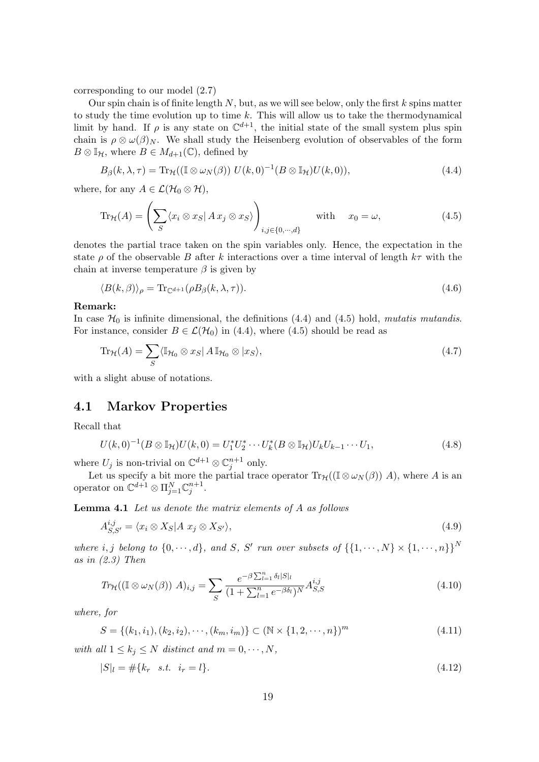corresponding to our model (2.7)

Our spin chain is of finite length $N$, but, as we will see below, only the first $k$ spins matter to study the time evolution up to time $k$. This will allow us to take the thermodynamical limit by hand. If $\rho$ is any state on $\mathbb{C}^{d+1}$, the initial state of the small system plus spin chain is $\rho \otimes \omega(\beta)_N$. We shall study the Heisenberg evolution of observables of the form $B \otimes \mathbb{I}_{\mathcal{H}}$, where $B \in M_{d+1}(\mathbb{C})$, defined by

$$B_\beta(k, \lambda, \tau) = \mathrm{Tr}_{\mathcal{H}}((\mathbb{I} \otimes \omega_N(\beta))\, U(k,0)^{-1}(B \otimes \mathbb{I}_{\mathcal{H}})U(k,0)), \tag{4.4}$$

where, for any $A \in \mathcal{L}(\mathcal{H}_0 \otimes \mathcal{H})$,

$$\mathrm{Tr}_{\mathcal{H}}(A) = \left( \sum_S \langle x_i \otimes x_S |\, A\, x_j \otimes x_S \rangle \right)_{i,j \in \{0,\cdots,d\}} \quad \text{with} \quad x_0 = \omega, \tag{4.5}$$

denotes the partial trace taken on the spin variables only. Hence, the expectation in the state $\rho$ of the observable $B$ after $k$ interactions over a time interval of length $k\tau$ with the chain at inverse temperature $\beta$ is given by

$$\langle B(k, \beta) \rangle_\rho = \mathrm{Tr}_{\mathbb{C}^{d+1}}(\rho B_\beta(k, \lambda, \tau)). \tag{4.6}$$

**Remark:**
In case $\mathcal{H}_0$ is infinite dimensional, the definitions (4.4) and (4.5) hold, *mutatis mutandis*. For instance, consider $B \in \mathcal{L}(\mathcal{H}_0)$ in (4.4), where (4.5) should be read as

$$\mathrm{Tr}_{\mathcal{H}}(A) = \sum_S \langle \mathbb{I}_{\mathcal{H}_0} \otimes x_S |\, A\, \mathbb{I}_{\mathcal{H}_0} \otimes |x_S \rangle, \tag{4.7}$$

with a slight abuse of notations.

## 4.1 Markov Properties

Recall that

$$U(k,0)^{-1}(B \otimes \mathbb{I}_{\mathcal{H}})U(k,0) = U_1^* U_2^* \cdots U_k^* (B \otimes \mathbb{I}_{\mathcal{H}}) U_k U_{k-1} \cdots U_1, \tag{4.8}$$

where $U_j$ is non-trivial on $\mathbb{C}^{d+1} \otimes \mathbb{C}_j^{n+1}$ only.

Let us specify a bit more the partial trace operator $\mathrm{Tr}_{\mathcal{H}}((\mathbb{I} \otimes \omega_N(\beta))\, A)$, where $A$ is an operator on $\mathbb{C}^{d+1} \otimes \Pi_{j=1}^N \mathbb{C}_j^{n+1}$.

**Lemma 4.1** *Let us denote the matrix elements of $A$ as follows*

$$A_{S,S'}^{i,j} = \langle x_i \otimes X_S | A \; x_j \otimes X_{S'} \rangle, \tag{4.9}$$

*where $i, j$ belong to $\{0, \cdots, d\}$, and $S$, $S'$ run over subsets of $\{\{1, \cdots, N\} \times \{1, \cdots, n\}\}^N$ as in (2.3) Then*

$$Tr_{\mathcal{H}}((\mathbb{I} \otimes \omega_N(\beta))\; A)_{i,j} = \sum_S \frac{e^{-\beta \sum_{l=1}^n \delta_l |S|_l}}{(1 + \sum_{l=1}^n e^{-\beta \delta_l})^N} A_{S,S}^{i,j} \tag{4.10}$$

*where, for*

$$S = \{(k_1, i_1), (k_2, i_2), \cdots, (k_m, i_m)\} \subset (\mathbb{N} \times \{1, 2, \cdots, n\})^m \tag{4.11}$$

*with all $1 \leq k_j \leq N$ distinct and $m = 0, \cdots, N$,*

$$|S|_l = \#\{k_r \;\; s.t. \;\; i_r = l\}. \tag{4.12}$$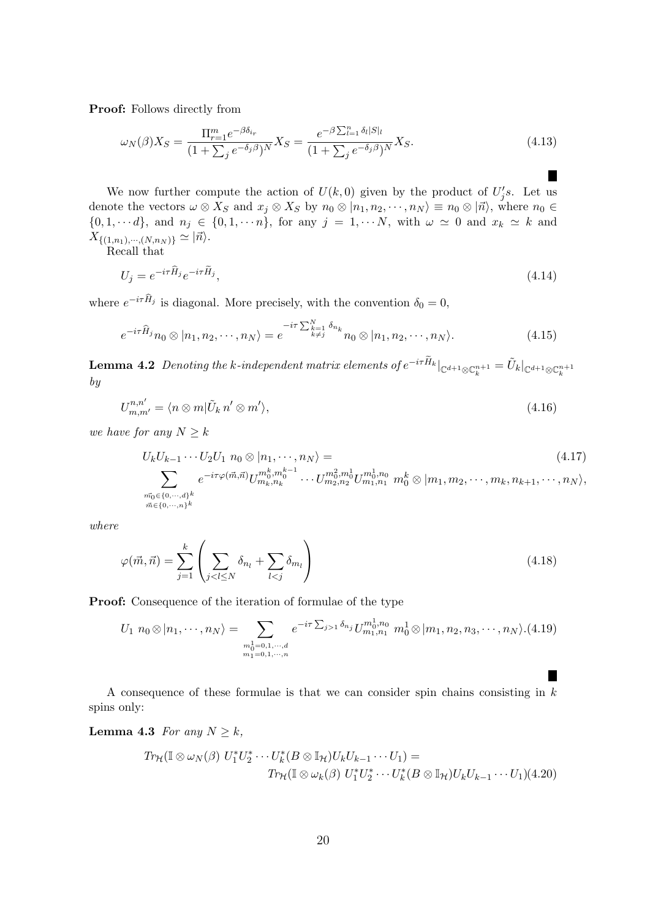**Proof:** Follows directly from

$$\omega_N(\beta)X_S = \frac{\Pi_{r=1}^m e^{-\beta\delta_{i_r}}}{(1+\sum_j e^{-\delta_j\beta})^N}X_S = \frac{e^{-\beta\sum_{l=1}^n \delta_l |S|_l}}{(1+\sum_j e^{-\delta_j\beta})^N}X_S. \tag{4.13}$$

■

We now further compute the action of $U(k,0)$ given by the product of $U_j'$s. Let us denote the vectors $\omega\otimes X_S$ and $x_j\otimes X_S$ by $n_0\otimes|n_1,n_2,\cdots,n_N\rangle \equiv n_0\otimes|\vec{n}\rangle$, where $n_0\in\{0,1,\cdots d\}$, and $n_j\in\{0,1,\cdots n\}$, for any $j=1,\cdots N$, with $\omega\simeq 0$ and $x_k\simeq k$ and $X_{\{(1,n_1),\cdots,(N,n_N)\}}\simeq|\vec{n}\rangle$.

Recall that

$$U_j = e^{-i\tau\widehat{H}_j}e^{-i\tau\widetilde{H}_j}, \tag{4.14}$$

where $e^{-i\tau\widehat{H}_j}$ is diagonal. More precisely, with the convention $\delta_0=0$,

$$e^{-i\tau\widehat{H}_j}n_0\otimes|n_1,n_2,\cdots,n_N\rangle = e^{-i\tau\sum_{k=1, k\neq j}^N \delta_{n_k}}n_0\otimes|n_1,n_2,\cdots,n_N\rangle. \tag{4.15}$$

**Lemma 4.2** *Denoting the $k$-independent matrix elements of $e^{-i\tau\widetilde{H}_k}|_{\mathbb{C}^{d+1}\otimes\mathbb{C}_k^{n+1}} = \tilde{U}_k|_{\mathbb{C}^{d+1}\otimes\mathbb{C}_k^{n+1}}$ by*

$$U_{m,m'}^{n,n'} = \langle n\otimes m|\tilde{U}_k\, n'\otimes m'\rangle, \tag{4.16}$$

*we have for any $N\geq k$*

$$\begin{aligned}
&U_kU_{k-1}\cdots U_2U_1\; n_0\otimes|n_1,\cdots,n_N\rangle = \qquad (4.17)\\
&\sum_{\substack{\vec{m_0}\in\{0,\cdots,d\}^k\\ \vec{m}\in\{0,\cdots,n\}^k}} e^{-i\tau\varphi(\vec{m},\vec{n})}U_{m_k,n_k}^{m_0^k,m_0^{k-1}}\cdots U_{m_2,n_2}^{m_0^2,m_0^1}U_{m_1,n_1}^{m_0^1,n_0}\; m_0^k\otimes|m_1,m_2,\cdots,m_k,n_{k+1},\cdots,n_N\rangle,
\end{aligned}$$

*where*

$$\varphi(\vec{m},\vec{n}) = \sum_{j=1}^k\left(\sum_{j<l\leq N}\delta_{n_l} + \sum_{l<j}\delta_{m_l}\right) \tag{4.18}$$

**Proof:** Consequence of the iteration of formulae of the type

$$U_1\; n_0\otimes|n_1,\cdots,n_N\rangle = \sum_{\substack{m_0^1=0,1,\cdots,d\\ m_1=0,1,\cdots,n}} e^{-i\tau\sum_{j>1}\delta_{n_j}}U_{m_1,n_1}^{m_0^1,n_0}\; m_0^1\otimes|m_1,n_2,n_3,\cdots,n_N\rangle. \tag{4.19}$$

■

A consequence of these formulae is that we can consider spin chains consisting in $k$ spins only:

**Lemma 4.3** *For any $N\geq k$,*

$$\begin{aligned}
&Tr_{\mathcal{H}}(\mathbb{I}\otimes\omega_N(\beta)\; U_1^*U_2^*\cdots U_k^*(B\otimes\mathbb{I}_{\mathcal{H}})U_kU_{k-1}\cdots U_1) =\\
&\qquad Tr_{\mathcal{H}}(\mathbb{I}\otimes\omega_k(\beta)\; U_1^*U_2^*\cdots U_k^*(B\otimes\mathbb{I}_{\mathcal{H}})U_kU_{k-1}\cdots U_1)
\end{aligned} \tag{4.20}$$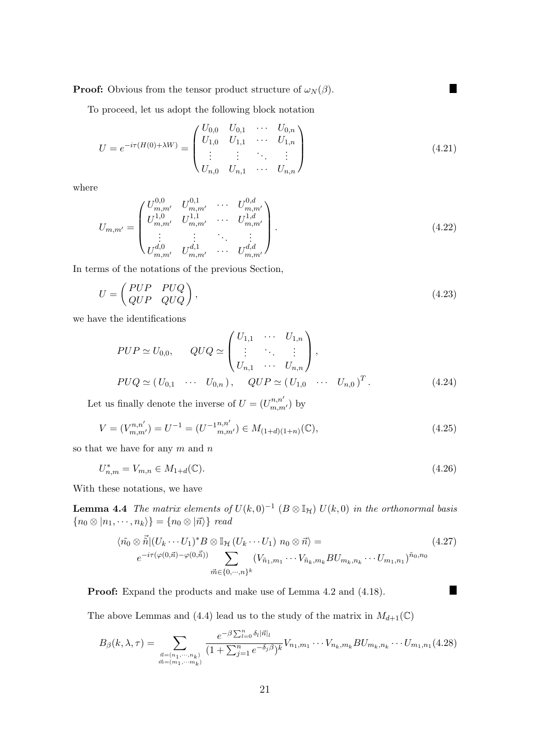**Proof:** Obvious from the tensor product structure of $\omega_N(\beta)$. ■

To proceed, let us adopt the following block notation

$$
U = e^{-i\tau(H(0)+\lambda W)} = \begin{pmatrix} U_{0,0} & U_{0,1} & \cdots & U_{0,n} \\ U_{1,0} & U_{1,1} & \cdots & U_{1,n} \\ \vdots & \vdots & \ddots & \vdots \\ U_{n,0} & U_{n,1} & \cdots & U_{n,n} \end{pmatrix} \tag{4.21}
$$

where

$$
U_{m,m'} = \begin{pmatrix} U^{0,0}_{m,m'} & U^{0,1}_{m,m'} & \cdots & U^{0,d}_{m,m'} \\ U^{1,0}_{m,m'} & U^{1,1}_{m,m'} & \cdots & U^{1,d}_{m,m'} \\ \vdots & \vdots & \ddots & \vdots \\ U^{d,0}_{m,m'} & U^{d,1}_{m,m'} & \cdots & U^{d,d}_{m,m'} \end{pmatrix}. \tag{4.22}
$$

In terms of the notations of the previous Section,

$$
U = \begin{pmatrix} PUP & PUQ \\ QUP & QUQ \end{pmatrix}, \tag{4.23}
$$

we have the identifications

$$
\begin{aligned}
&PUP \simeq U_{0,0}, \qquad QUQ \simeq \begin{pmatrix} U_{1,1} & \cdots & U_{1,n} \\ \vdots & \ddots & \vdots \\ U_{n,1} & \cdots & U_{n,n} \end{pmatrix}, \\
&PUQ \simeq (\, U_{0,1} \quad \cdots \quad U_{0,n}\,), \qquad QUP \simeq (\, U_{1,0} \quad \cdots \quad U_{n,0}\,)^T.
\end{aligned} \tag{4.24}
$$

Let us finally denote the inverse of $U = (U^{n,n'}_{m,m'})$ by

$$
V = (V^{n,n'}_{m,m'}) = U^{-1} = ({U^{-1}}^{n,n'}_{m,m'}) \in M_{(1+d)(1+n)}(\mathbb{C}), \tag{4.25}
$$

so that we have for any $m$ and $n$

$$
U^*_{n,m} = V_{m,n} \in M_{1+d}(\mathbb{C}). \tag{4.26}
$$

With these notations, we have

**Lemma 4.4** *The matrix elements of $U(k,0)^{-1}$ $(B \otimes \mathbb{I}_{\mathcal{H}})$ $U(k,0)$ in the orthonormal basis $\{n_0 \otimes |n_1, \cdots, n_k\rangle\} = \{n_0 \otimes |\vec{n}\rangle\}$ read*

$$
\begin{aligned}
&\langle \tilde{n_0} \otimes \vec{\tilde{n}} | (U_k \cdots U_1)^* B \otimes \mathbb{I}_{\mathcal{H}} \, (U_k \cdots U_1) \; n_0 \otimes \vec{n} \rangle = \\
&\qquad e^{-i\tau(\varphi(0,\vec{n}) - \varphi(0,\vec{\tilde{n}}))} \sum_{\vec{m} \in \{0,\cdots,n\}^k} (V_{\tilde{n}_1,m_1} \cdots V_{\tilde{n}_k,m_k} B U_{m_k,n_k} \cdots U_{m_1,n_1})^{\tilde{n}_0,n_0}
\end{aligned} \tag{4.27}
$$

**Proof:** Expand the products and make use of Lemma 4.2 and (4.18). ■

The above Lemmas and (4.4) lead us to the study of the matrix in $M_{d+1}(\mathbb{C})$

$$
B_\beta(k,\lambda,\tau) = \sum_{\substack{\vec{n}=(n_1,\cdots,n_k) \\ \vec{m}=(m_1,\cdots m_k)}} \frac{e^{-\beta \sum_{l=0}^n \delta_l |\vec{n}|_l}}{(1+\sum_{j=1}^n e^{-\delta_j \beta})^k} V_{n_1,m_1} \cdots V_{n_k,m_k} B U_{m_k,n_k} \cdots U_{m_1,n_1} \tag{4.28}
$$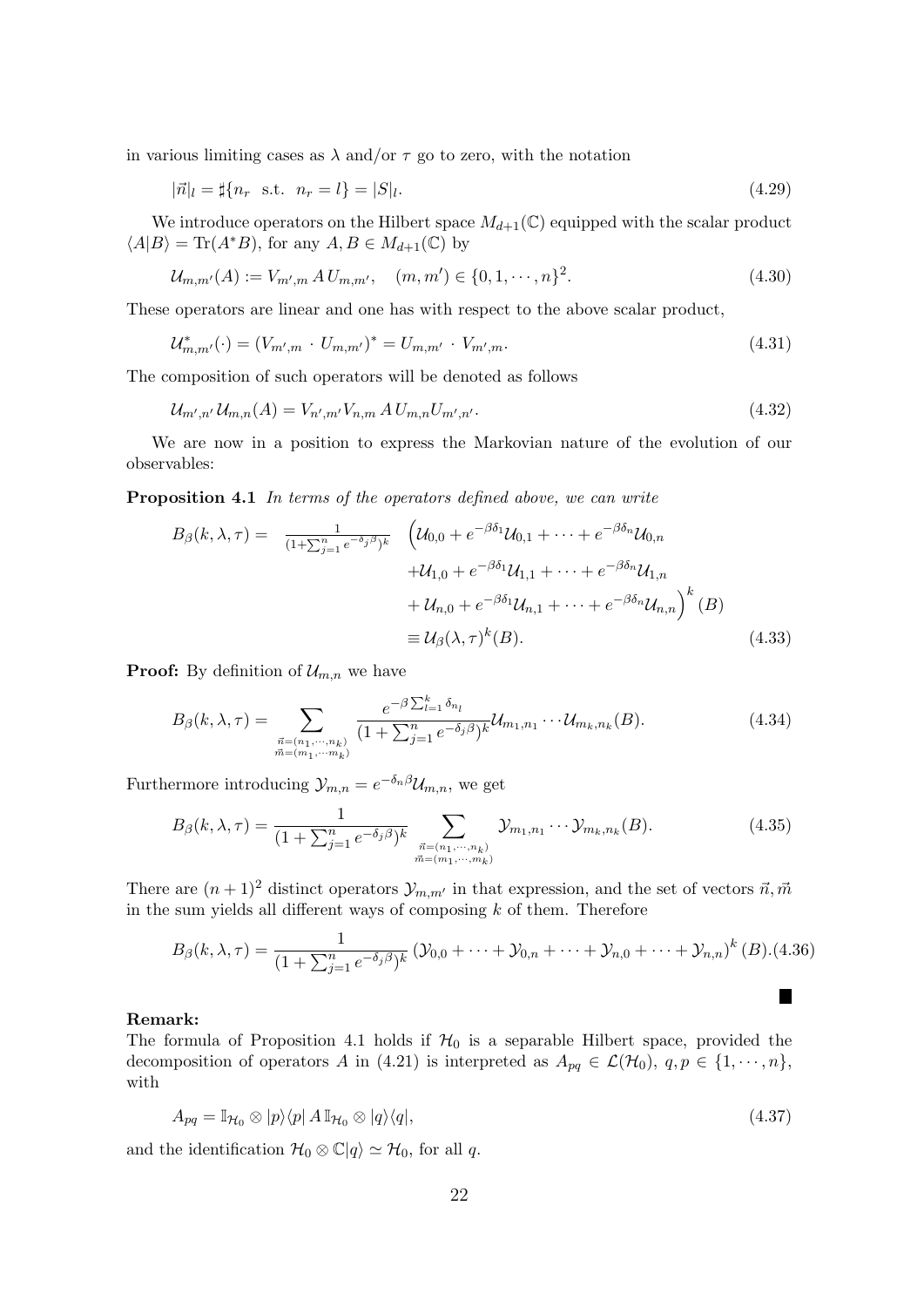in various limiting cases as $\lambda$ and/or $\tau$ go to zero, with the notation

$$|\vec{n}|_l = \sharp\{n_r \text{ s.t. } n_r = l\} = |S|_l. \tag{4.29}$$

We introduce operators on the Hilbert space $M_{d+1}(\mathbb{C})$ equipped with the scalar product $\langle A|B\rangle = \mathrm{Tr}(A^*B)$, for any $A, B \in M_{d+1}(\mathbb{C})$ by

$$\mathcal{U}_{m,m'}(A) := V_{m',m}\, A\, U_{m,m'}, \quad (m, m') \in \{0, 1, \cdots, n\}^2. \tag{4.30}$$

These operators are linear and one has with respect to the above scalar product,

$$\mathcal{U}^*_{m,m'}(\cdot) = (V_{m',m} \cdot U_{m,m'})^* = U_{m,m'} \cdot V_{m',m}. \tag{4.31}$$

The composition of such operators will be denoted as follows

$$\mathcal{U}_{m',n'}\mathcal{U}_{m,n}(A) = V_{n',m'}V_{n,m}\, A\, U_{m,n}U_{m',n'}. \tag{4.32}$$

We are now in a position to express the Markovian nature of the evolution of our observables:

**Proposition 4.1** *In terms of the operators defined above, we can write*

$$\begin{aligned} B_\beta(k, \lambda, \tau) = \ & \frac{1}{(1+\sum_{j=1}^n e^{-\delta_j\beta})^k} \Big( \mathcal{U}_{0,0} + e^{-\beta\delta_1}\mathcal{U}_{0,1} + \cdots + e^{-\beta\delta_n}\mathcal{U}_{0,n} \\ & + \mathcal{U}_{1,0} + e^{-\beta\delta_1}\mathcal{U}_{1,1} + \cdots + e^{-\beta\delta_n}\mathcal{U}_{1,n} \\ & + \mathcal{U}_{n,0} + \cdots + e^{-\beta\delta_1}\mathcal{U}_{n,1} + \cdots + e^{-\beta\delta_n}\mathcal{U}_{n,n} \Big)^k (B) \\ & \equiv \mathcal{U}_\beta(\lambda, \tau)^k(B). \end{aligned} \tag{4.33}$$

**Proof:** By definition of $\mathcal{U}_{m,n}$ we have

$$B_\beta(k, \lambda, \tau) = \sum_{\substack{\vec{n}=(n_1,\cdots,n_k) \\ \vec{m}=(m_1,\cdots m_k)}} \frac{e^{-\beta\sum_{l=1}^k \delta_{n_l}}}{(1+\sum_{j=1}^n e^{-\delta_j\beta})^k} \mathcal{U}_{m_1,n_1}\cdots\mathcal{U}_{m_k,n_k}(B). \tag{4.34}$$

Furthermore introducing $\mathcal{Y}_{m,n} = e^{-\delta_n\beta}\mathcal{U}_{m,n}$, we get

$$B_\beta(k, \lambda, \tau) = \frac{1}{(1+\sum_{j=1}^n e^{-\delta_j\beta})^k} \sum_{\substack{\vec{n}=(n_1,\cdots,n_k) \\ \vec{m}=(m_1,\cdots,m_k)}} \mathcal{Y}_{m_1,n_1}\cdots\mathcal{Y}_{m_k,n_k}(B). \tag{4.35}$$

There are $(n+1)^2$ distinct operators $\mathcal{Y}_{m,m'}$ in that expression, and the set of vectors $\vec{n}, \vec{m}$ in the sum yields all different ways of composing $k$ of them. Therefore

$$B_\beta(k, \lambda, \tau) = \frac{1}{(1+\sum_{j=1}^n e^{-\delta_j\beta})^k} \left(\mathcal{Y}_{0,0} + \cdots + \mathcal{Y}_{0,n} + \cdots + \mathcal{Y}_{n,0} + \cdots + \mathcal{Y}_{n,n}\right)^k (B). \tag{4.36}$$

■

**Remark:**
The formula of Proposition 4.1 holds if $\mathcal{H}_0$ is a separable Hilbert space, provided the decomposition of operators $A$ in (4.21) is interpreted as $A_{pq} \in \mathcal{L}(\mathcal{H}_0)$, $q, p \in \{1, \cdots, n\}$, with

$$A_{pq} = \mathbb{I}_{\mathcal{H}_0} \otimes |p\rangle\langle p|\, A\, \mathbb{I}_{\mathcal{H}_0} \otimes |q\rangle\langle q|, \tag{4.37}$$

and the identification $\mathcal{H}_0 \otimes \mathbb{C}|q\rangle \simeq \mathcal{H}_0$, for all $q$.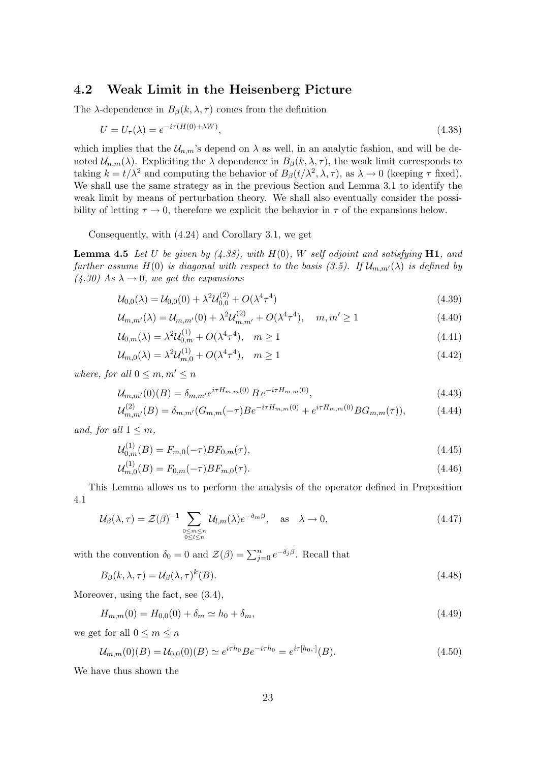## 4.2 Weak Limit in the Heisenberg Picture

The $\lambda$-dependence in $B_\beta(k, \lambda, \tau)$ comes from the definition

$$U = U_\tau(\lambda) = e^{-i\tau(H(0)+\lambda W)}, \tag{4.38}$$

which implies that the $\mathcal{U}_{n,m}$'s depend on $\lambda$ as well, in an analytic fashion, and will be denoted $\mathcal{U}_{n,m}(\lambda)$. Expliciting the $\lambda$ dependence in $B_\beta(k, \lambda, \tau)$, the weak limit corresponds to taking $k = t/\lambda^2$ and computing the behavior of $B_\beta(t/\lambda^2, \lambda, \tau)$, as $\lambda \to 0$ (keeping $\tau$ fixed). We shall use the same strategy as in the previous Section and Lemma 3.1 to identify the weak limit by means of perturbation theory. We shall also eventually consider the possibility of letting $\tau \to 0$, therefore we explicit the behavior in $\tau$ of the expansions below.

Consequently, with (4.24) and Corollary 3.1, we get

**Lemma 4.5** *Let $U$ be given by (4.38), with $H(0)$, $W$ self adjoint and satisfying* **H1***, and further assume $H(0)$ is diagonal with respect to the basis (3.5). If $\mathcal{U}_{m,m'}(\lambda)$ is defined by (4.30) As $\lambda \to 0$, we get the expansions*

$$\mathcal{U}_{0,0}(\lambda) = \mathcal{U}_{0,0}(0) + \lambda^2 \mathcal{U}^{(2)}_{0,0} + O(\lambda^4\tau^4) \tag{4.39}$$

$$\mathcal{U}_{m,m'}(\lambda) = \mathcal{U}_{m,m'}(0) + \lambda^2 \mathcal{U}^{(2)}_{m,m'} + O(\lambda^4\tau^4), \quad m, m' \geq 1 \tag{4.40}$$

$$\mathcal{U}_{0,m}(\lambda) = \lambda^2 \mathcal{U}^{(1)}_{0,m} + O(\lambda^4\tau^4), \quad m \geq 1 \tag{4.41}$$

$$\mathcal{U}_{m,0}(\lambda) = \lambda^2 \mathcal{U}^{(1)}_{m,0} + O(\lambda^4\tau^4), \quad m \geq 1 \tag{4.42}$$

*where, for all $0 \leq m, m' \leq n$*

$$\mathcal{U}_{m,m'}(0)(B) = \delta_{m,m'} e^{i\tau H_{m,m}(0)}\, B\, e^{-i\tau H_{m,m}(0)}, \tag{4.43}$$

$$\mathcal{U}^{(2)}_{m,m'}(B) = \delta_{m,m'}(G_{m,m}(-\tau) B e^{-i\tau H_{m,m}(0)} + e^{i\tau H_{m,m}(0)} B G_{m,m}(\tau)), \tag{4.44}$$

*and, for all $1 \leq m$,*

$$\mathcal{U}^{(1)}_{0,m}(B) = F_{m,0}(-\tau) B F_{0,m}(\tau), \tag{4.45}$$

$$\mathcal{U}^{(1)}_{m,0}(B) = F_{0,m}(-\tau) B F_{m,0}(\tau). \tag{4.46}$$

This Lemma allows us to perform the analysis of the operator defined in Proposition 4.1

$$\mathcal{U}_\beta(\lambda, \tau) = \mathcal{Z}(\beta)^{-1} \sum_{\substack{0\leq m \leq n \\ 0 \leq l \leq n}} \mathcal{U}_{l,m}(\lambda) e^{-\delta_m \beta}, \quad \text{as} \quad \lambda \to 0, \tag{4.47}$$

with the convention $\delta_0 = 0$ and $\mathcal{Z}(\beta) = \sum_{j=0}^n e^{-\delta_j \beta}$. Recall that

$$B_\beta(k, \lambda, \tau) = \mathcal{U}_\beta(\lambda, \tau)^k(B). \tag{4.48}$$

Moreover, using the fact, see (3.4),

$$H_{m,m}(0) = H_{0,0}(0) + \delta_m \simeq h_0 + \delta_m, \tag{4.49}$$

we get for all $0 \leq m \leq n$

$$\mathcal{U}_{m,m}(0)(B) = \mathcal{U}_{0,0}(0)(B) \simeq e^{i\tau h_0} B e^{-i\tau h_0} = e^{i\tau[h_0,\cdot]}(B). \tag{4.50}$$

We have thus shown the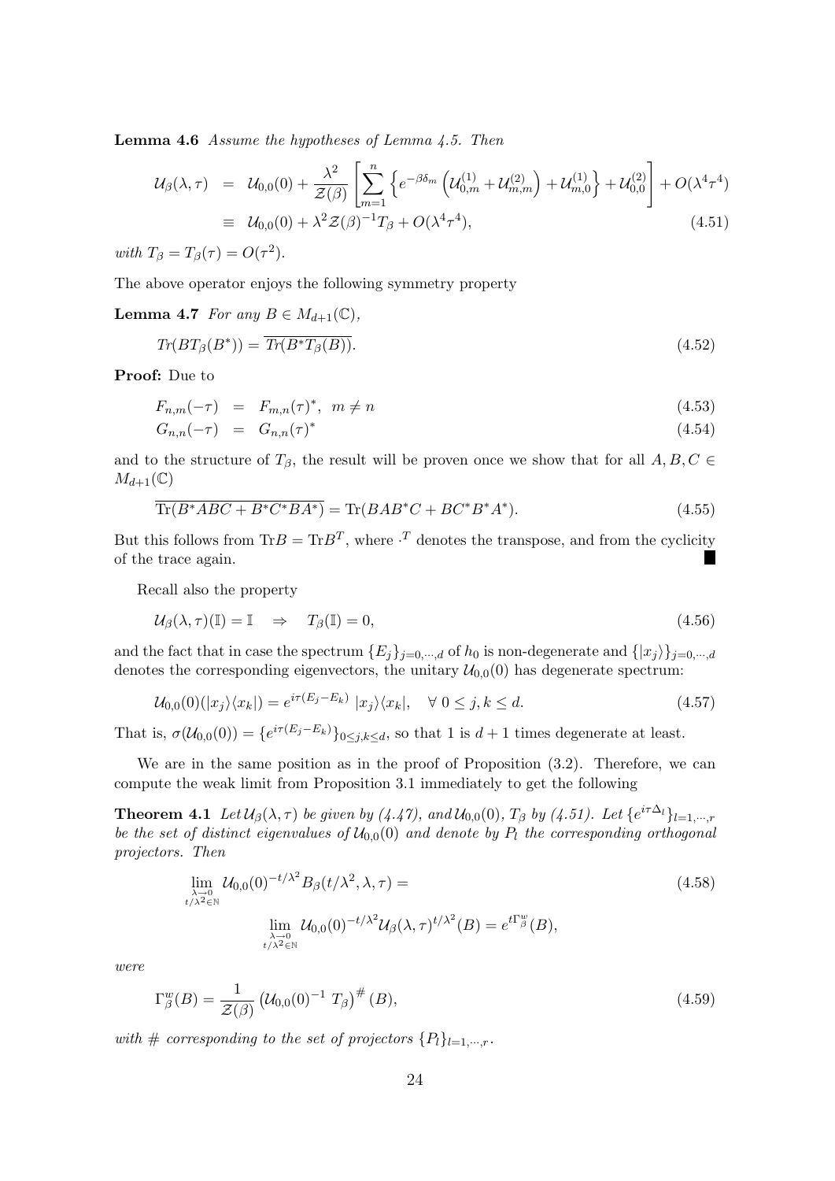**Lemma 4.6** *Assume the hypotheses of Lemma 4.5. Then*

$$\begin{aligned}
\mathcal{U}_\beta(\lambda,\tau) &= \mathcal{U}_{0,0}(0) + \frac{\lambda^2}{\mathcal{Z}(\beta)}\left[\sum_{m=1}^n \left\{ e^{-\beta\delta_m}\left(\mathcal{U}^{(1)}_{0,m} + \mathcal{U}^{(2)}_{m,m}\right) + \mathcal{U}^{(1)}_{m,0}\right\} + \mathcal{U}^{(2)}_{0,0}\right] + O(\lambda^4\tau^4) \\
&\equiv \mathcal{U}_{0,0}(0) + \lambda^2\mathcal{Z}(\beta)^{-1}T_\beta + O(\lambda^4\tau^4),
\end{aligned} \tag{4.51}$$

*with* $T_\beta = T_\beta(\tau) = O(\tau^2)$.

The above operator enjoys the following symmetry property

**Lemma 4.7** *For any* $B \in M_{d+1}(\mathbb{C})$,

$$Tr(BT_\beta(B^*)) = \overline{Tr(B^*T_\beta(B))}. \tag{4.52}$$

**Proof:** Due to

$$\begin{aligned}
F_{n,m}(-\tau) &= F_{m,n}(\tau)^*, \quad m \neq n &(4.53)\\
G_{n,n}(-\tau) &= G_{n,n}(\tau)^* &(4.54)
\end{aligned}$$

and to the structure of $T_\beta$, the result will be proven once we show that for all $A, B, C \in M_{d+1}(\mathbb{C})$

$$\overline{\mathrm{Tr}(B^*ABC + B^*C^*BA^*)} = \mathrm{Tr}(BAB^*C + BC^*B^*A^*). \tag{4.55}$$

But this follows from $\mathrm{Tr}B = \mathrm{Tr}B^T$, where $\cdot^T$ denotes the transpose, and from the cyclicity of the trace again. ■

Recall also the property

$$\mathcal{U}_\beta(\lambda,\tau)(\mathbb{I}) = \mathbb{I} \quad \Rightarrow \quad T_\beta(\mathbb{I}) = 0, \tag{4.56}$$

and the fact that in case the spectrum $\{E_j\}_{j=0,\cdots,d}$ of $h_0$ is non-degenerate and $\{|x_j\rangle\}_{j=0,\cdots,d}$ denotes the corresponding eigenvectors, the unitary $\mathcal{U}_{0,0}(0)$ has degenerate spectrum:

$$\mathcal{U}_{0,0}(0)(|x_j\rangle\langle x_k|) = e^{i\tau(E_j-E_k)}\ |x_j\rangle\langle x_k|, \quad \forall\ 0 \leq j,k \leq d. \tag{4.57}$$

That is, $\sigma(\mathcal{U}_{0,0}(0)) = \{e^{i\tau(E_j-E_k)}\}_{0\leq j,k\leq d}$, so that 1 is $d+1$ times degenerate at least.

We are in the same position as in the proof of Proposition (3.2). Therefore, we can compute the weak limit from Proposition 3.1 immediately to get the following

**Theorem 4.1** *Let* $\mathcal{U}_\beta(\lambda,\tau)$ *be given by (4.47), and* $\mathcal{U}_{0,0}(0)$, $T_\beta$ *by (4.51). Let* $\{e^{i\tau\Delta_l}\}_{l=1,\cdots,r}$ *be the set of distinct eigenvalues of* $\mathcal{U}_{0,0}(0)$ *and denote by* $P_l$ *the corresponding orthogonal projectors. Then*

$$\begin{aligned}
&\lim_{\substack{\lambda\to 0 \\ t/\lambda^2\in\mathbb{N}}} \mathcal{U}_{0,0}(0)^{-t/\lambda^2} B_\beta(t/\lambda^2,\lambda,\tau) = \\
&\qquad \lim_{\substack{\lambda\to 0 \\ t/\lambda^2\in\mathbb{N}}} \mathcal{U}_{0,0}(0)^{-t/\lambda^2}\mathcal{U}_\beta(\lambda,\tau)^{t/\lambda^2}(B) = e^{t\Gamma^w_\beta}(B),
\end{aligned} \tag{4.58}$$

*were*

$$\Gamma^w_\beta(B) = \frac{1}{\mathcal{Z}(\beta)}\left(\mathcal{U}_{0,0}(0)^{-1}\ T_\beta\right)^{\#}(B), \tag{4.59}$$

*with* $\#$ *corresponding to the set of projectors* $\{P_l\}_{l=1,\cdots,r}$.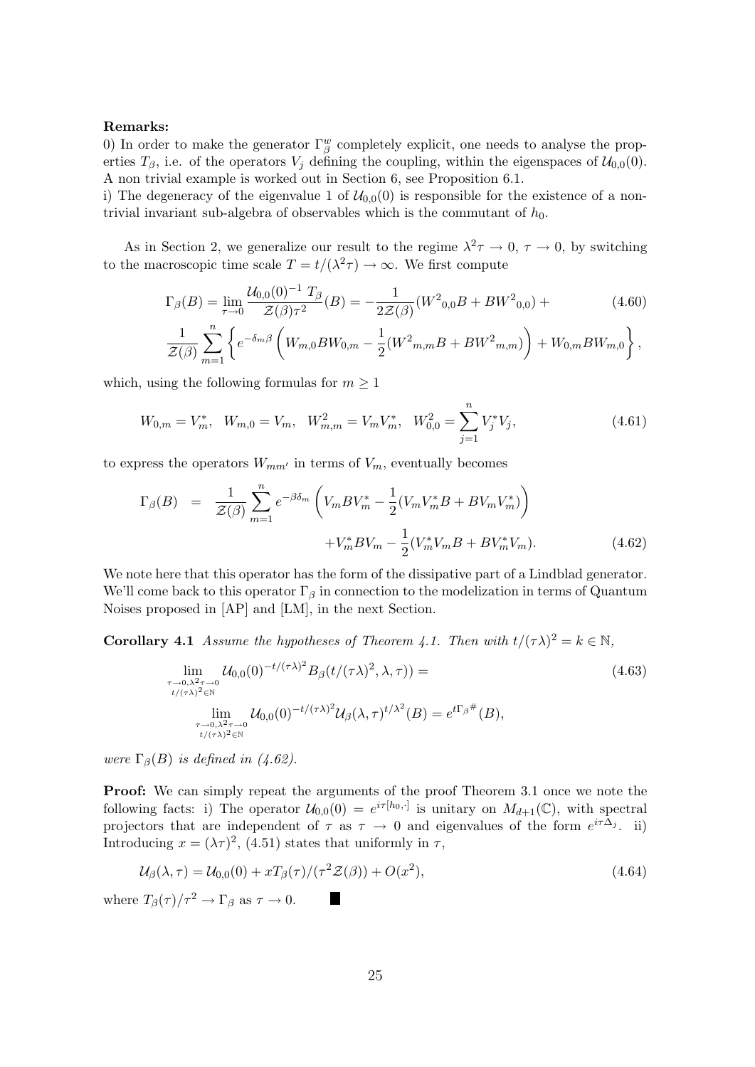**Remarks:**

0) In order to make the generator $\Gamma_\beta^w$ completely explicit, one needs to analyse the properties $T_\beta$, i.e. of the operators $V_j$ defining the coupling, within the eigenspaces of $\mathcal{U}_{0,0}(0)$. A non trivial example is worked out in Section 6, see Proposition 6.1.

i) The degeneracy of the eigenvalue 1 of $\mathcal{U}_{0,0}(0)$ is responsible for the existence of a non-trivial invariant sub-algebra of observables which is the commutant of $h_0$.

As in Section 2, we generalize our result to the regime $\lambda^2\tau \to 0$, $\tau \to 0$, by switching to the macroscopic time scale $T = t/(\lambda^2\tau) \to \infty$. We first compute

$$
\Gamma_\beta(B) = \lim_{\tau\to 0} \frac{\mathcal{U}_{0,0}(0)^{-1}\, T_\beta}{\mathcal{Z}(\beta)\tau^2}(B) = -\frac{1}{2\mathcal{Z}(\beta)}({W^2}_{0,0}B + B{W^2}_{0,0}) + \tag{4.60}
$$

$$
\frac{1}{\mathcal{Z}(\beta)} \sum_{m=1}^{n} \left\{ e^{-\delta_m \beta} \left( W_{m,0} B W_{0,m} - \frac{1}{2}({W^2}_{m,m}B + B{W^2}_{m,m}) \right) + W_{0,m} B W_{m,0} \right\},
$$

which, using the following formulas for $m \geq 1$

$$
W_{0,m} = V_m^*, \quad W_{m,0} = V_m, \quad W_{m,m}^2 = V_m V_m^*, \quad W_{0,0}^2 = \sum_{j=1}^{n} V_j^* V_j, \tag{4.61}
$$

to express the operators $W_{mm'}$ in terms of $V_m$, eventually becomes

$$
\begin{aligned}
\Gamma_\beta(B) \;&=\; \frac{1}{\mathcal{Z}(\beta)} \sum_{m=1}^{n} e^{-\beta\delta_m} \left( V_m B V_m^* - \frac{1}{2}(V_m V_m^* B + B V_m V_m^*) \right) \\
&\qquad\qquad + V_m^* B V_m - \frac{1}{2}(V_m^* V_m B + B V_m^* V_m).
\end{aligned} \tag{4.62}
$$

We note here that this operator has the form of the dissipative part of a Lindblad generator. We'll come back to this operator $\Gamma_\beta$ in connection to the modelization in terms of Quantum Noises proposed in [AP] and [LM], in the next Section.

**Corollary 4.1** *Assume the hypotheses of Theorem 4.1. Then with $t/(\tau\lambda)^2 = k \in \mathbb{N}$,*

$$
\begin{aligned}
&\lim_{\substack{\tau\to 0, \lambda^2\tau\to 0 \\ t/(\tau\lambda)^2 \in \mathbb{N}}} \mathcal{U}_{0,0}(0)^{-t/(\tau\lambda)^2} B_\beta(t/(\tau\lambda)^2, \lambda, \tau)) = \\
&\qquad \lim_{\substack{\tau\to 0, \lambda^2\tau\to 0 \\ t/(\tau\lambda)^2 \in \mathbb{N}}} \mathcal{U}_{0,0}(0)^{-t/(\tau\lambda)^2} \mathcal{U}_\beta(\lambda, \tau)^{t/\lambda^2}(B) = e^{t{\Gamma_\beta}^{\#}}(B),
\end{aligned} \tag{4.63}
$$

*were $\Gamma_\beta(B)$ is defined in (4.62).*

**Proof:** We can simply repeat the arguments of the proof Theorem 3.1 once we note the following facts: i) The operator $\mathcal{U}_{0,0}(0) = e^{i\tau[h_0,\cdot]}$ is unitary on $M_{d+1}(\mathbb{C})$, with spectral projectors that are independent of $\tau$ as $\tau \to 0$ and eigenvalues of the form $e^{i\tau\Delta_j}$. ii) Introducing $x = (\lambda\tau)^2$, (4.51) states that uniformly in $\tau$,

$$
\mathcal{U}_\beta(\lambda, \tau) = \mathcal{U}_{0,0}(0) + xT_\beta(\tau)/(\tau^2\mathcal{Z}(\beta)) + O(x^2), \tag{4.64}
$$

where $T_\beta(\tau)/\tau^2 \to \Gamma_\beta$ as $\tau \to 0$. ∎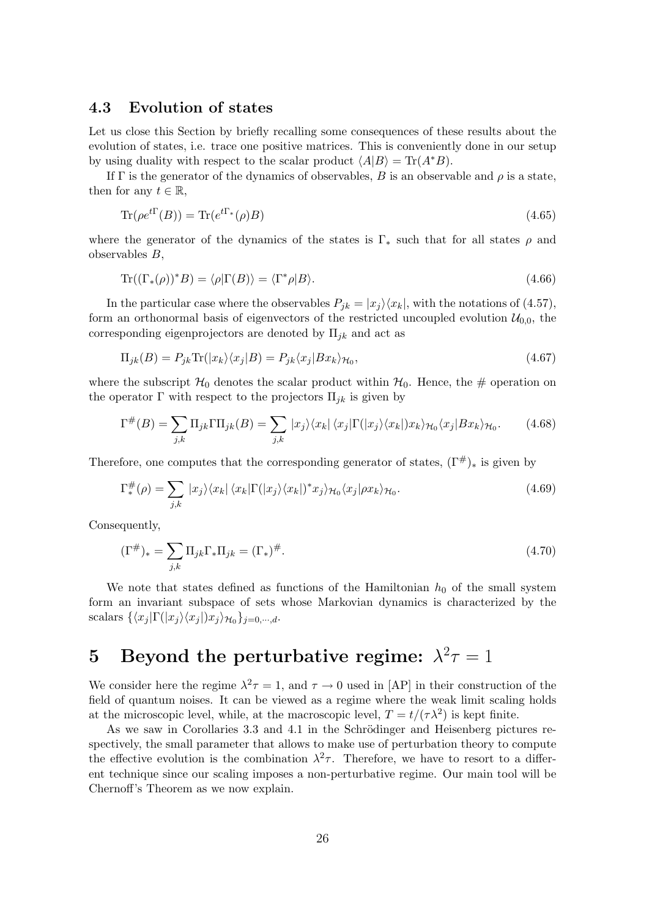### 4.3 Evolution of states

Let us close this Section by briefly recalling some consequences of these results about the evolution of states, i.e. trace one positive matrices. This is conveniently done in our setup by using duality with respect to the scalar product $\langle A|B\rangle = \mathrm{Tr}(A^*B)$.

If $\Gamma$ is the generator of the dynamics of observables, $B$ is an observable and $\rho$ is a state, then for any $t \in \mathbb{R}$,

$$\mathrm{Tr}(\rho e^{t\Gamma}(B)) = \mathrm{Tr}(e^{t\Gamma_*}(\rho)B) \tag{4.65}$$

where the generator of the dynamics of the states is $\Gamma_*$ such that for all states $\rho$ and observables $B$,

$$\mathrm{Tr}((\Gamma_*(\rho))^*B) = \langle \rho|\Gamma(B)\rangle = \langle \Gamma^*\rho|B\rangle. \tag{4.66}$$

In the particular case where the observables $P_{jk} = |x_j\rangle\langle x_k|$, with the notations of (4.57), form an orthonormal basis of eigenvectors of the restricted uncoupled evolution $\mathcal{U}_{0,0}$, the corresponding eigenprojectors are denoted by $\Pi_{jk}$ and act as

$$\Pi_{jk}(B) = P_{jk}\mathrm{Tr}(|x_k\rangle\langle x_j|B) = P_{jk}\langle x_j|Bx_k\rangle_{\mathcal{H}_0}, \tag{4.67}$$

where the subscript $\mathcal{H}_0$ denotes the scalar product within $\mathcal{H}_0$. Hence, the # operation on the operator $\Gamma$ with respect to the projectors $\Pi_{jk}$ is given by

$$\Gamma^\#(B) = \sum_{j,k} \Pi_{jk}\Gamma\Pi_{jk}(B) = \sum_{j,k} |x_j\rangle\langle x_k|\, \langle x_j|\Gamma(|x_j\rangle\langle x_k|)x_k\rangle_{\mathcal{H}_0}\langle x_j|Bx_k\rangle_{\mathcal{H}_0}. \tag{4.68}$$

Therefore, one computes that the corresponding generator of states, $(\Gamma^\#)_*$ is given by

$$\Gamma^\#_*(\rho) = \sum_{j,k} |x_j\rangle\langle x_k|\, \langle x_k|\Gamma(|x_j\rangle\langle x_k|)^*x_j\rangle_{\mathcal{H}_0}\langle x_j|\rho x_k\rangle_{\mathcal{H}_0}. \tag{4.69}$$

Consequently,

$$(\Gamma^\#)_* = \sum_{j,k} \Pi_{jk}\Gamma_*\Pi_{jk} = (\Gamma_*)^\#. \tag{4.70}$$

We note that states defined as functions of the Hamiltonian $h_0$ of the small system form an invariant subspace of sets whose Markovian dynamics is characterized by the scalars $\{\langle x_j|\Gamma(|x_j\rangle\langle x_j|)x_j\rangle_{\mathcal{H}_0}\}_{j=0,\cdots,d}$.

# 5 Beyond the perturbative regime: $\lambda^2\tau = 1$

We consider here the regime $\lambda^2\tau = 1$, and $\tau \to 0$ used in [AP] in their construction of the field of quantum noises. It can be viewed as a regime where the weak limit scaling holds at the microscopic level, while, at the macroscopic level, $T = t/(\tau\lambda^2)$ is kept finite.

As we saw in Corollaries 3.3 and 4.1 in the Schrödinger and Heisenberg pictures respectively, the small parameter that allows to make use of perturbation theory to compute the effective evolution is the combination $\lambda^2\tau$. Therefore, we have to resort to a different technique since our scaling imposes a non-perturbative regime. Our main tool will be Chernoff's Theorem as we now explain.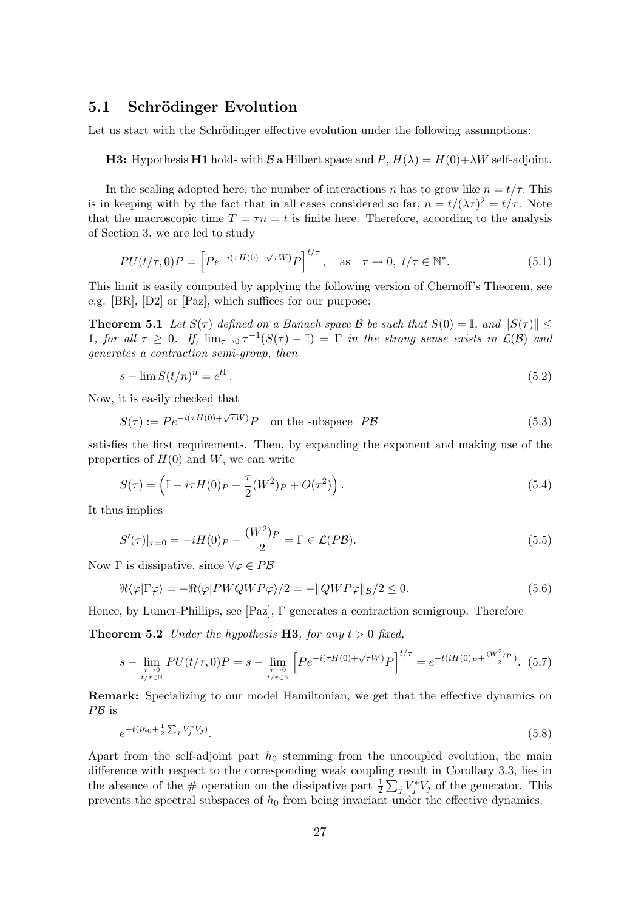## 5.1 Schrödinger Evolution

Let us start with the Schrödinger effective evolution under the following assumptions:

**H3:** Hypothesis **H1** holds with $\mathcal{B}$ a Hilbert space and $P$, $H(\lambda) = H(0)+\lambda W$ self-adjoint.

In the scaling adopted here, the number of interactions $n$ has to grow like $n = t/\tau$. This is in keeping with by the fact that in all cases considered so far, $n = t/(\lambda\tau)^2 = t/\tau$. Note that the macroscopic time $T = \tau n = t$ is finite here. Therefore, according to the analysis of Section 3, we are led to study

$$PU(t/\tau, 0)P = \left[Pe^{-i(\tau H(0)+\sqrt{\tau}W)}P\right]^{t/\tau}, \quad \text{as} \quad \tau \to 0, \ t/\tau \in \mathbb{N}^*. \tag{5.1}$$

This limit is easily computed by applying the following version of Chernoff's Theorem, see e.g. [BR], [D2] or [Paz], which suffices for our purpose:

**Theorem 5.1** *Let $S(\tau)$ defined on a Banach space $\mathcal{B}$ be such that $S(0) = \mathbb{I}$, and $\|S(\tau)\| \leq 1$, for all $\tau \geq 0$. If, $\lim_{\tau\to 0} \tau^{-1}(S(\tau) - \mathbb{I}) = \Gamma$ in the strong sense exists in $\mathcal{L}(\mathcal{B})$ and generates a contraction semi-group, then*

$$s - \lim S(t/n)^n = e^{t\Gamma}. \tag{5.2}$$

Now, it is easily checked that

$$S(\tau) := Pe^{-i(\tau H(0)+\sqrt{\tau}W)}P \quad \text{on the subspace } \ P\mathcal{B} \tag{5.3}$$

satisfies the first requirements. Then, by expanding the exponent and making use of the properties of $H(0)$ and $W$, we can write

$$S(\tau) = \left(\mathbb{I} - i\tau H(0)_P - \frac{\tau}{2}(W^2)_P + O(\tau^2)\right). \tag{5.4}$$

It thus implies

$$S'(\tau)|_{\tau=0} = -iH(0)_P - \frac{(W^2)_P}{2} = \Gamma \in \mathcal{L}(P\mathcal{B}). \tag{5.5}$$

Now $\Gamma$ is dissipative, since $\forall \varphi \in P\mathcal{B}$

$$\Re\langle\varphi|\Gamma\varphi\rangle = -\Re\langle\varphi|PWQWP\varphi\rangle/2 = -\|QWP\varphi\|_{\mathcal{B}}/2 \leq 0. \tag{5.6}$$

Hence, by Lumer-Phillips, see [Paz], $\Gamma$ generates a contraction semigroup. Therefore

**Theorem 5.2** *Under the hypothesis* **H3***, for any $t > 0$ fixed,*

$$s - \lim_{\substack{\tau\to 0 \\ t/\tau\in\mathbb{N}}} PU(t/\tau, 0)P = s - \lim_{\substack{\tau\to 0 \\ t/\tau\in\mathbb{N}}} \left[Pe^{-i(\tau H(0)+\sqrt{\tau}W)}P\right]^{t/\tau} = e^{-t(iH(0)_P + \frac{(W^2)_P}{2})}. \tag{5.7}$$

**Remark:** Specializing to our model Hamiltonian, we get that the effective dynamics on $P\mathcal{B}$ is

$$e^{-t(ih_0 + \frac{1}{2}\sum_j V_j^* V_j)}. \tag{5.8}$$

Apart from the self-adjoint part $h_0$ stemming from the uncoupled evolution, the main difference with respect to the corresponding weak coupling result in Corollary 3.3, lies in the absence of the # operation on the dissipative part $\frac{1}{2}\sum_j V_j^* V_j$ of the generator. This prevents the spectral subspaces of $h_0$ from being invariant under the effective dynamics.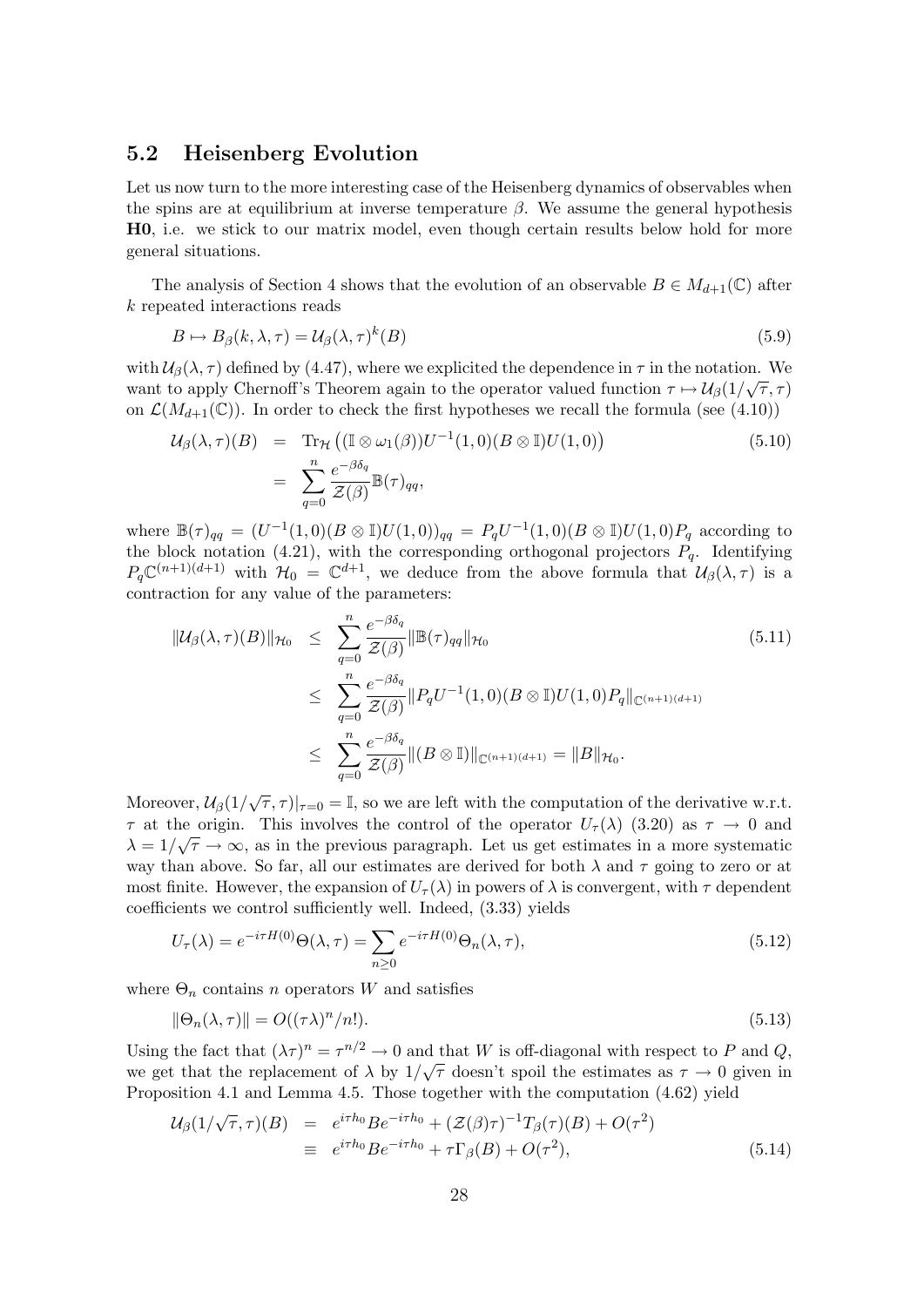## 5.2 Heisenberg Evolution

Let us now turn to the more interesting case of the Heisenberg dynamics of observables when the spins are at equilibrium at inverse temperature $\beta$. We assume the general hypothesis **H0**, i.e. we stick to our matrix model, even though certain results below hold for more general situations.

The analysis of Section 4 shows that the evolution of an observable $B \in M_{d+1}(\mathbb{C})$ after $k$ repeated interactions reads

$$B \mapsto B_\beta(k, \lambda, \tau) = \mathcal{U}_\beta(\lambda, \tau)^k(B) \tag{5.9}$$

with $\mathcal{U}_\beta(\lambda, \tau)$ defined by (4.47), where we explicited the dependence in $\tau$ in the notation. We want to apply Chernoff's Theorem again to the operator valued function $\tau \mapsto \mathcal{U}_\beta(1/\sqrt{\tau}, \tau)$ on $\mathcal{L}(M_{d+1}(\mathbb{C}))$. In order to check the first hypotheses we recall the formula (see (4.10))

$$\begin{aligned}
\mathcal{U}_\beta(\lambda, \tau)(B) &= \mathrm{Tr}_{\mathcal{H}}\left((\mathbb{I} \otimes \omega_1(\beta))U^{-1}(1,0)(B \otimes \mathbb{I})U(1,0)\right) \\
&= \sum_{q=0}^{n} \frac{e^{-\beta\delta_q}}{\mathcal{Z}(\beta)} \mathbb{B}(\tau)_{qq},
\end{aligned} \tag{5.10}$$

where $\mathbb{B}(\tau)_{qq} = (U^{-1}(1,0)(B \otimes \mathbb{I})U(1,0))_{qq} = P_q U^{-1}(1,0)(B \otimes \mathbb{I})U(1,0)P_q$ according to the block notation (4.21), with the corresponding orthogonal projectors $P_q$. Identifying $P_q\mathbb{C}^{(n+1)(d+1)}$ with $\mathcal{H}_0 = \mathbb{C}^{d+1}$, we deduce from the above formula that $\mathcal{U}_\beta(\lambda, \tau)$ is a contraction for any value of the parameters:

$$\begin{aligned}
\|\mathcal{U}_\beta(\lambda, \tau)(B)\|_{\mathcal{H}_0} &\leq \sum_{q=0}^{n} \frac{e^{-\beta\delta_q}}{\mathcal{Z}(\beta)} \|\mathbb{B}(\tau)_{qq}\|_{\mathcal{H}_0} \\
&\leq \sum_{q=0}^{n} \frac{e^{-\beta\delta_q}}{\mathcal{Z}(\beta)} \|P_q U^{-1}(1,0)(B \otimes \mathbb{I})U(1,0)P_q\|_{\mathbb{C}^{(n+1)(d+1)}} \\
&\leq \sum_{q=0}^{n} \frac{e^{-\beta\delta_q}}{\mathcal{Z}(\beta)} \|(B \otimes \mathbb{I})\|_{\mathbb{C}^{(n+1)(d+1)}} = \|B\|_{\mathcal{H}_0}.
\end{aligned} \tag{5.11}$$

Moreover, $\mathcal{U}_\beta(1/\sqrt{\tau}, \tau)|_{\tau=0} = \mathbb{I}$, so we are left with the computation of the derivative w.r.t. $\tau$ at the origin. This involves the control of the operator $U_\tau(\lambda)$ (3.20) as $\tau \to 0$ and $\lambda = 1/\sqrt{\tau} \to \infty$, as in the previous paragraph. Let us get estimates in a more systematic way than above. So far, all our estimates are derived for both $\lambda$ and $\tau$ going to zero or at most finite. However, the expansion of $U_\tau(\lambda)$ in powers of $\lambda$ is convergent, with $\tau$ dependent coefficients we control sufficiently well. Indeed, (3.33) yields

$$U_\tau(\lambda) = e^{-i\tau H(0)}\Theta(\lambda, \tau) = \sum_{n \geq 0} e^{-i\tau H(0)}\Theta_n(\lambda, \tau), \tag{5.12}$$

where $\Theta_n$ contains $n$ operators $W$ and satisfies

$$\|\Theta_n(\lambda, \tau)\| = O((\tau\lambda)^n/n!). \tag{5.13}$$

Using the fact that $(\lambda\tau)^n = \tau^{n/2} \to 0$ and that $W$ is off-diagonal with respect to $P$ and $Q$, we get that the replacement of $\lambda$ by $1/\sqrt{\tau}$ doesn't spoil the estimates as $\tau \to 0$ given in Proposition 4.1 and Lemma 4.5. Those together with the computation (4.62) yield

$$\begin{aligned}
\mathcal{U}_\beta(1/\sqrt{\tau}, \tau)(B) &= e^{i\tau h_0}Be^{-i\tau h_0} + (\mathcal{Z}(\beta)\tau)^{-1}T_\beta(\tau)(B) + O(\tau^2) \\
&\equiv e^{i\tau h_0}Be^{-i\tau h_0} + \tau\Gamma_\beta(B) + O(\tau^2),
\end{aligned} \tag{5.14}$$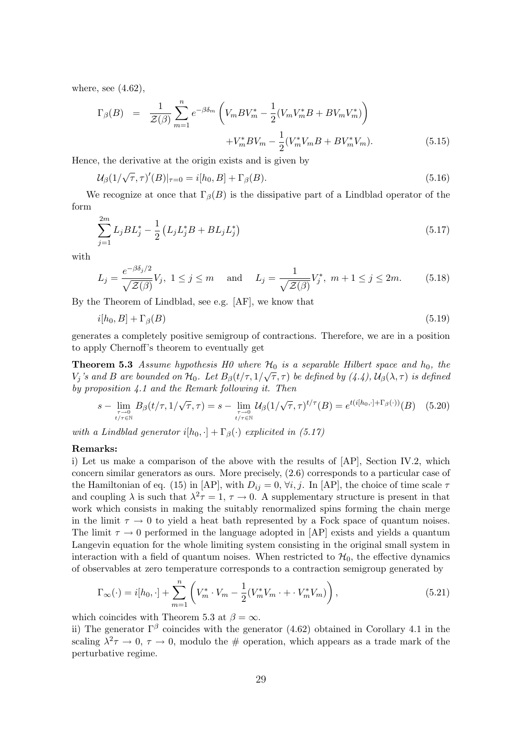where, see (4.62),

$$
\begin{aligned}
\Gamma_\beta(B) &= \frac{1}{\mathcal{Z}(\beta)} \sum_{m=1}^{n} e^{-\beta\delta_m} \left( V_m B V_m^* - \frac{1}{2}(V_m V_m^* B + B V_m V_m^*) \right) \\
&\qquad\qquad\qquad + V_m^* B V_m - \frac{1}{2}(V_m^* V_m B + B V_m^* V_m). \qquad (5.15)
\end{aligned}
$$

Hence, the derivative at the origin exists and is given by

$$
\mathcal{U}_\beta(1/\sqrt{\tau},\tau)'(B)|_{\tau=0} = i[h_0, B] + \Gamma_\beta(B). \tag{5.16}
$$

We recognize at once that $\Gamma_\beta(B)$ is the dissipative part of a Lindblad operator of the form

$$
\sum_{j=1}^{2m} L_j B L_j^* - \frac{1}{2}\left(L_j L_j^* B + B L_j L_j^*\right) \tag{5.17}
$$

with

$$
L_j = \frac{e^{-\beta\delta_j/2}}{\sqrt{\mathcal{Z}(\beta)}} V_j, \ 1 \le j \le m \quad \text{and} \quad L_j = \frac{1}{\sqrt{\mathcal{Z}(\beta)}} V_j^*, \ m+1 \le j \le 2m. \tag{5.18}
$$

By the Theorem of Lindblad, see e.g. [AF], we know that

$$
i[h_0, B] + \Gamma_\beta(B) \tag{5.19}
$$

generates a completely positive semigroup of contractions. Therefore, we are in a position to apply Chernoff's theorem to eventually get

**Theorem 5.3** *Assume hypothesis H0 where $\mathcal{H}_0$ is a separable Hilbert space and $h_0$, the $V_j$'s and $B$ are bounded on $\mathcal{H}_0$. Let $B_\beta(t/\tau, 1/\sqrt{\tau}, \tau)$ be defined by (4.4), $\mathcal{U}_\beta(\lambda,\tau)$ is defined by proposition 4.1 and the Remark following it. Then*

$$
s - \lim_{\substack{\tau\to 0 \\ t/\tau\in\mathbb{N}}} B_\beta(t/\tau, 1/\sqrt{\tau}, \tau) = s - \lim_{\substack{\tau\to 0 \\ t/\tau\in\mathbb{N}}} \mathcal{U}_\beta(1/\sqrt{\tau},\tau)^{t/\tau}(B) = e^{t(i[h_0,\cdot]+\Gamma_\beta(\cdot))}(B) \tag{5.20}
$$

*with a Lindblad generator $i[h_0,\cdot] + \Gamma_\beta(\cdot)$ explicited in (5.17)*

**Remarks:**

i) Let us make a comparison of the above with the results of [AP], Section IV.2, which concern similar generators as ours. More precisely, (2.6) corresponds to a particular case of the Hamiltonian of eq. (15) in [AP], with $D_{ij} = 0$, $\forall i, j$. In [AP], the choice of time scale $\tau$ and coupling $\lambda$ is such that $\lambda^2\tau = 1$, $\tau \to 0$. A supplementary structure is present in that work which consists in making the suitably renormalized spins forming the chain merge in the limit $\tau \to 0$ to yield a heat bath represented by a Fock space of quantum noises. The limit $\tau \to 0$ performed in the language adopted in [AP] exists and yields a quantum Langevin equation for the whole limiting system consisting in the original small system in interaction with a field of quantum noises. When restricted to $\mathcal{H}_0$, the effective dynamics of observables at zero temperature corresponds to a contraction semigroup generated by

$$
\Gamma_\infty(\cdot) = i[h_0,\cdot] + \sum_{m=1}^{n} \left( V_m^* \cdot V_m - \frac{1}{2}(V_m^* V_m \cdot + \cdot V_m^* V_m) \right), \tag{5.21}
$$

which coincides with Theorem 5.3 at $\beta = \infty$.

ii) The generator $\Gamma^\beta$ coincides with the generator (4.62) obtained in Corollary 4.1 in the scaling $\lambda^2\tau \to 0$, $\tau \to 0$, modulo the # operation, which appears as a trade mark of the perturbative regime.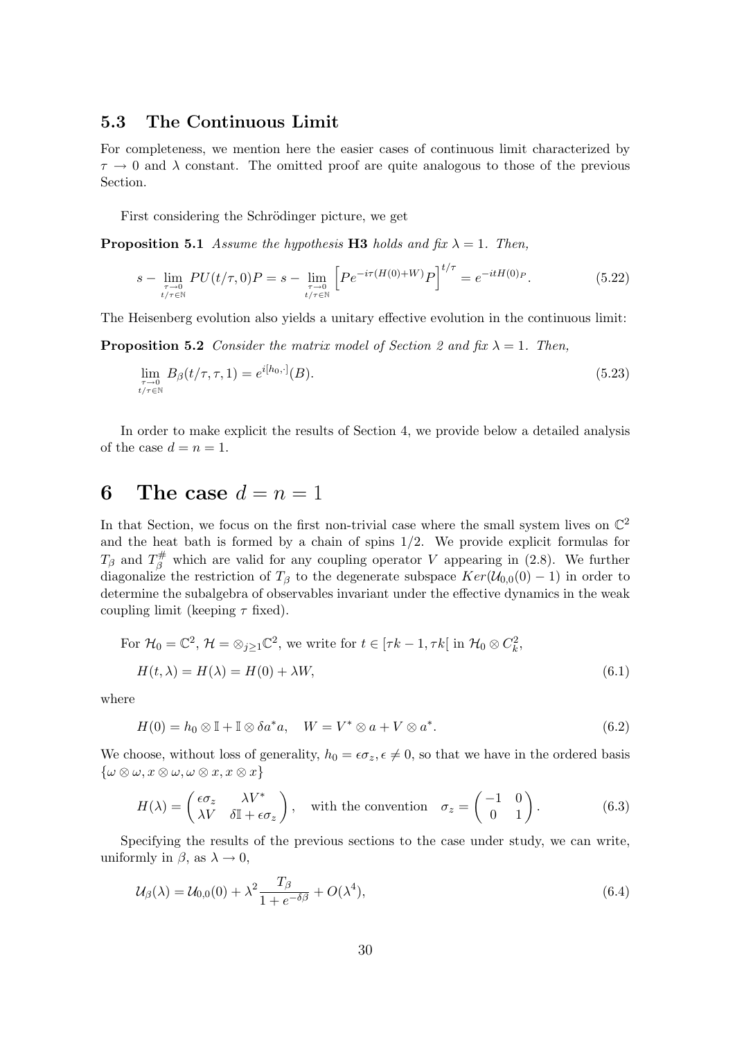### 5.3 The Continuous Limit

For completeness, we mention here the easier cases of continuous limit characterized by $\tau \to 0$ and $\lambda$ constant. The omitted proof are quite analogous to those of the previous Section.

First considering the Schrödinger picture, we get

**Proposition 5.1** *Assume the hypothesis* **H3** *holds and fix* $\lambda = 1$*. Then,*

$$s - \lim_{\substack{\tau \to 0 \\ t/\tau \in \mathbb{N}}} PU(t/\tau, 0)P = s - \lim_{\substack{\tau \to 0 \\ t/\tau \in \mathbb{N}}} \left[ Pe^{-i\tau(H(0)+W)}P \right]^{t/\tau} = e^{-itH(0)_P}. \tag{5.22}$$

The Heisenberg evolution also yields a unitary effective evolution in the continuous limit:

**Proposition 5.2** *Consider the matrix model of Section 2 and fix* $\lambda = 1$*. Then,*

$$\lim_{\substack{\tau \to 0 \\ t/\tau \in \mathbb{N}}} B_\beta(t/\tau, \tau, 1) = e^{i[h_0, \cdot]}(B). \tag{5.23}$$

In order to make explicit the results of Section 4, we provide below a detailed analysis of the case $d = n = 1$.

# 6 The case $d = n = 1$

In that Section, we focus on the first non-trivial case where the small system lives on $\mathbb{C}^2$ and the heat bath is formed by a chain of spins 1/2. We provide explicit formulas for $T_\beta$ and $T_\beta^\#$ which are valid for any coupling operator $V$ appearing in (2.8). We further diagonalize the restriction of $T_\beta$ to the degenerate subspace $Ker(\mathcal{U}_{0,0}(0) - 1)$ in order to determine the subalgebra of observables invariant under the effective dynamics in the weak coupling limit (keeping $\tau$ fixed).

For $\mathcal{H}_0 = \mathbb{C}^2$, $\mathcal{H} = \otimes_{j \geq 1} \mathbb{C}^2$, we write for $t \in [\tau k - 1, \tau k[$ in $\mathcal{H}_0 \otimes C_k^2$,

$$H(t, \lambda) = H(\lambda) = H(0) + \lambda W, \tag{6.1}$$

where

$$H(0) = h_0 \otimes \mathbb{I} + \mathbb{I} \otimes \delta a^* a, \quad W = V^* \otimes a + V \otimes a^*. \tag{6.2}$$

We choose, without loss of generality, $h_0 = \epsilon \sigma_z, \epsilon \neq 0$, so that we have in the ordered basis $\{\omega \otimes \omega, x \otimes \omega, \omega \otimes x, x \otimes x\}$

$$H(\lambda) = \begin{pmatrix} \epsilon \sigma_z & \lambda V^* \\ \lambda V & \delta \mathbb{I} + \epsilon \sigma_z \end{pmatrix}, \quad \text{with the convention} \quad \sigma_z = \begin{pmatrix} -1 & 0 \\ 0 & 1 \end{pmatrix}. \tag{6.3}$$

Specifying the results of the previous sections to the case under study, we can write, uniformly in $\beta$, as $\lambda \to 0$,

$$\mathcal{U}_\beta(\lambda) = \mathcal{U}_{0,0}(0) + \lambda^2 \frac{T_\beta}{1 + e^{-\delta\beta}} + O(\lambda^4), \tag{6.4}$$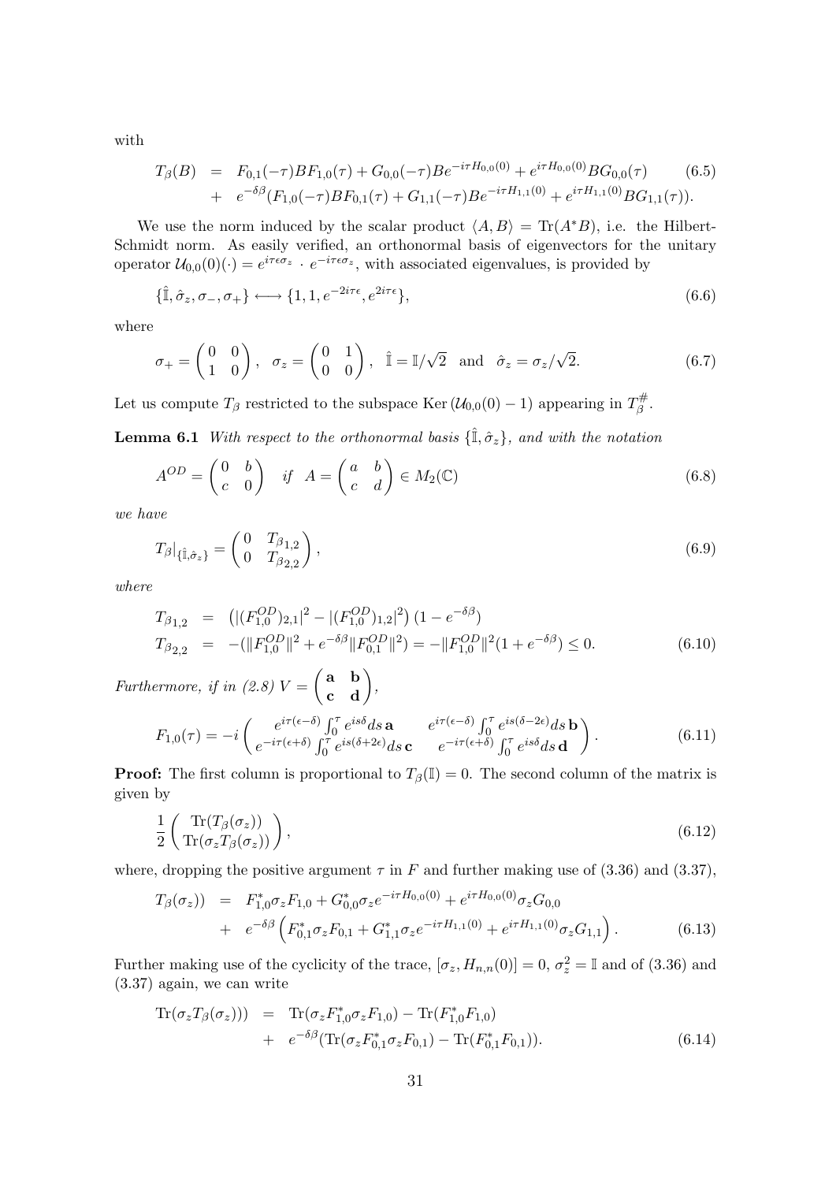with

$$
\begin{aligned}
T_\beta(B) &= F_{0,1}(-\tau)BF_{1,0}(\tau) + G_{0,0}(-\tau)Be^{-i\tau H_{0,0}(0)} + e^{i\tau H_{0,0}(0)}BG_{0,0}(\tau) \\
&+ e^{-\delta\beta}(F_{1,0}(-\tau)BF_{0,1}(\tau) + G_{1,1}(-\tau)Be^{-i\tau H_{1,1}(0)} + e^{i\tau H_{1,1}(0)}BG_{1,1}(\tau)).
\end{aligned}
\tag{6.5}
$$

We use the norm induced by the scalar product $\langle A, B\rangle = \mathrm{Tr}(A^*B)$, i.e. the Hilbert-Schmidt norm. As easily verified, an orthonormal basis of eigenvectors for the unitary operator $\mathcal{U}_{0,0}(0)(\cdot) = e^{i\tau\epsilon\sigma_z} \cdot e^{-i\tau\epsilon\sigma_z}$, with associated eigenvalues, is provided by

$$
\{\hat{\mathbb{I}}, \hat{\sigma}_z, \sigma_-, \sigma_+\} \longleftrightarrow \{1, 1, e^{-2i\tau\epsilon}, e^{2i\tau\epsilon}\},
\tag{6.6}
$$

where

$$
\sigma_+ = \begin{pmatrix} 0 & 0 \\ 1 & 0 \end{pmatrix}, \quad \sigma_z = \begin{pmatrix} 0 & 1 \\ 0 & 0 \end{pmatrix}, \quad \hat{\mathbb{I}} = \mathbb{I}/\sqrt{2} \quad \text{and} \quad \hat{\sigma}_z = \sigma_z/\sqrt{2}.
\tag{6.7}
$$

Let us compute $T_\beta$ restricted to the subspace $\mathrm{Ker}\,(\mathcal{U}_{0,0}(0) - 1)$ appearing in $T_\beta^{\#}$.

**Lemma 6.1** *With respect to the orthonormal basis $\{\hat{\mathbb{I}}, \hat{\sigma}_z\}$, and with the notation*

$$
A^{OD} = \begin{pmatrix} 0 & b \\ c & 0 \end{pmatrix} \quad \text{if} \quad A = \begin{pmatrix} a & b \\ c & d \end{pmatrix} \in M_2(\mathbb{C})
\tag{6.8}
$$

*we have*

$$
T_\beta|_{\{\hat{\mathbb{I}}, \hat{\sigma}_z\}} = \begin{pmatrix} 0 & T_{\beta_{1,2}} \\ 0 & T_{\beta_{2,2}} \end{pmatrix},
\tag{6.9}
$$

*where*

$$
\begin{aligned}
T_{\beta_{1,2}} &= \left(|(F_{1,0}^{OD})_{2,1}|^2 - |(F_{1,0}^{OD})_{1,2}|^2\right)(1 - e^{-\delta\beta}) \\
T_{\beta_{2,2}} &= -(\|F_{1,0}^{OD}\|^2 + e^{-\delta\beta}\|F_{0,1}^{OD}\|^2) = -\|F_{1,0}^{OD}\|^2(1 + e^{-\delta\beta}) \leq 0.
\end{aligned}
\tag{6.10}
$$

*Furthermore, if in (2.8) $V = \begin{pmatrix} \mathbf{a} & \mathbf{b} \\ \mathbf{c} & \mathbf{d} \end{pmatrix}$,*

$$
F_{1,0}(\tau) = -i \begin{pmatrix} e^{i\tau(\epsilon-\delta)} \int_0^\tau e^{is\delta} ds\, \mathbf{a} & e^{i\tau(\epsilon-\delta)} \int_0^\tau e^{is(\delta-2\epsilon)} ds\, \mathbf{b} \\ e^{-i\tau(\epsilon+\delta)} \int_0^\tau e^{is(\delta+2\epsilon)} ds\, \mathbf{c} & e^{-i\tau(\epsilon+\delta)} \int_0^\tau e^{is\delta} ds\, \mathbf{d} \end{pmatrix}.
\tag{6.11}
$$

**Proof:** The first column is proportional to $T_\beta(\mathbb{I}) = 0$. The second column of the matrix is given by

$$
\frac{1}{2} \begin{pmatrix} \mathrm{Tr}(T_\beta(\sigma_z)) \\ \mathrm{Tr}(\sigma_z T_\beta(\sigma_z)) \end{pmatrix},
\tag{6.12}
$$

where, dropping the positive argument $\tau$ in $F$ and further making use of (3.36) and (3.37),

$$
\begin{aligned}
T_\beta(\sigma_z)) &= F_{1,0}^*\sigma_z F_{1,0} + G_{0,0}^*\sigma_z e^{-i\tau H_{0,0}(0)} + e^{i\tau H_{0,0}(0)}\sigma_z G_{0,0} \\
&+ e^{-\delta\beta}\left(F_{0,1}^*\sigma_z F_{0,1} + G_{1,1}^*\sigma_z e^{-i\tau H_{1,1}(0)} + e^{i\tau H_{1,1}(0)}\sigma_z G_{1,1}\right).
\end{aligned}
\tag{6.13}
$$

Further making use of the cyclicity of the trace, $[\sigma_z, H_{n,n}(0)] = 0$, $\sigma_z^2 = \mathbb{I}$ and of (3.36) and (3.37) again, we can write

$$
\begin{aligned}
\mathrm{Tr}(\sigma_z T_\beta(\sigma_z))) &= \mathrm{Tr}(\sigma_z F_{1,0}^*\sigma_z F_{1,0}) - \mathrm{Tr}(F_{1,0}^* F_{1,0}) \\
&+ e^{-\delta\beta}(\mathrm{Tr}(\sigma_z F_{0,1}^*\sigma_z F_{0,1}) - \mathrm{Tr}(F_{0,1}^* F_{0,1})).
\end{aligned}
\tag{6.14}
$$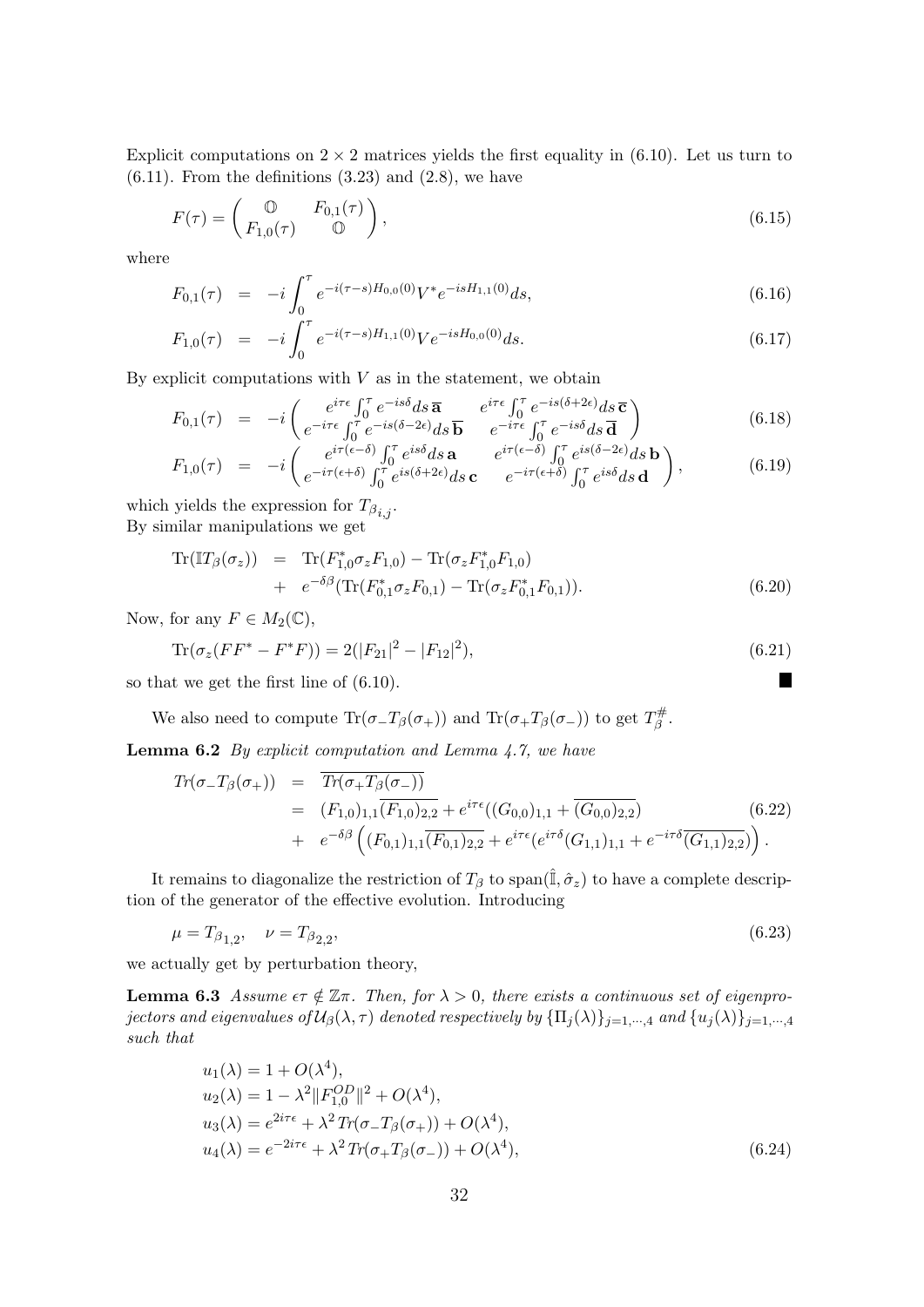Explicit computations on $2 \times 2$ matrices yields the first equality in (6.10). Let us turn to (6.11). From the definitions (3.23) and (2.8), we have

$$F(\tau) = \begin{pmatrix} \mathbb{O} & F_{0,1}(\tau) \\ F_{1,0}(\tau) & \mathbb{O} \end{pmatrix}, \tag{6.15}$$

where

$$\begin{aligned} F_{0,1}(\tau) &= -i \int_0^\tau e^{-i(\tau - s)H_{0,0}(0)} V^* e^{-isH_{1,1}(0)} ds, & (6.16) \\ F_{1,0}(\tau) &= -i \int_0^\tau e^{-i(\tau - s)H_{1,1}(0)} V e^{-isH_{0,0}(0)} ds. & (6.17) \end{aligned}$$

By explicit computations with $V$ as in the statement, we obtain

$$\begin{aligned} F_{0,1}(\tau) &= -i \begin{pmatrix} e^{i\tau\epsilon} \int_0^\tau e^{-is\delta} ds \, \overline{\mathbf{a}} & e^{i\tau\epsilon} \int_0^\tau e^{-is(\delta+2\epsilon)} ds \, \overline{\mathbf{c}} \\ e^{-i\tau\epsilon} \int_0^\tau e^{-is(\delta-2\epsilon)} ds \, \overline{\mathbf{b}} & e^{-i\tau\epsilon} \int_0^\tau e^{-is\delta} ds \, \overline{\mathbf{d}} \end{pmatrix} & (6.18) \\ F_{1,0}(\tau) &= -i \begin{pmatrix} e^{i\tau(\epsilon-\delta)} \int_0^\tau e^{is\delta} ds \, \mathbf{a} & e^{i\tau(\epsilon-\delta)} \int_0^\tau e^{is(\delta-2\epsilon)} ds \, \mathbf{b} \\ e^{-i\tau(\epsilon+\delta)} \int_0^\tau e^{is(\delta+2\epsilon)} ds \, \mathbf{c} & e^{-i\tau(\epsilon+\delta)} \int_0^\tau e^{is\delta} ds \, \mathbf{d} \end{pmatrix}, & (6.19) \end{aligned}$$

which yields the expression for $T_{\beta_{i,j}}$.
By similar manipulations we get

$$\begin{aligned} \mathrm{Tr}(\mathbb{I}T_\beta(\sigma_z)) &= \mathrm{Tr}(F_{1,0}^* \sigma_z F_{1,0}) - \mathrm{Tr}(\sigma_z F_{1,0}^* F_{1,0}) \\ &+ e^{-\delta\beta} (\mathrm{Tr}(F_{0,1}^* \sigma_z F_{0,1}) - \mathrm{Tr}(\sigma_z F_{0,1}^* F_{0,1})). \end{aligned} \tag{6.20}$$

Now, for any $F \in M_2(\mathbb{C})$,

$$\mathrm{Tr}(\sigma_z (FF^* - F^*F)) = 2(|F_{21}|^2 - |F_{12}|^2), \tag{6.21}$$

so that we get the first line of (6.10). ■

We also need to compute $\mathrm{Tr}(\sigma_- T_\beta(\sigma_+))$ and $\mathrm{Tr}(\sigma_+ T_\beta(\sigma_-))$ to get $T_\beta^\#$.

**Lemma 6.2** *By explicit computation and Lemma 4.7, we have*

$$\begin{aligned} Tr(\sigma_- T_\beta(\sigma_+)) &= \overline{Tr(\sigma_+ T_\beta(\sigma_-))} \\ &= (F_{1,0})_{1,1} \overline{(F_{1,0})_{2,2}} + e^{i\tau\epsilon}((G_{0,0})_{1,1} + \overline{(G_{0,0})_{2,2}}) \\ &+ e^{-\delta\beta} \left( (F_{0,1})_{1,1} \overline{(F_{0,1})_{2,2}} + e^{i\tau\epsilon}(e^{i\tau\delta}(G_{1,1})_{1,1} + e^{-i\tau\delta} \overline{(G_{1,1})_{2,2}}) \right). \end{aligned} \tag{6.22}$$

It remains to diagonalize the restriction of $T_\beta$ to $\mathrm{span}(\hat{\mathbb{I}}, \hat{\sigma}_z)$ to have a complete description of the generator of the effective evolution. Introducing

$$\mu = T_{\beta_{1,2}}, \quad \nu = T_{\beta_{2,2}}, \tag{6.23}$$

we actually get by perturbation theory,

**Lemma 6.3** *Assume $\epsilon\tau \notin \mathbb{Z}\pi$. Then, for $\lambda > 0$, there exists a continuous set of eigenprojectors and eigenvalues of $\mathcal{U}_\beta(\lambda, \tau)$ denoted respectively by $\{\Pi_j(\lambda)\}_{j=1,\cdots,4}$ and $\{u_j(\lambda)\}_{j=1,\cdots,4}$ such that*

$$\begin{aligned} &u_1(\lambda) = 1 + O(\lambda^4), \\ &u_2(\lambda) = 1 - \lambda^2 \|F_{1,0}^{OD}\|^2 + O(\lambda^4), \\ &u_3(\lambda) = e^{2i\tau\epsilon} + \lambda^2 \, Tr(\sigma_- T_\beta(\sigma_+)) + O(\lambda^4), \\ &u_4(\lambda) = e^{-2i\tau\epsilon} + \lambda^2 \, Tr(\sigma_+ T_\beta(\sigma_-)) + O(\lambda^4), \end{aligned} \tag{6.24}$$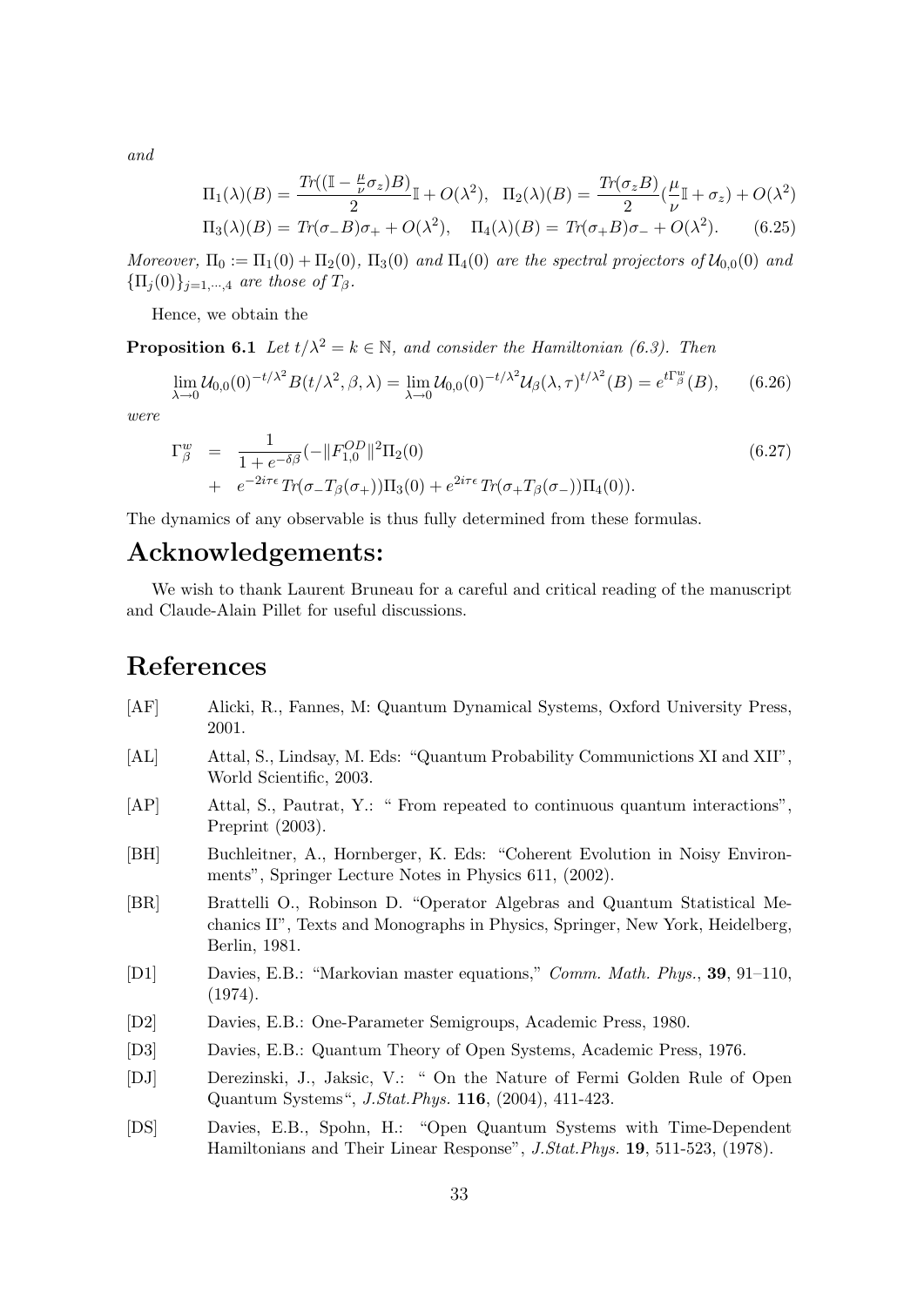*and*

$$\Pi_1(\lambda)(B) = \frac{Tr((\mathbb{I} - \frac{\mu}{\nu}\sigma_z)B)}{2}\mathbb{I} + O(\lambda^2), \quad \Pi_2(\lambda)(B) = \frac{Tr(\sigma_z B)}{2}(\frac{\mu}{\nu}\mathbb{I} + \sigma_z) + O(\lambda^2)$$
$$\Pi_3(\lambda)(B) = Tr(\sigma_- B)\sigma_+ + O(\lambda^2), \quad \Pi_4(\lambda)(B) = Tr(\sigma_+ B)\sigma_- + O(\lambda^2). \tag{6.25}$$

*Moreover,* $\Pi_0 := \Pi_1(0) + \Pi_2(0)$, $\Pi_3(0)$ *and* $\Pi_4(0)$ *are the spectral projectors of* $\mathcal{U}_{0,0}(0)$ *and* $\{\Pi_j(0)\}_{j=1,\cdots,4}$ *are those of* $T_\beta$.

Hence, we obtain the

**Proposition 6.1** *Let* $t/\lambda^2 = k \in \mathbb{N}$, *and consider the Hamiltonian (6.3). Then*

$$\lim_{\lambda\to 0} \mathcal{U}_{0,0}(0)^{-t/\lambda^2} B(t/\lambda^2, \beta, \lambda) = \lim_{\lambda\to 0} \mathcal{U}_{0,0}(0)^{-t/\lambda^2} \mathcal{U}_\beta(\lambda,\tau)^{t/\lambda^2}(B) = e^{t\Gamma^w_\beta}(B), \tag{6.26}$$

*were*

$$\begin{aligned}\Gamma^w_\beta &= \frac{1}{1+e^{-\delta\beta}}(-\|F^{OD}_{1,0}\|^2 \Pi_2(0) \\ &+ e^{-2i\tau\epsilon} Tr(\sigma_- T_\beta(\sigma_+))\Pi_3(0) + e^{2i\tau\epsilon} Tr(\sigma_+ T_\beta(\sigma_-))\Pi_4(0)).\end{aligned} \tag{6.27}$$

The dynamics of any observable is thus fully determined from these formulas.

# Acknowledgements:

We wish to thank Laurent Bruneau for a careful and critical reading of the manuscript and Claude-Alain Pillet for useful discussions.

# References

[AF] Alicki, R., Fannes, M: Quantum Dynamical Systems, Oxford University Press, 2001.

[AL] Attal, S., Lindsay, M. Eds: "Quantum Probability Communictions XI and XII", World Scientific, 2003.

[AP] Attal, S., Pautrat, Y.: " From repeated to continuous quantum interactions", Preprint (2003).

[BH] Buchleitner, A., Hornberger, K. Eds: "Coherent Evolution in Noisy Environments", Springer Lecture Notes in Physics 611, (2002).

[BR] Brattelli O., Robinson D. "Operator Algebras and Quantum Statistical Mechanics II", Texts and Monographs in Physics, Springer, New York, Heidelberg, Berlin, 1981.

[D1] Davies, E.B.: "Markovian master equations," *Comm. Math. Phys.*, **39**, 91–110, (1974).

[D2] Davies, E.B.: One-Parameter Semigroups, Academic Press, 1980.

[D3] Davies, E.B.: Quantum Theory of Open Systems, Academic Press, 1976.

[DJ] Derezinski, J., Jaksic, V.: " On the Nature of Fermi Golden Rule of Open Quantum Systems", *J.Stat.Phys.* **116**, (2004), 411-423.

[DS] Davies, E.B., Spohn, H.: "Open Quantum Systems with Time-Dependent Hamiltonians and Their Linear Response", *J.Stat.Phys.* **19**, 511-523, (1978).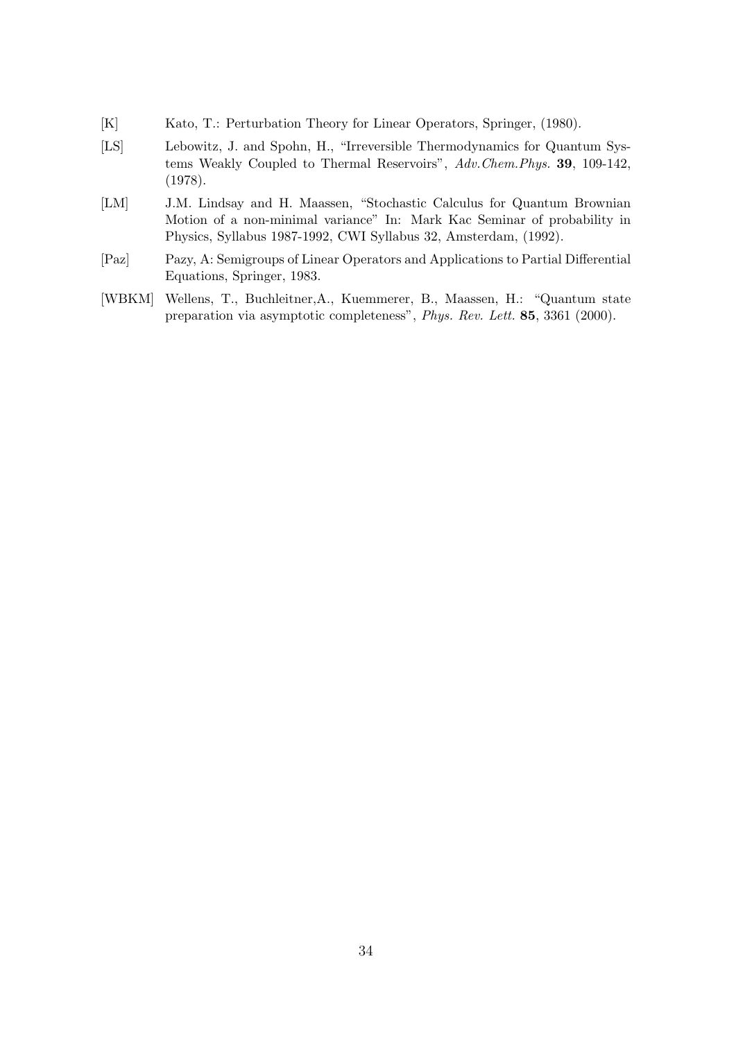[K] Kato, T.: Perturbation Theory for Linear Operators, Springer, (1980).

[LS] Lebowitz, J. and Spohn, H., "Irreversible Thermodynamics for Quantum Systems Weakly Coupled to Thermal Reservoirs", *Adv.Chem.Phys.* **39**, 109-142, (1978).

[LM] J.M. Lindsay and H. Maassen, "Stochastic Calculus for Quantum Brownian Motion of a non-minimal variance" In: Mark Kac Seminar of probability in Physics, Syllabus 1987-1992, CWI Syllabus 32, Amsterdam, (1992).

[Paz] Pazy, A: Semigroups of Linear Operators and Applications to Partial Differential Equations, Springer, 1983.

[WBKM] Wellens, T., Buchleitner,A., Kuemmerer, B., Maassen, H.: "Quantum state preparation via asymptotic completeness", *Phys. Rev. Lett.* **85**, 3361 (2000).